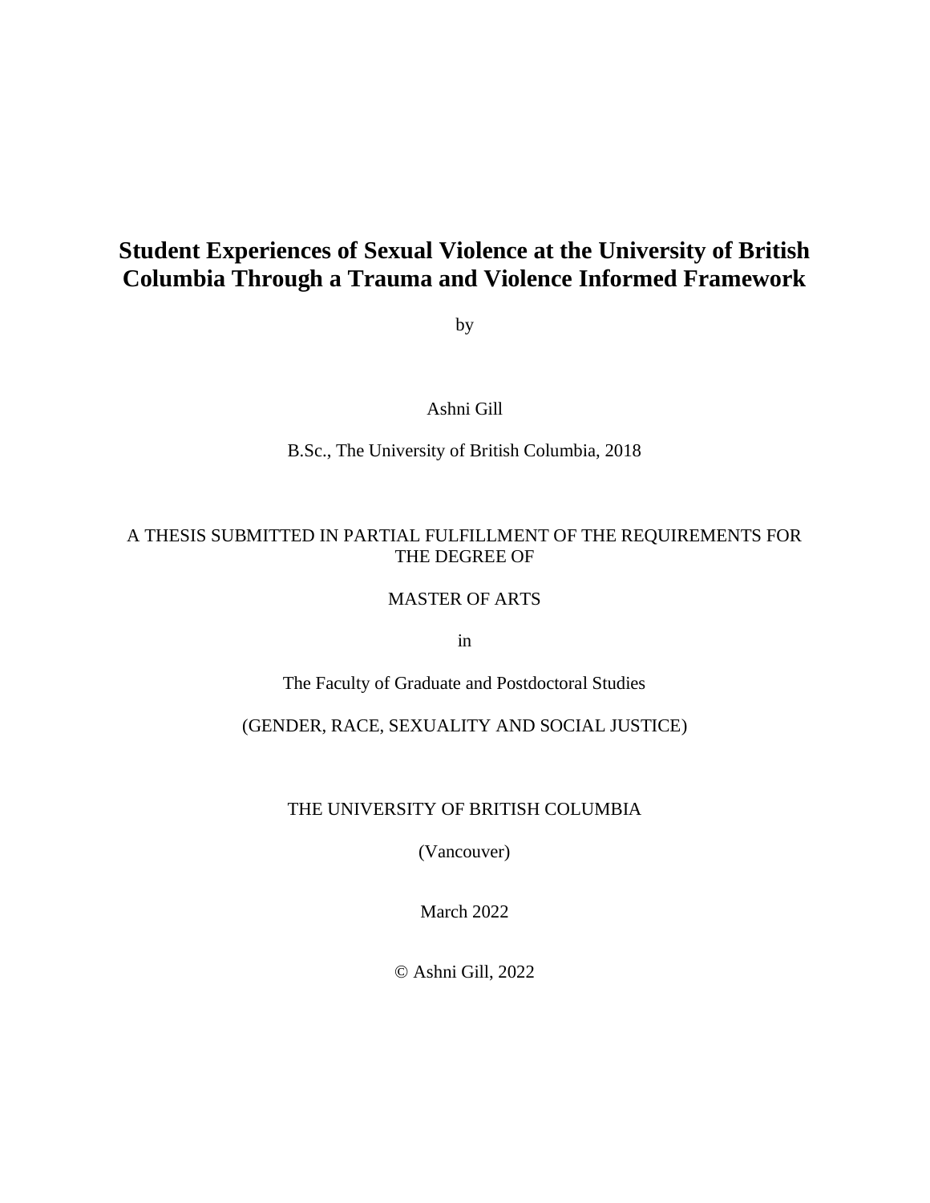# Student Experiences of Sexual Violence at the University of British Columbia Through a Trauma and Violence Informed Framework

by

Ashni Gill

B.Sc., The University of British Columbia, 2018

A THESIS SUBMITTED IN PARTIAL FULFILLMENT OF THE REQUIREMENTS FOR THE DEGREE OF

MASTER OF ARTS

in

The Faculty of Graduate and Postdoctoral Studies

(GENDER, RACE, SEXUALITY AND SOCIAL JUSTICE)

THE UNIVERSITY OF BRITISH COLUMBIA

(Vancouver)

March 2022

© Ashni Gill, 2022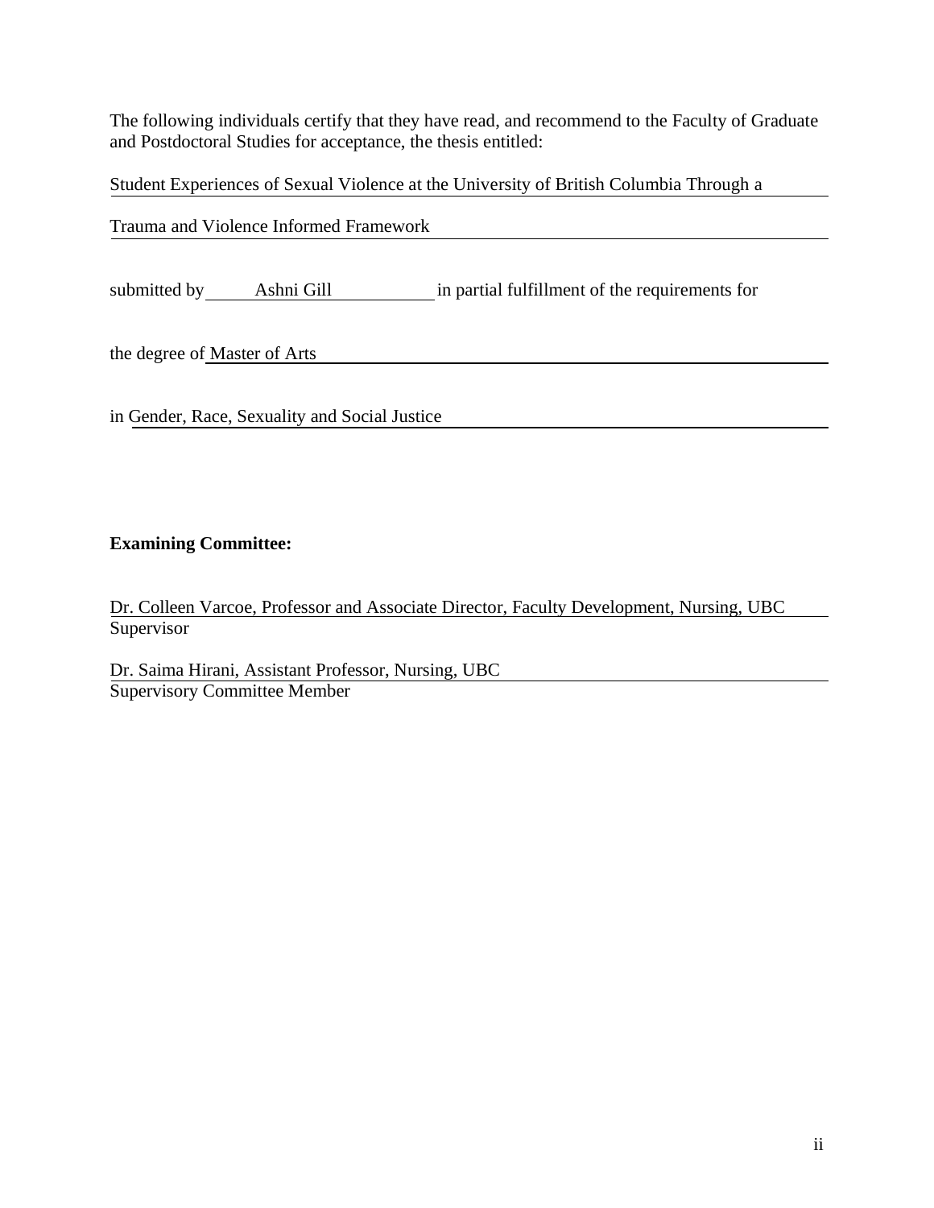The following individuals certify that they have read, and recommend to the Faculty of Graduate and Postdoctoral Studies for acceptance, the thesis entitled:

Student Experiences of Sexual Violence at the University of British Columbia Through a Trauma and Violence Informed Framework

submitted by Ashni Gill in partial fulfillment of the requirements for

the degree of Master of Arts

in Gender, Race, Sexuality and Social Justice

**Examining Committee:**

Dr. Colleen Varcoe, Professor and Associate Director, Faculty Development, Nursing, UBC
Supervisor

Dr. Saima Hirani, Assistant Professor, Nursing, UBC
Supervisory Committee Member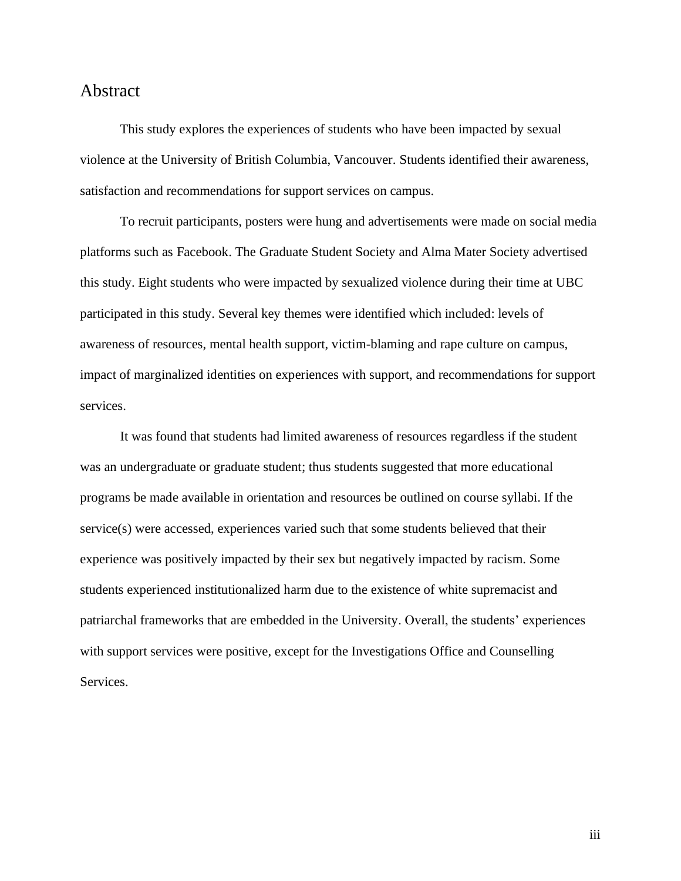# Abstract

This study explores the experiences of students who have been impacted by sexual violence at the University of British Columbia, Vancouver. Students identified their awareness, satisfaction and recommendations for support services on campus.

To recruit participants, posters were hung and advertisements were made on social media platforms such as Facebook. The Graduate Student Society and Alma Mater Society advertised this study. Eight students who were impacted by sexualized violence during their time at UBC participated in this study. Several key themes were identified which included: levels of awareness of resources, mental health support, victim-blaming and rape culture on campus, impact of marginalized identities on experiences with support, and recommendations for support services.

It was found that students had limited awareness of resources regardless if the student was an undergraduate or graduate student; thus students suggested that more educational programs be made available in orientation and resources be outlined on course syllabi. If the service(s) were accessed, experiences varied such that some students believed that their experience was positively impacted by their sex but negatively impacted by racism. Some students experienced institutionalized harm due to the existence of white supremacist and patriarchal frameworks that are embedded in the University. Overall, the students' experiences with support services were positive, except for the Investigations Office and Counselling Services.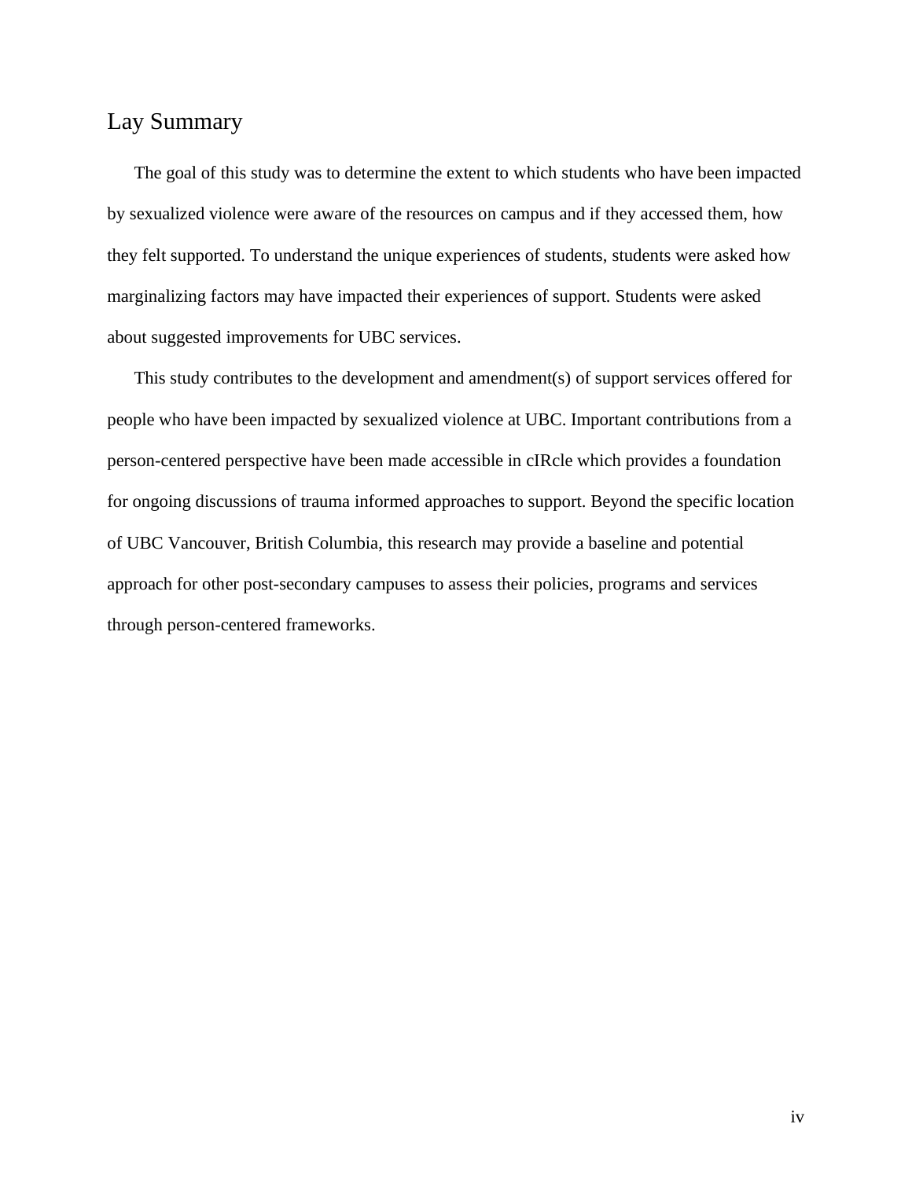## Lay Summary

The goal of this study was to determine the extent to which students who have been impacted by sexualized violence were aware of the resources on campus and if they accessed them, how they felt supported. To understand the unique experiences of students, students were asked how marginalizing factors may have impacted their experiences of support. Students were asked about suggested improvements for UBC services.

This study contributes to the development and amendment(s) of support services offered for people who have been impacted by sexualized violence at UBC. Important contributions from a person-centered perspective have been made accessible in cIRcle which provides a foundation for ongoing discussions of trauma informed approaches to support. Beyond the specific location of UBC Vancouver, British Columbia, this research may provide a baseline and potential approach for other post-secondary campuses to assess their policies, programs and services through person-centered frameworks.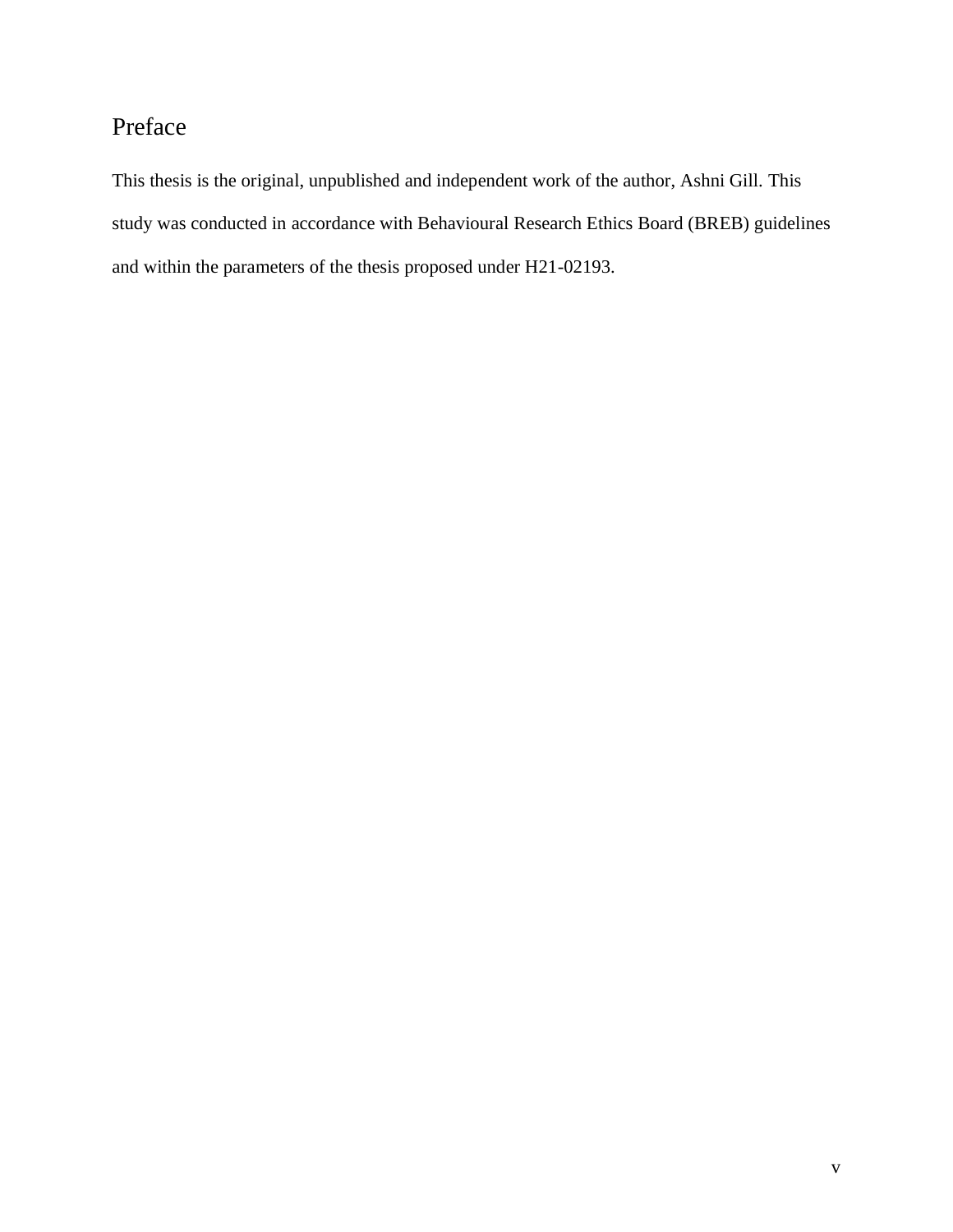# Preface

This thesis is the original, unpublished and independent work of the author, Ashni Gill. This study was conducted in accordance with Behavioural Research Ethics Board (BREB) guidelines and within the parameters of the thesis proposed under H21-02193.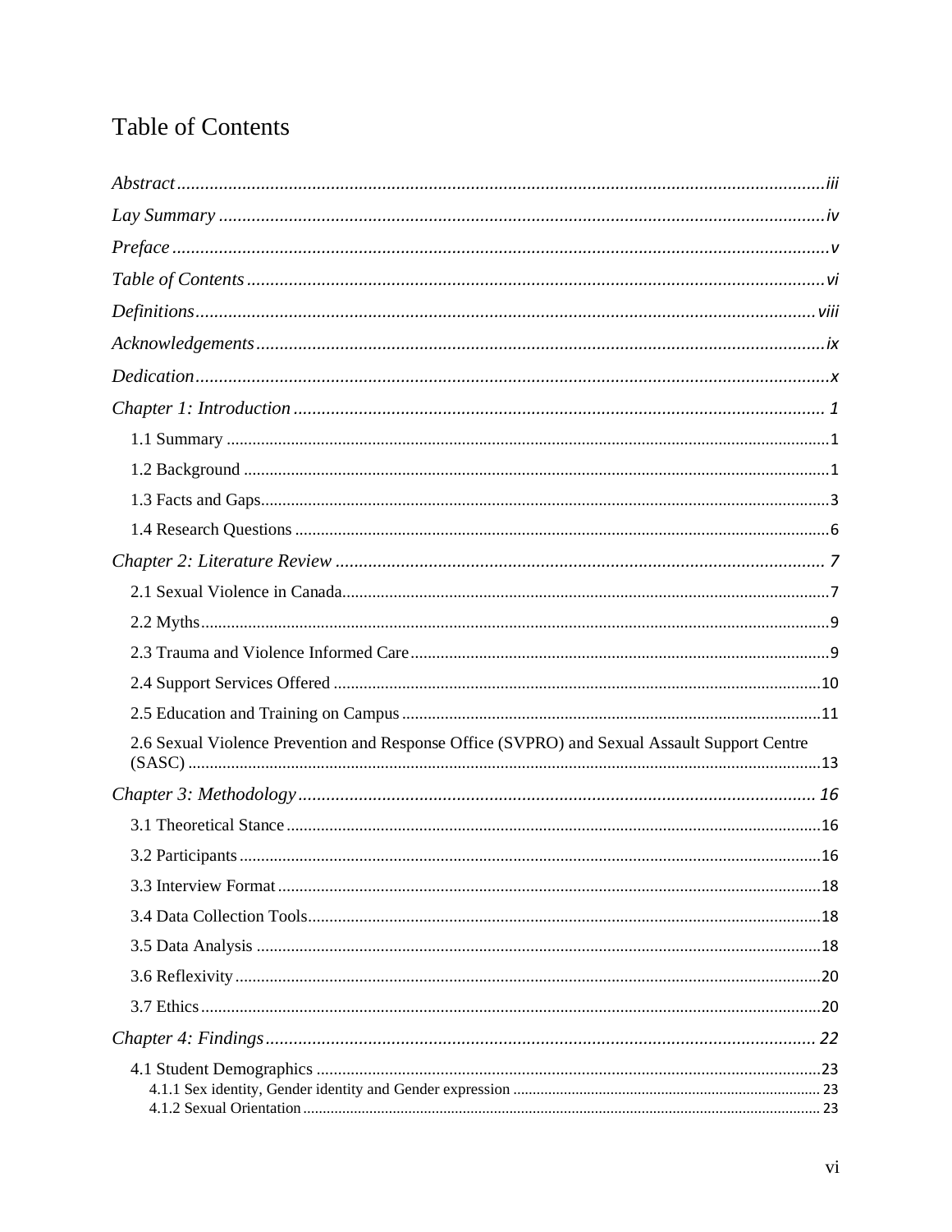# Table of Contents

*Abstract* .......... iii

*Lay Summary* .......... iv

*Preface* .......... v

*Table of Contents* .......... vi

*Definitions* .......... viii

*Acknowledgements* .......... ix

*Dedication* .......... x

*Chapter 1: Introduction* .......... 1

- 1.1 Summary .......... 1
- 1.2 Background .......... 1
- 1.3 Facts and Gaps .......... 3
- 1.4 Research Questions .......... 6

*Chapter 2: Literature Review* .......... 7

- 2.1 Sexual Violence in Canada .......... 7
- 2.2 Myths .......... 9
- 2.3 Trauma and Violence Informed Care .......... 9
- 2.4 Support Services Offered .......... 10
- 2.5 Education and Training on Campus .......... 11
- 2.6 Sexual Violence Prevention and Response Office (SVPRO) and Sexual Assault Support Centre (SASC) .......... 13

*Chapter 3: Methodology* .......... 16

- 3.1 Theoretical Stance .......... 16
- 3.2 Participants .......... 16
- 3.3 Interview Format .......... 18
- 3.4 Data Collection Tools .......... 18
- 3.5 Data Analysis .......... 18
- 3.6 Reflexivity .......... 20
- 3.7 Ethics .......... 20

*Chapter 4: Findings* .......... 22

- 4.1 Student Demographics .......... 23
  - 4.1.1 Sex identity, Gender identity and Gender expression .......... 23
  - 4.1.2 Sexual Orientation .......... 23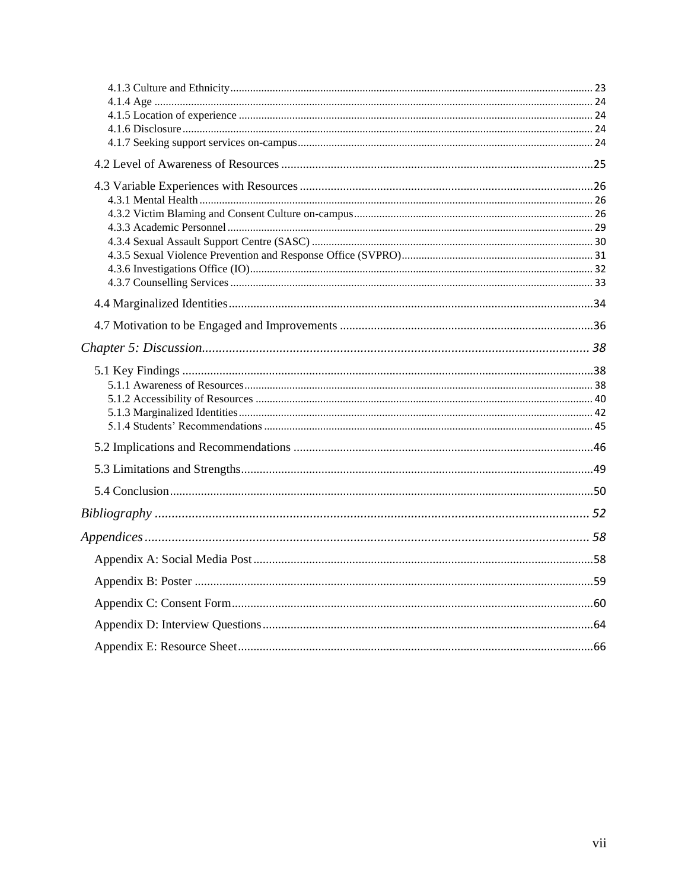4.1.3 Culture and Ethnicity ..... 23
4.1.4 Age ..... 24
4.1.5 Location of experience ..... 24
4.1.6 Disclosure ..... 24
4.1.7 Seeking support services on-campus ..... 24

4.2 Level of Awareness of Resources ..... 25

4.3 Variable Experiences with Resources ..... 26
4.3.1 Mental Health ..... 26
4.3.2 Victim Blaming and Consent Culture on-campus ..... 26
4.3.3 Academic Personnel ..... 29
4.3.4 Sexual Assault Support Centre (SASC) ..... 30
4.3.5 Sexual Violence Prevention and Response Office (SVPRO) ..... 31
4.3.6 Investigations Office (IO) ..... 32
4.3.7 Counselling Services ..... 33

4.4 Marginalized Identities ..... 34

4.7 Motivation to be Engaged and Improvements ..... 36

*Chapter 5: Discussion ..... 38*

5.1 Key Findings ..... 38
5.1.1 Awareness of Resources ..... 38
5.1.2 Accessibility of Resources ..... 40
5.1.3 Marginalized Identities ..... 42
5.1.4 Students' Recommendations ..... 45

5.2 Implications and Recommendations ..... 46

5.3 Limitations and Strengths ..... 49

5.4 Conclusion ..... 50

*Bibliography ..... 52*

*Appendices ..... 58*

Appendix A: Social Media Post ..... 58

Appendix B: Poster ..... 59

Appendix C: Consent Form ..... 60

Appendix D: Interview Questions ..... 64

Appendix E: Resource Sheet ..... 66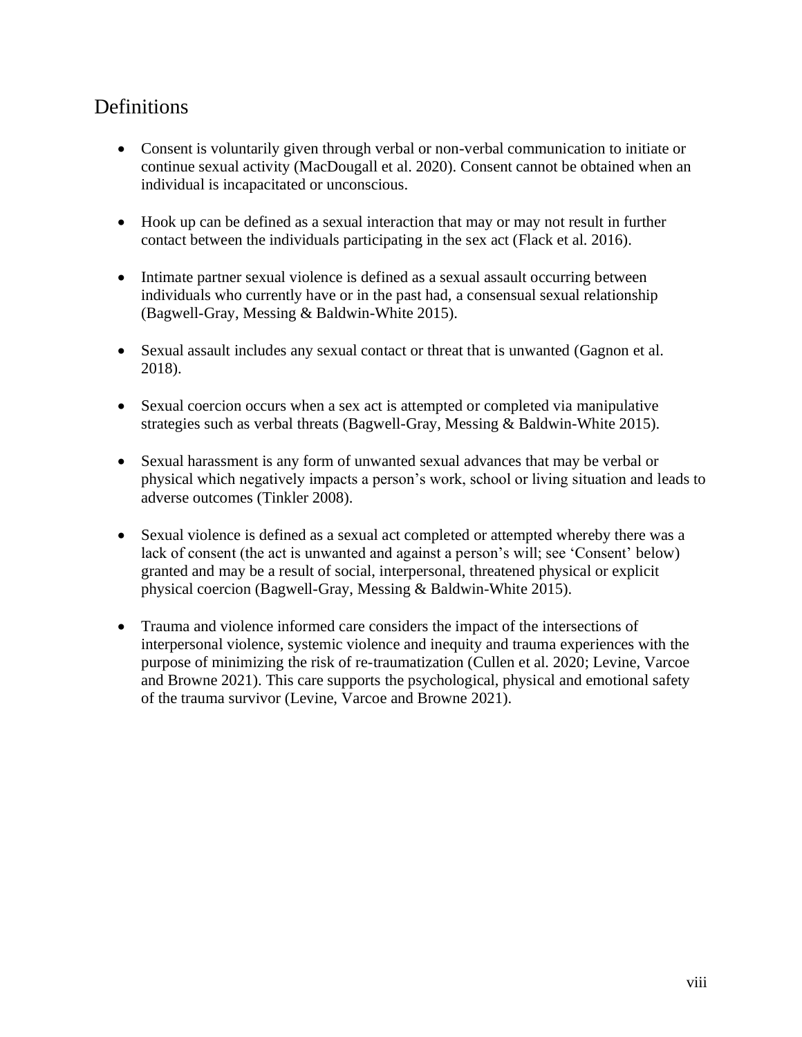## Definitions

- Consent is voluntarily given through verbal or non-verbal communication to initiate or continue sexual activity (MacDougall et al. 2020). Consent cannot be obtained when an individual is incapacitated or unconscious.

- Hook up can be defined as a sexual interaction that may or may not result in further contact between the individuals participating in the sex act (Flack et al. 2016).

- Intimate partner sexual violence is defined as a sexual assault occurring between individuals who currently have or in the past had, a consensual sexual relationship (Bagwell-Gray, Messing & Baldwin-White 2015).

- Sexual assault includes any sexual contact or threat that is unwanted (Gagnon et al. 2018).

- Sexual coercion occurs when a sex act is attempted or completed via manipulative strategies such as verbal threats (Bagwell-Gray, Messing & Baldwin-White 2015).

- Sexual harassment is any form of unwanted sexual advances that may be verbal or physical which negatively impacts a person's work, school or living situation and leads to adverse outcomes (Tinkler 2008).

- Sexual violence is defined as a sexual act completed or attempted whereby there was a lack of consent (the act is unwanted and against a person's will; see 'Consent' below) granted and may be a result of social, interpersonal, threatened physical or explicit physical coercion (Bagwell-Gray, Messing & Baldwin-White 2015).

- Trauma and violence informed care considers the impact of the intersections of interpersonal violence, systemic violence and inequity and trauma experiences with the purpose of minimizing the risk of re-traumatization (Cullen et al. 2020; Levine, Varcoe and Browne 2021). This care supports the psychological, physical and emotional safety of the trauma survivor (Levine, Varcoe and Browne 2021).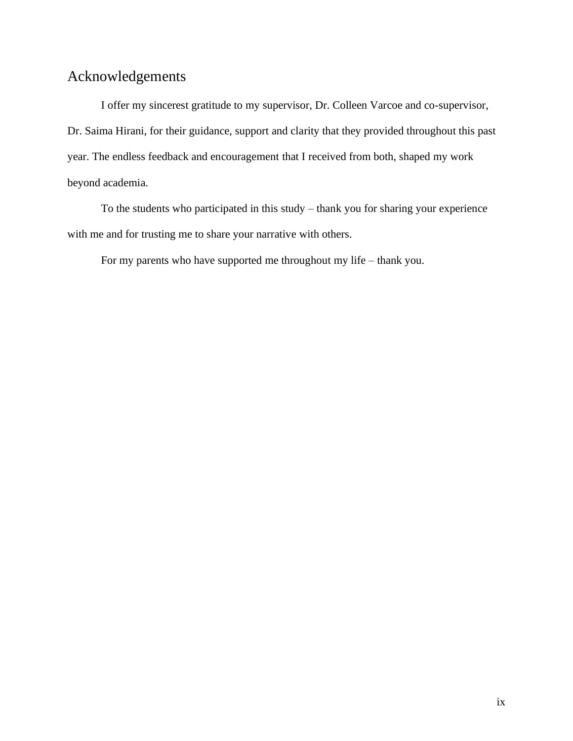# Acknowledgements

I offer my sincerest gratitude to my supervisor, Dr. Colleen Varcoe and co-supervisor, Dr. Saima Hirani, for their guidance, support and clarity that they provided throughout this past year. The endless feedback and encouragement that I received from both, shaped my work beyond academia.

To the students who participated in this study – thank you for sharing your experience with me and for trusting me to share your narrative with others.

For my parents who have supported me throughout my life – thank you.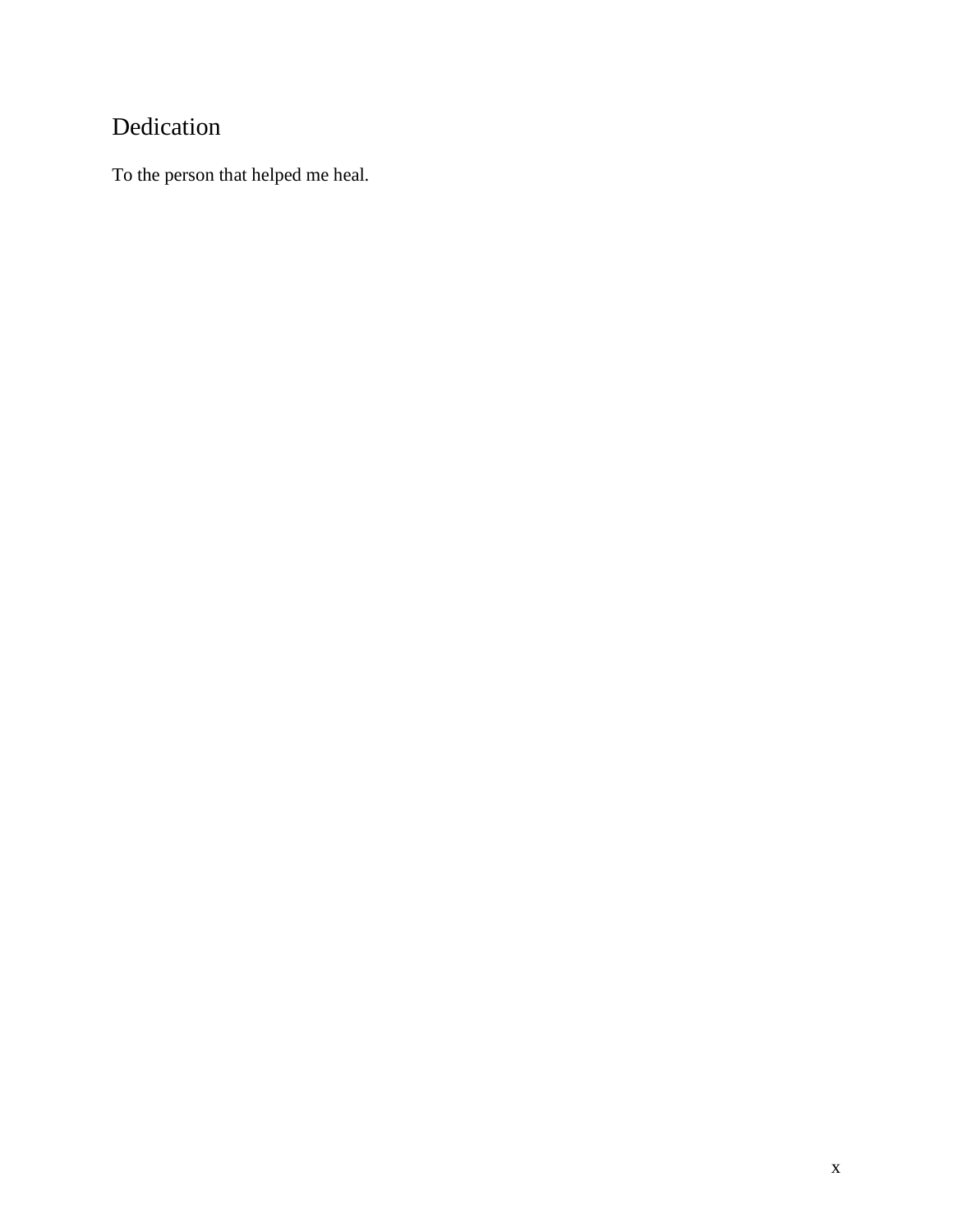# Dedication

To the person that helped me heal.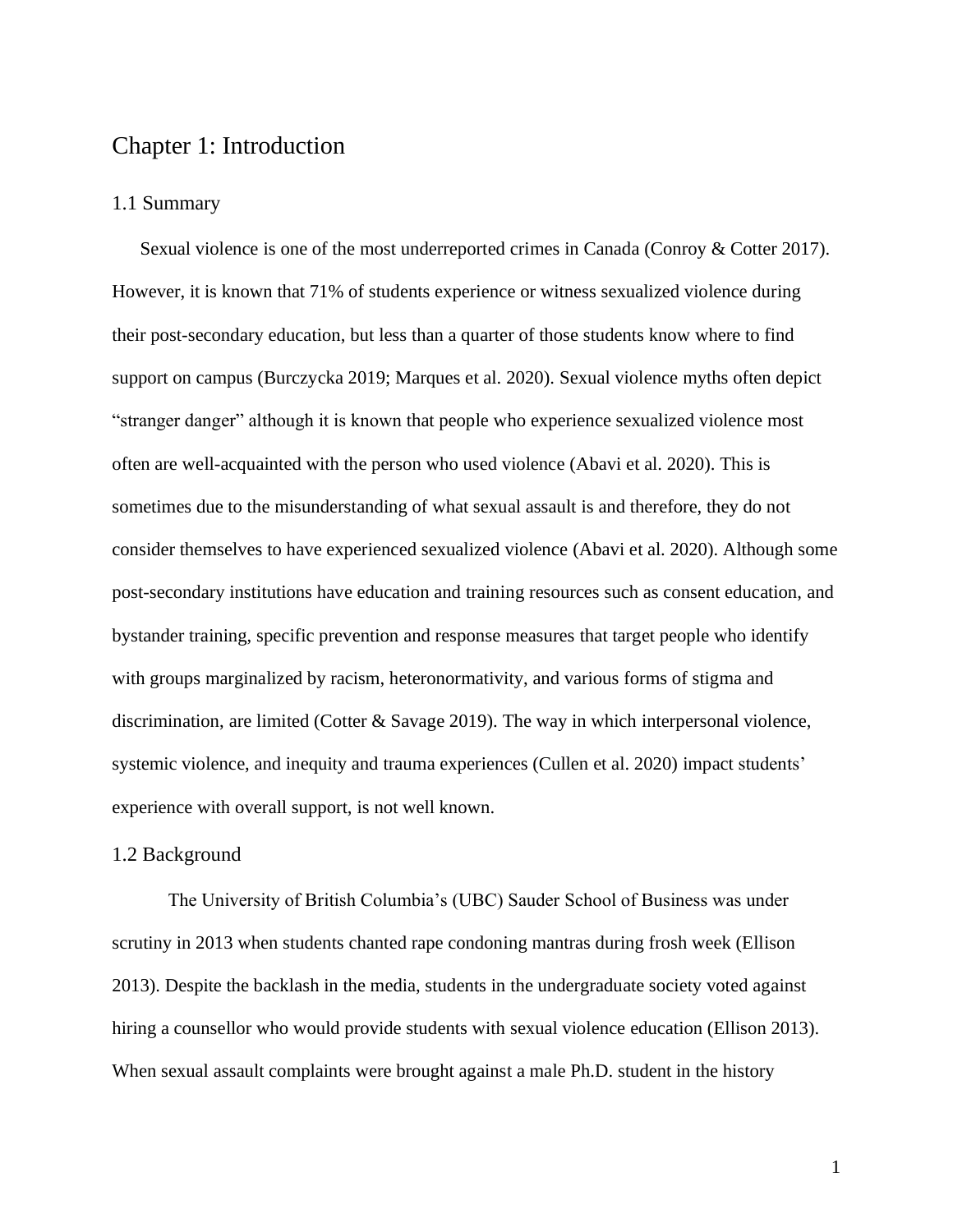# Chapter 1: Introduction

## 1.1 Summary

Sexual violence is one of the most underreported crimes in Canada (Conroy & Cotter 2017). However, it is known that 71% of students experience or witness sexualized violence during their post-secondary education, but less than a quarter of those students know where to find support on campus (Burczycka 2019; Marques et al. 2020). Sexual violence myths often depict "stranger danger" although it is known that people who experience sexualized violence most often are well-acquainted with the person who used violence (Abavi et al. 2020). This is sometimes due to the misunderstanding of what sexual assault is and therefore, they do not consider themselves to have experienced sexualized violence (Abavi et al. 2020). Although some post-secondary institutions have education and training resources such as consent education, and bystander training, specific prevention and response measures that target people who identify with groups marginalized by racism, heteronormativity, and various forms of stigma and discrimination, are limited (Cotter & Savage 2019). The way in which interpersonal violence, systemic violence, and inequity and trauma experiences (Cullen et al. 2020) impact students' experience with overall support, is not well known.

## 1.2 Background

The University of British Columbia's (UBC) Sauder School of Business was under scrutiny in 2013 when students chanted rape condoning mantras during frosh week (Ellison 2013). Despite the backlash in the media, students in the undergraduate society voted against hiring a counsellor who would provide students with sexual violence education (Ellison 2013). When sexual assault complaints were brought against a male Ph.D. student in the history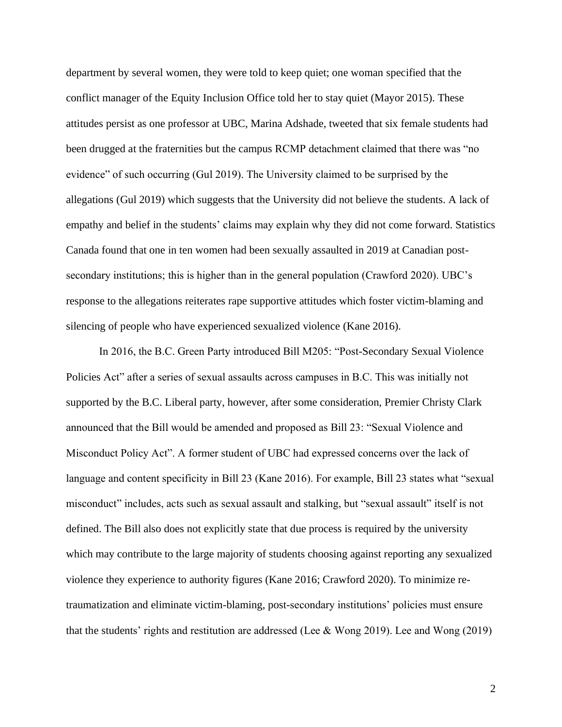department by several women, they were told to keep quiet; one woman specified that the conflict manager of the Equity Inclusion Office told her to stay quiet (Mayor 2015). These attitudes persist as one professor at UBC, Marina Adshade, tweeted that six female students had been drugged at the fraternities but the campus RCMP detachment claimed that there was "no evidence" of such occurring (Gul 2019). The University claimed to be surprised by the allegations (Gul 2019) which suggests that the University did not believe the students. A lack of empathy and belief in the students' claims may explain why they did not come forward. Statistics Canada found that one in ten women had been sexually assaulted in 2019 at Canadian post-secondary institutions; this is higher than in the general population (Crawford 2020). UBC's response to the allegations reiterates rape supportive attitudes which foster victim-blaming and silencing of people who have experienced sexualized violence (Kane 2016).

In 2016, the B.C. Green Party introduced Bill M205: "Post-Secondary Sexual Violence Policies Act" after a series of sexual assaults across campuses in B.C. This was initially not supported by the B.C. Liberal party, however, after some consideration, Premier Christy Clark announced that the Bill would be amended and proposed as Bill 23: "Sexual Violence and Misconduct Policy Act". A former student of UBC had expressed concerns over the lack of language and content specificity in Bill 23 (Kane 2016). For example, Bill 23 states what "sexual misconduct" includes, acts such as sexual assault and stalking, but "sexual assault" itself is not defined. The Bill also does not explicitly state that due process is required by the university which may contribute to the large majority of students choosing against reporting any sexualized violence they experience to authority figures (Kane 2016; Crawford 2020). To minimize re-traumatization and eliminate victim-blaming, post-secondary institutions' policies must ensure that the students' rights and restitution are addressed (Lee & Wong 2019). Lee and Wong (2019)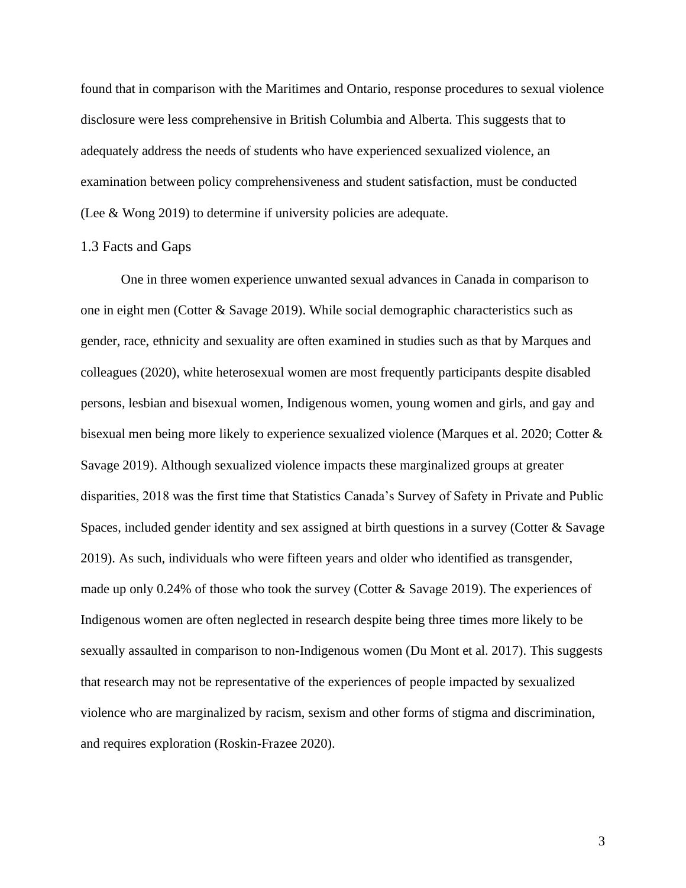found that in comparison with the Maritimes and Ontario, response procedures to sexual violence disclosure were less comprehensive in British Columbia and Alberta. This suggests that to adequately address the needs of students who have experienced sexualized violence, an examination between policy comprehensiveness and student satisfaction, must be conducted (Lee & Wong 2019) to determine if university policies are adequate.

### 1.3 Facts and Gaps

One in three women experience unwanted sexual advances in Canada in comparison to one in eight men (Cotter & Savage 2019). While social demographic characteristics such as gender, race, ethnicity and sexuality are often examined in studies such as that by Marques and colleagues (2020), white heterosexual women are most frequently participants despite disabled persons, lesbian and bisexual women, Indigenous women, young women and girls, and gay and bisexual men being more likely to experience sexualized violence (Marques et al. 2020; Cotter & Savage 2019). Although sexualized violence impacts these marginalized groups at greater disparities, 2018 was the first time that Statistics Canada's Survey of Safety in Private and Public Spaces, included gender identity and sex assigned at birth questions in a survey (Cotter & Savage 2019). As such, individuals who were fifteen years and older who identified as transgender, made up only 0.24% of those who took the survey (Cotter & Savage 2019). The experiences of Indigenous women are often neglected in research despite being three times more likely to be sexually assaulted in comparison to non-Indigenous women (Du Mont et al. 2017). This suggests that research may not be representative of the experiences of people impacted by sexualized violence who are marginalized by racism, sexism and other forms of stigma and discrimination, and requires exploration (Roskin-Frazee 2020).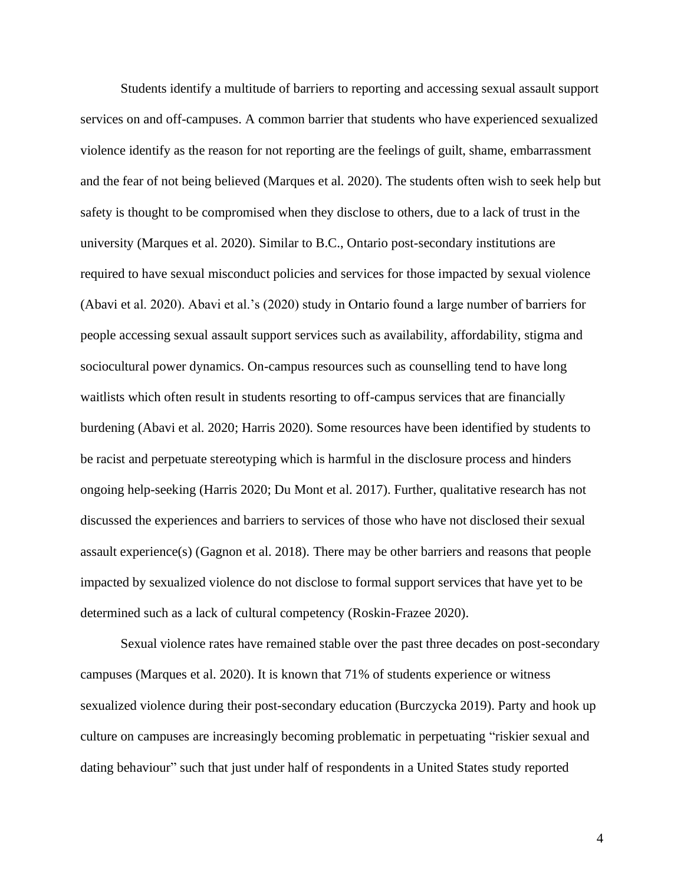Students identify a multitude of barriers to reporting and accessing sexual assault support services on and off-campuses. A common barrier that students who have experienced sexualized violence identify as the reason for not reporting are the feelings of guilt, shame, embarrassment and the fear of not being believed (Marques et al. 2020). The students often wish to seek help but safety is thought to be compromised when they disclose to others, due to a lack of trust in the university (Marques et al. 2020). Similar to B.C., Ontario post-secondary institutions are required to have sexual misconduct policies and services for those impacted by sexual violence (Abavi et al. 2020). Abavi et al.'s (2020) study in Ontario found a large number of barriers for people accessing sexual assault support services such as availability, affordability, stigma and sociocultural power dynamics. On-campus resources such as counselling tend to have long waitlists which often result in students resorting to off-campus services that are financially burdening (Abavi et al. 2020; Harris 2020). Some resources have been identified by students to be racist and perpetuate stereotyping which is harmful in the disclosure process and hinders ongoing help-seeking (Harris 2020; Du Mont et al. 2017). Further, qualitative research has not discussed the experiences and barriers to services of those who have not disclosed their sexual assault experience(s) (Gagnon et al. 2018). There may be other barriers and reasons that people impacted by sexualized violence do not disclose to formal support services that have yet to be determined such as a lack of cultural competency (Roskin-Frazee 2020).

Sexual violence rates have remained stable over the past three decades on post-secondary campuses (Marques et al. 2020). It is known that 71% of students experience or witness sexualized violence during their post-secondary education (Burczycka 2019). Party and hook up culture on campuses are increasingly becoming problematic in perpetuating "riskier sexual and dating behaviour" such that just under half of respondents in a United States study reported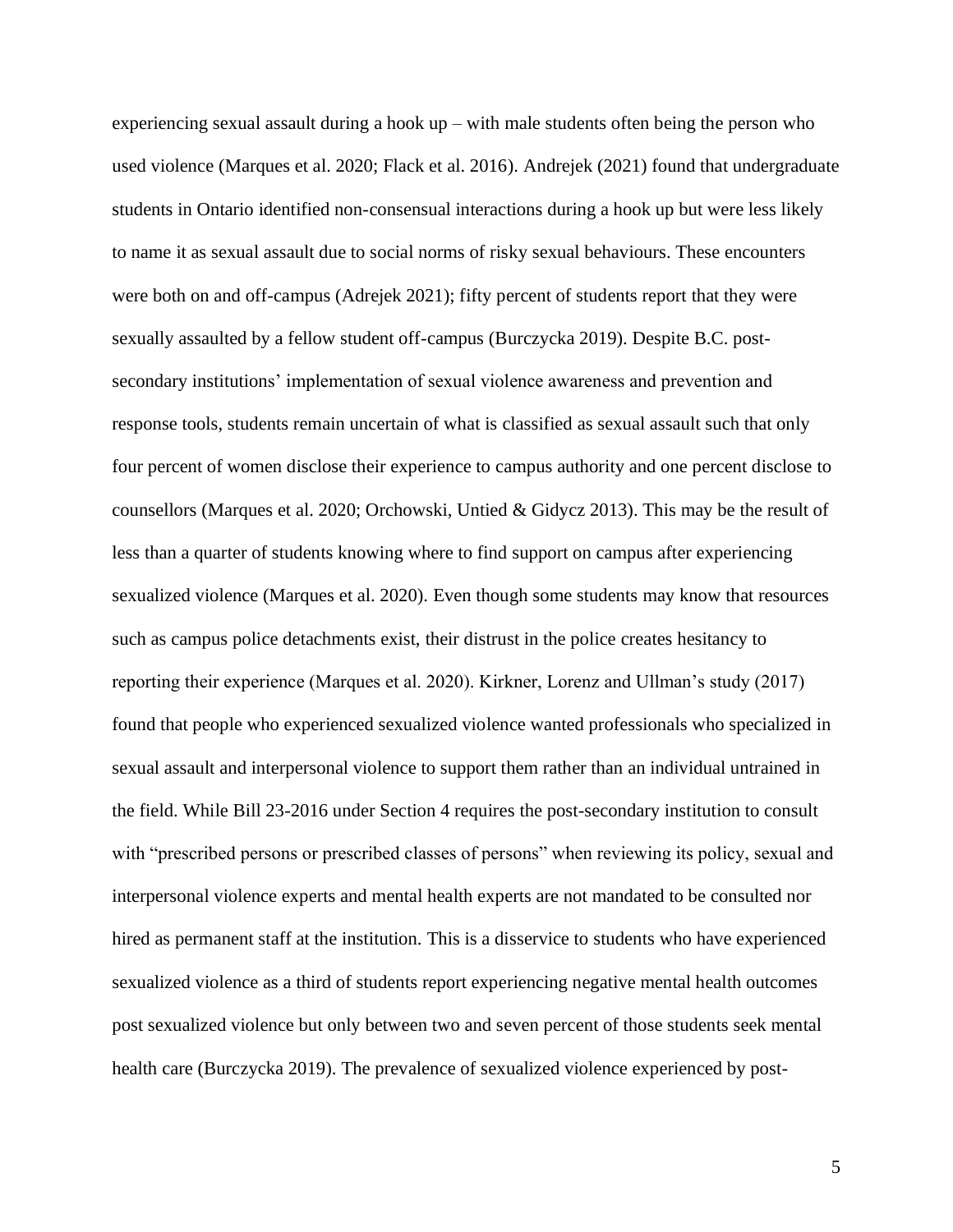experiencing sexual assault during a hook up – with male students often being the person who used violence (Marques et al. 2020; Flack et al. 2016). Andrejek (2021) found that undergraduate students in Ontario identified non-consensual interactions during a hook up but were less likely to name it as sexual assault due to social norms of risky sexual behaviours. These encounters were both on and off-campus (Adrejek 2021); fifty percent of students report that they were sexually assaulted by a fellow student off-campus (Burczycka 2019). Despite B.C. post-secondary institutions' implementation of sexual violence awareness and prevention and response tools, students remain uncertain of what is classified as sexual assault such that only four percent of women disclose their experience to campus authority and one percent disclose to counsellors (Marques et al. 2020; Orchowski, Untied & Gidycz 2013). This may be the result of less than a quarter of students knowing where to find support on campus after experiencing sexualized violence (Marques et al. 2020). Even though some students may know that resources such as campus police detachments exist, their distrust in the police creates hesitancy to reporting their experience (Marques et al. 2020). Kirkner, Lorenz and Ullman's study (2017) found that people who experienced sexualized violence wanted professionals who specialized in sexual assault and interpersonal violence to support them rather than an individual untrained in the field. While Bill 23-2016 under Section 4 requires the post-secondary institution to consult with "prescribed persons or prescribed classes of persons" when reviewing its policy, sexual and interpersonal violence experts and mental health experts are not mandated to be consulted nor hired as permanent staff at the institution. This is a disservice to students who have experienced sexualized violence as a third of students report experiencing negative mental health outcomes post sexualized violence but only between two and seven percent of those students seek mental health care (Burczycka 2019). The prevalence of sexualized violence experienced by post-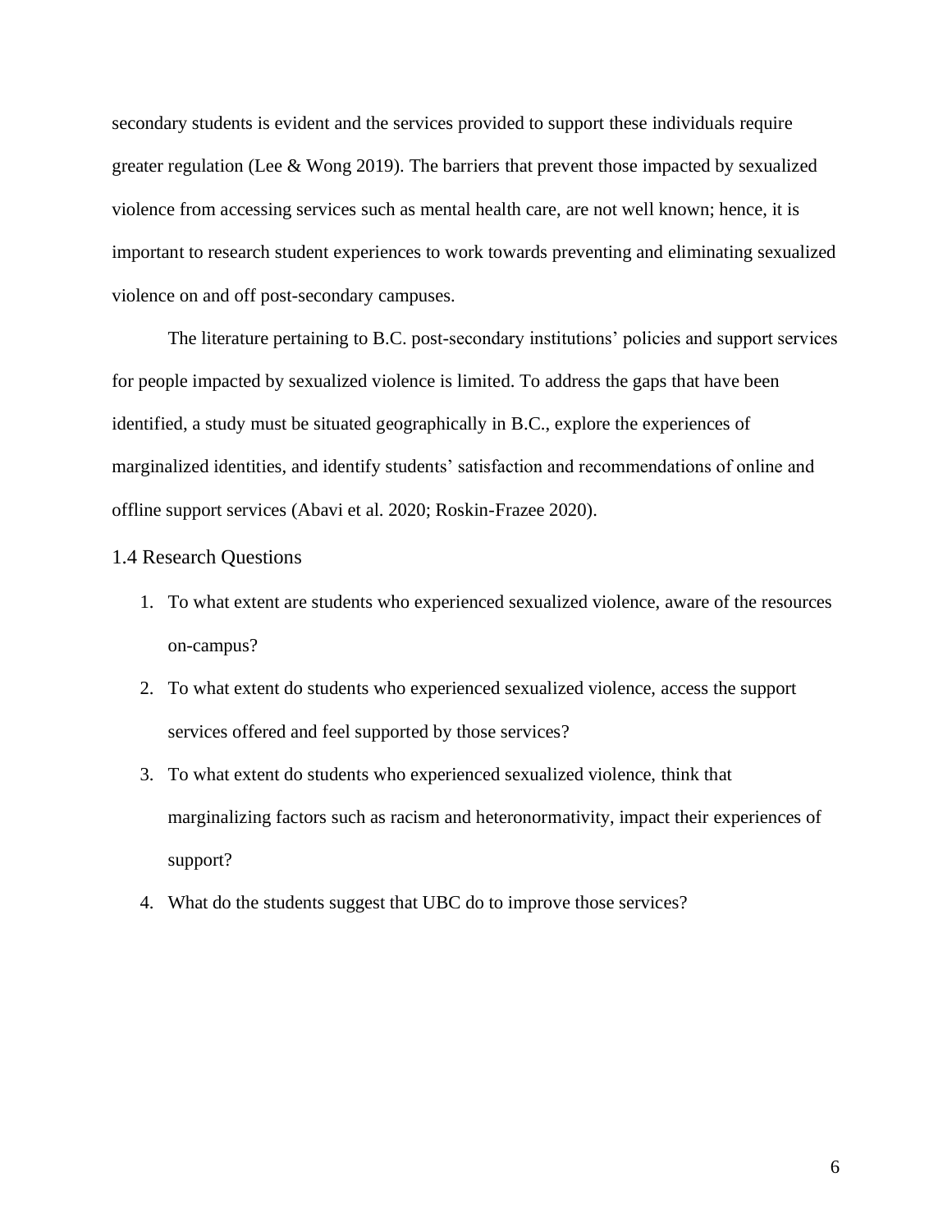secondary students is evident and the services provided to support these individuals require greater regulation (Lee & Wong 2019). The barriers that prevent those impacted by sexualized violence from accessing services such as mental health care, are not well known; hence, it is important to research student experiences to work towards preventing and eliminating sexualized violence on and off post-secondary campuses.

The literature pertaining to B.C. post-secondary institutions' policies and support services for people impacted by sexualized violence is limited. To address the gaps that have been identified, a study must be situated geographically in B.C., explore the experiences of marginalized identities, and identify students' satisfaction and recommendations of online and offline support services (Abavi et al. 2020; Roskin-Frazee 2020).

### 1.4 Research Questions

1. To what extent are students who experienced sexualized violence, aware of the resources on-campus?
2. To what extent do students who experienced sexualized violence, access the support services offered and feel supported by those services?
3. To what extent do students who experienced sexualized violence, think that marginalizing factors such as racism and heteronormativity, impact their experiences of support?
4. What do the students suggest that UBC do to improve those services?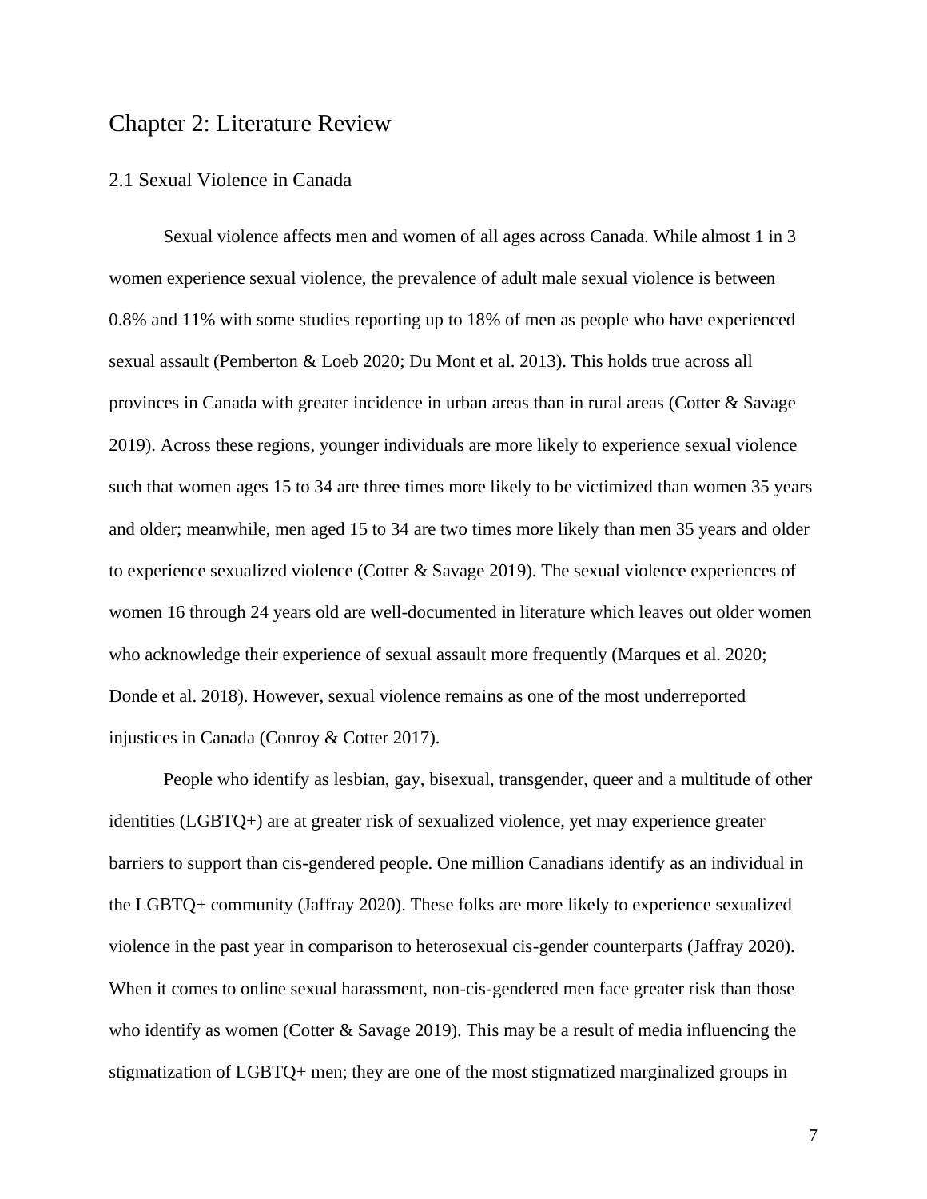# Chapter 2: Literature Review

## 2.1 Sexual Violence in Canada

Sexual violence affects men and women of all ages across Canada. While almost 1 in 3 women experience sexual violence, the prevalence of adult male sexual violence is between 0.8% and 11% with some studies reporting up to 18% of men as people who have experienced sexual assault (Pemberton & Loeb 2020; Du Mont et al. 2013). This holds true across all provinces in Canada with greater incidence in urban areas than in rural areas (Cotter & Savage 2019). Across these regions, younger individuals are more likely to experience sexual violence such that women ages 15 to 34 are three times more likely to be victimized than women 35 years and older; meanwhile, men aged 15 to 34 are two times more likely than men 35 years and older to experience sexualized violence (Cotter & Savage 2019). The sexual violence experiences of women 16 through 24 years old are well-documented in literature which leaves out older women who acknowledge their experience of sexual assault more frequently (Marques et al. 2020; Donde et al. 2018). However, sexual violence remains as one of the most underreported injustices in Canada (Conroy & Cotter 2017).

People who identify as lesbian, gay, bisexual, transgender, queer and a multitude of other identities (LGBTQ+) are at greater risk of sexualized violence, yet may experience greater barriers to support than cis-gendered people. One million Canadians identify as an individual in the LGBTQ+ community (Jaffray 2020). These folks are more likely to experience sexualized violence in the past year in comparison to heterosexual cis-gender counterparts (Jaffray 2020). When it comes to online sexual harassment, non-cis-gendered men face greater risk than those who identify as women (Cotter & Savage 2019). This may be a result of media influencing the stigmatization of LGBTQ+ men; they are one of the most stigmatized marginalized groups in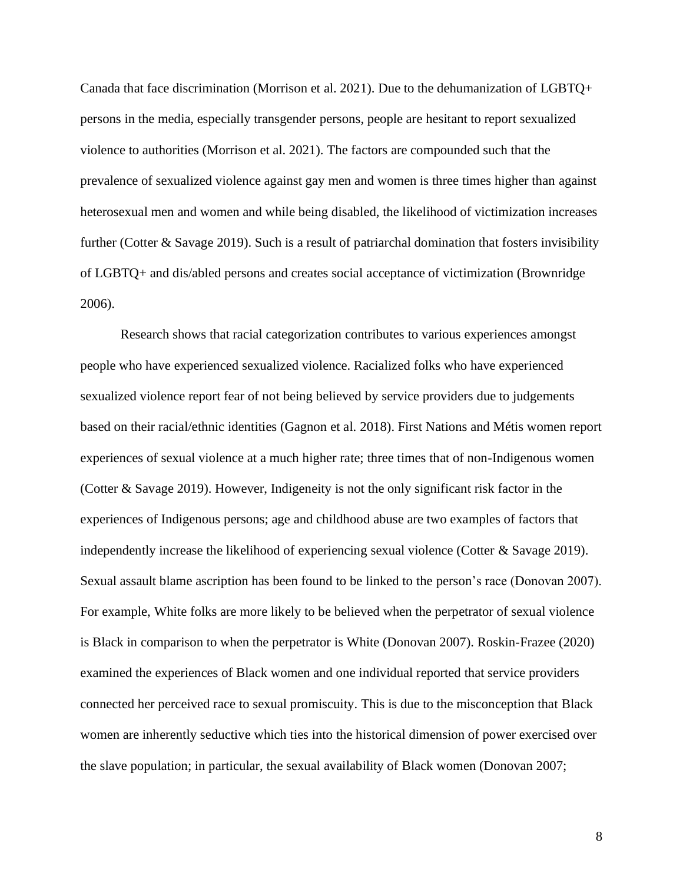Canada that face discrimination (Morrison et al. 2021). Due to the dehumanization of LGBTQ+ persons in the media, especially transgender persons, people are hesitant to report sexualized violence to authorities (Morrison et al. 2021). The factors are compounded such that the prevalence of sexualized violence against gay men and women is three times higher than against heterosexual men and women and while being disabled, the likelihood of victimization increases further (Cotter & Savage 2019). Such is a result of patriarchal domination that fosters invisibility of LGBTQ+ and dis/abled persons and creates social acceptance of victimization (Brownridge 2006).

Research shows that racial categorization contributes to various experiences amongst people who have experienced sexualized violence. Racialized folks who have experienced sexualized violence report fear of not being believed by service providers due to judgements based on their racial/ethnic identities (Gagnon et al. 2018). First Nations and Métis women report experiences of sexual violence at a much higher rate; three times that of non-Indigenous women (Cotter & Savage 2019). However, Indigeneity is not the only significant risk factor in the experiences of Indigenous persons; age and childhood abuse are two examples of factors that independently increase the likelihood of experiencing sexual violence (Cotter & Savage 2019). Sexual assault blame ascription has been found to be linked to the person's race (Donovan 2007). For example, White folks are more likely to be believed when the perpetrator of sexual violence is Black in comparison to when the perpetrator is White (Donovan 2007). Roskin-Frazee (2020) examined the experiences of Black women and one individual reported that service providers connected her perceived race to sexual promiscuity. This is due to the misconception that Black women are inherently seductive which ties into the historical dimension of power exercised over the slave population; in particular, the sexual availability of Black women (Donovan 2007;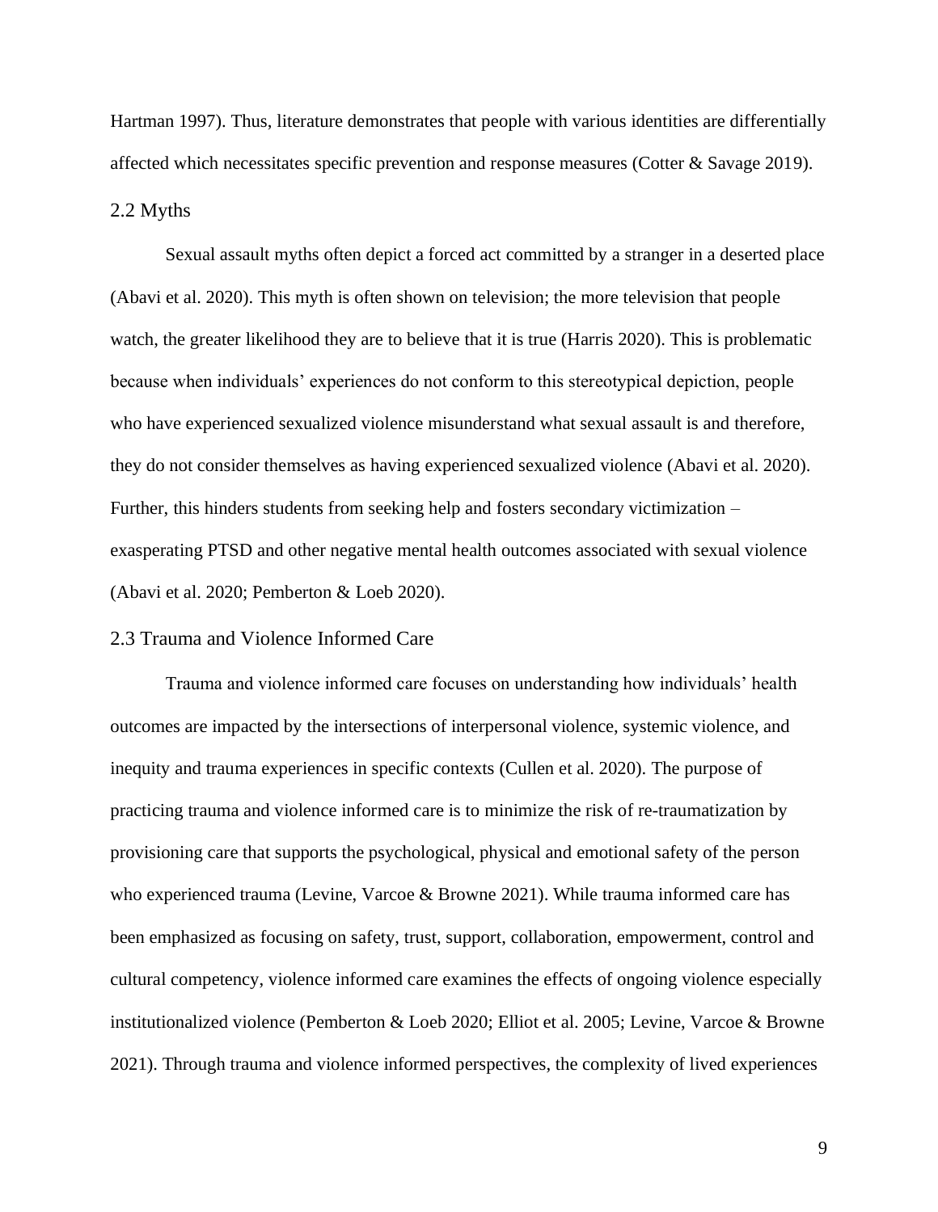Hartman 1997). Thus, literature demonstrates that people with various identities are differentially affected which necessitates specific prevention and response measures (Cotter & Savage 2019).

## 2.2 Myths

Sexual assault myths often depict a forced act committed by a stranger in a deserted place (Abavi et al. 2020). This myth is often shown on television; the more television that people watch, the greater likelihood they are to believe that it is true (Harris 2020). This is problematic because when individuals' experiences do not conform to this stereotypical depiction, people who have experienced sexualized violence misunderstand what sexual assault is and therefore, they do not consider themselves as having experienced sexualized violence (Abavi et al. 2020). Further, this hinders students from seeking help and fosters secondary victimization – exasperating PTSD and other negative mental health outcomes associated with sexual violence (Abavi et al. 2020; Pemberton & Loeb 2020).

## 2.3 Trauma and Violence Informed Care

Trauma and violence informed care focuses on understanding how individuals' health outcomes are impacted by the intersections of interpersonal violence, systemic violence, and inequity and trauma experiences in specific contexts (Cullen et al. 2020). The purpose of practicing trauma and violence informed care is to minimize the risk of re-traumatization by provisioning care that supports the psychological, physical and emotional safety of the person who experienced trauma (Levine, Varcoe & Browne 2021). While trauma informed care has been emphasized as focusing on safety, trust, support, collaboration, empowerment, control and cultural competency, violence informed care examines the effects of ongoing violence especially institutionalized violence (Pemberton & Loeb 2020; Elliot et al. 2005; Levine, Varcoe & Browne 2021). Through trauma and violence informed perspectives, the complexity of lived experiences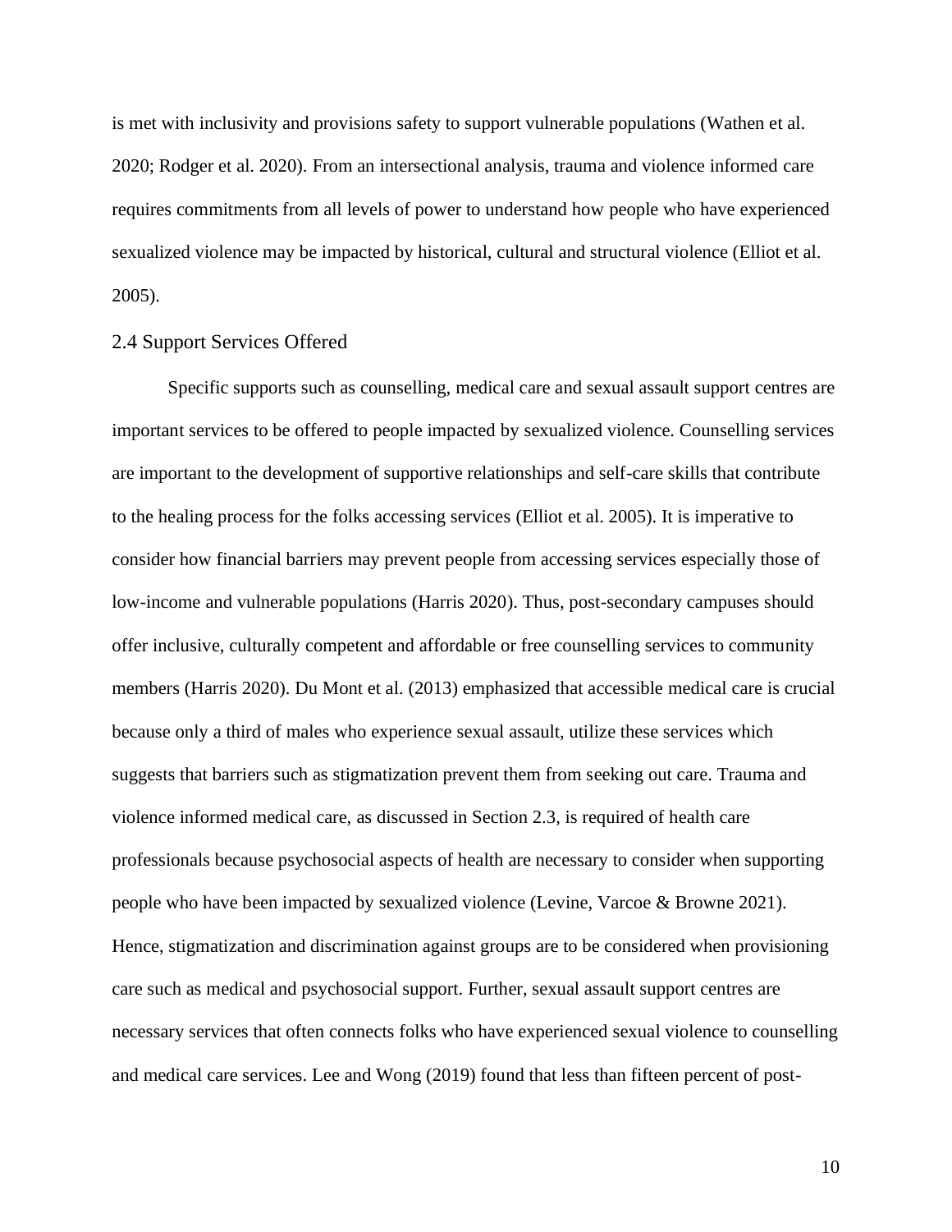is met with inclusivity and provisions safety to support vulnerable populations (Wathen et al. 2020; Rodger et al. 2020). From an intersectional analysis, trauma and violence informed care requires commitments from all levels of power to understand how people who have experienced sexualized violence may be impacted by historical, cultural and structural violence (Elliot et al. 2005).

## 2.4 Support Services Offered

Specific supports such as counselling, medical care and sexual assault support centres are important services to be offered to people impacted by sexualized violence. Counselling services are important to the development of supportive relationships and self-care skills that contribute to the healing process for the folks accessing services (Elliot et al. 2005). It is imperative to consider how financial barriers may prevent people from accessing services especially those of low-income and vulnerable populations (Harris 2020). Thus, post-secondary campuses should offer inclusive, culturally competent and affordable or free counselling services to community members (Harris 2020). Du Mont et al. (2013) emphasized that accessible medical care is crucial because only a third of males who experience sexual assault, utilize these services which suggests that barriers such as stigmatization prevent them from seeking out care. Trauma and violence informed medical care, as discussed in Section 2.3, is required of health care professionals because psychosocial aspects of health are necessary to consider when supporting people who have been impacted by sexualized violence (Levine, Varcoe & Browne 2021). Hence, stigmatization and discrimination against groups are to be considered when provisioning care such as medical and psychosocial support. Further, sexual assault support centres are necessary services that often connects folks who have experienced sexual violence to counselling and medical care services. Lee and Wong (2019) found that less than fifteen percent of post-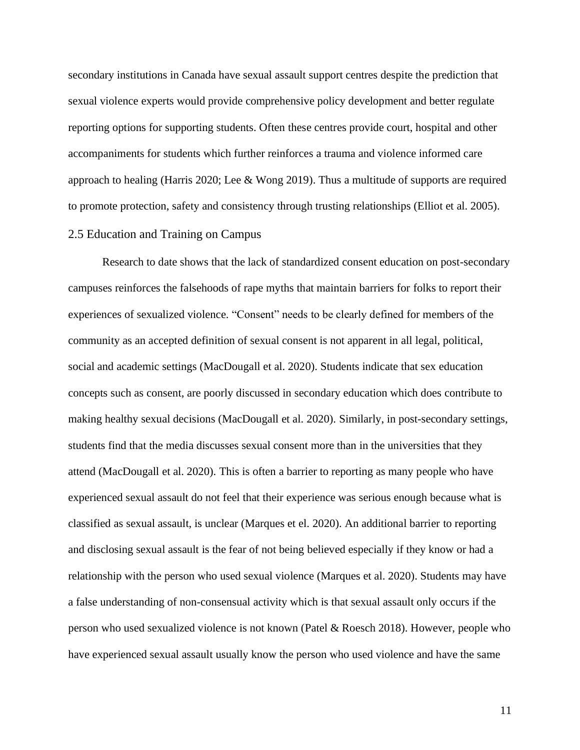secondary institutions in Canada have sexual assault support centres despite the prediction that sexual violence experts would provide comprehensive policy development and better regulate reporting options for supporting students. Often these centres provide court, hospital and other accompaniments for students which further reinforces a trauma and violence informed care approach to healing (Harris 2020; Lee & Wong 2019). Thus a multitude of supports are required to promote protection, safety and consistency through trusting relationships (Elliot et al. 2005).

## 2.5 Education and Training on Campus

Research to date shows that the lack of standardized consent education on post-secondary campuses reinforces the falsehoods of rape myths that maintain barriers for folks to report their experiences of sexualized violence. "Consent" needs to be clearly defined for members of the community as an accepted definition of sexual consent is not apparent in all legal, political, social and academic settings (MacDougall et al. 2020). Students indicate that sex education concepts such as consent, are poorly discussed in secondary education which does contribute to making healthy sexual decisions (MacDougall et al. 2020). Similarly, in post-secondary settings, students find that the media discusses sexual consent more than in the universities that they attend (MacDougall et al. 2020). This is often a barrier to reporting as many people who have experienced sexual assault do not feel that their experience was serious enough because what is classified as sexual assault, is unclear (Marques et el. 2020). An additional barrier to reporting and disclosing sexual assault is the fear of not being believed especially if they know or had a relationship with the person who used sexual violence (Marques et al. 2020). Students may have a false understanding of non-consensual activity which is that sexual assault only occurs if the person who used sexualized violence is not known (Patel & Roesch 2018). However, people who have experienced sexual assault usually know the person who used violence and have the same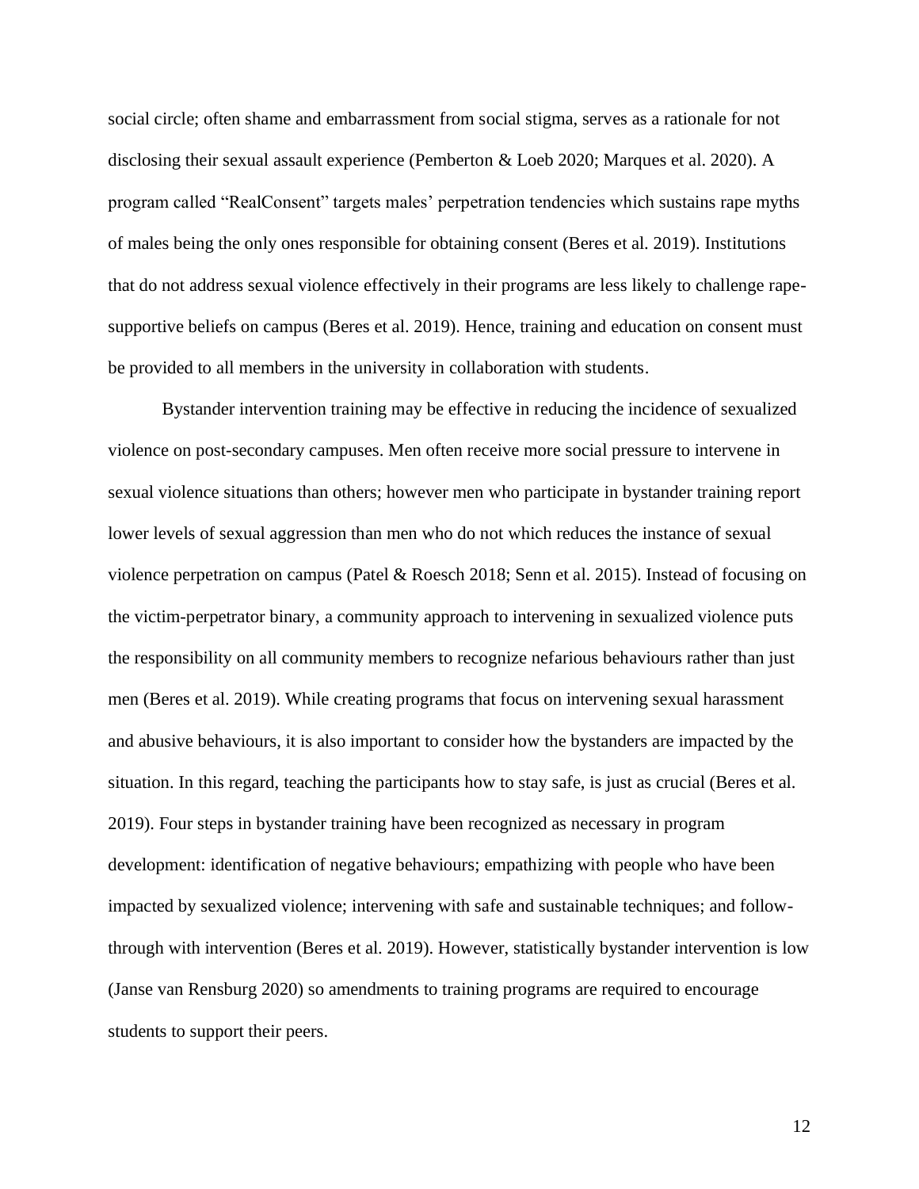social circle; often shame and embarrassment from social stigma, serves as a rationale for not disclosing their sexual assault experience (Pemberton & Loeb 2020; Marques et al. 2020). A program called "RealConsent" targets males' perpetration tendencies which sustains rape myths of males being the only ones responsible for obtaining consent (Beres et al. 2019). Institutions that do not address sexual violence effectively in their programs are less likely to challenge rape-supportive beliefs on campus (Beres et al. 2019). Hence, training and education on consent must be provided to all members in the university in collaboration with students.

Bystander intervention training may be effective in reducing the incidence of sexualized violence on post-secondary campuses. Men often receive more social pressure to intervene in sexual violence situations than others; however men who participate in bystander training report lower levels of sexual aggression than men who do not which reduces the instance of sexual violence perpetration on campus (Patel & Roesch 2018; Senn et al. 2015). Instead of focusing on the victim-perpetrator binary, a community approach to intervening in sexualized violence puts the responsibility on all community members to recognize nefarious behaviours rather than just men (Beres et al. 2019). While creating programs that focus on intervening sexual harassment and abusive behaviours, it is also important to consider how the bystanders are impacted by the situation. In this regard, teaching the participants how to stay safe, is just as crucial (Beres et al. 2019). Four steps in bystander training have been recognized as necessary in program development: identification of negative behaviours; empathizing with people who have been impacted by sexualized violence; intervening with safe and sustainable techniques; and follow-through with intervention (Beres et al. 2019). However, statistically bystander intervention is low (Janse van Rensburg 2020) so amendments to training programs are required to encourage students to support their peers.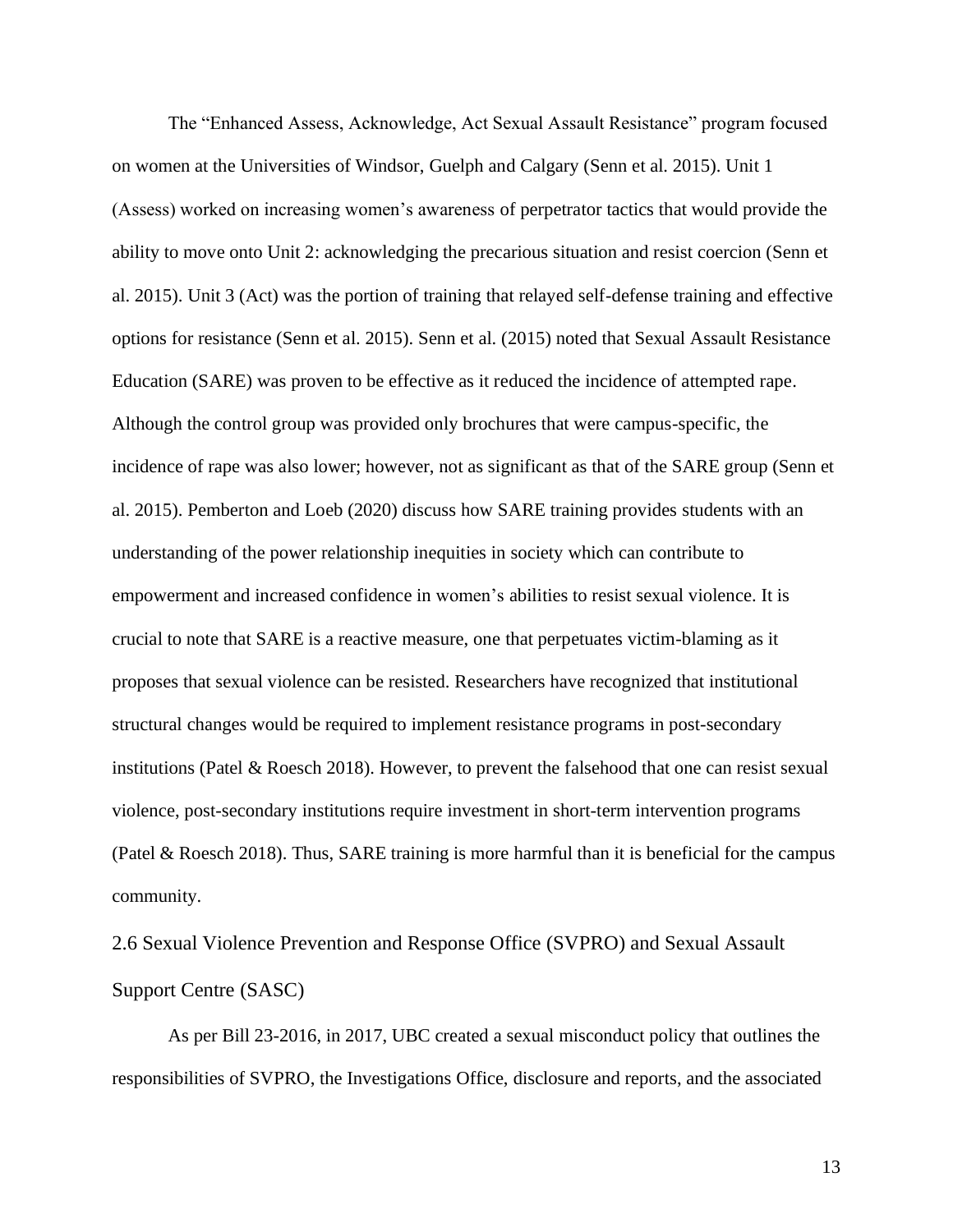The "Enhanced Assess, Acknowledge, Act Sexual Assault Resistance" program focused on women at the Universities of Windsor, Guelph and Calgary (Senn et al. 2015). Unit 1 (Assess) worked on increasing women's awareness of perpetrator tactics that would provide the ability to move onto Unit 2: acknowledging the precarious situation and resist coercion (Senn et al. 2015). Unit 3 (Act) was the portion of training that relayed self-defense training and effective options for resistance (Senn et al. 2015). Senn et al. (2015) noted that Sexual Assault Resistance Education (SARE) was proven to be effective as it reduced the incidence of attempted rape. Although the control group was provided only brochures that were campus-specific, the incidence of rape was also lower; however, not as significant as that of the SARE group (Senn et al. 2015). Pemberton and Loeb (2020) discuss how SARE training provides students with an understanding of the power relationship inequities in society which can contribute to empowerment and increased confidence in women's abilities to resist sexual violence. It is crucial to note that SARE is a reactive measure, one that perpetuates victim-blaming as it proposes that sexual violence can be resisted. Researchers have recognized that institutional structural changes would be required to implement resistance programs in post-secondary institutions (Patel & Roesch 2018). However, to prevent the falsehood that one can resist sexual violence, post-secondary institutions require investment in short-term intervention programs (Patel & Roesch 2018). Thus, SARE training is more harmful than it is beneficial for the campus community.

## 2.6 Sexual Violence Prevention and Response Office (SVPRO) and Sexual Assault Support Centre (SASC)

As per Bill 23-2016, in 2017, UBC created a sexual misconduct policy that outlines the responsibilities of SVPRO, the Investigations Office, disclosure and reports, and the associated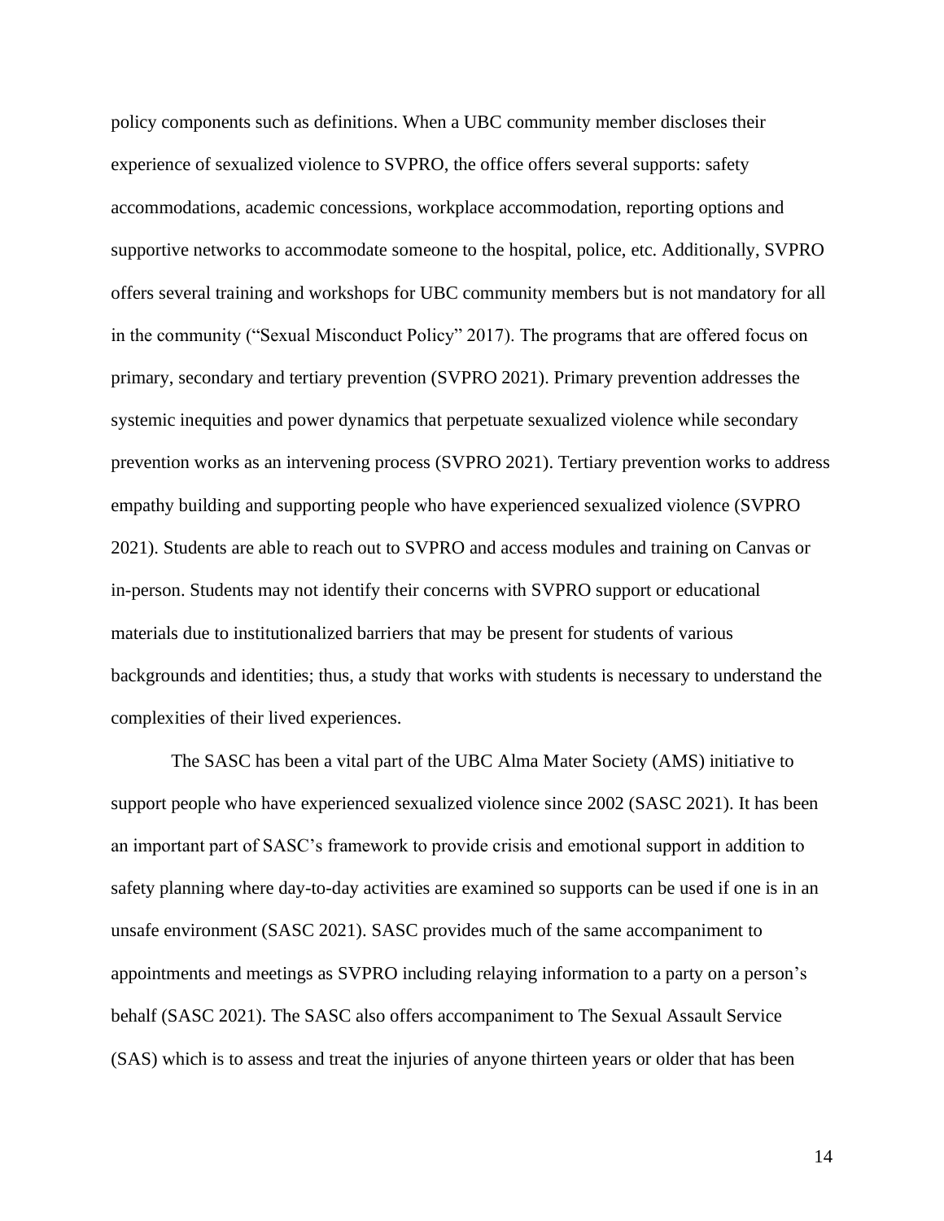policy components such as definitions. When a UBC community member discloses their experience of sexualized violence to SVPRO, the office offers several supports: safety accommodations, academic concessions, workplace accommodation, reporting options and supportive networks to accommodate someone to the hospital, police, etc. Additionally, SVPRO offers several training and workshops for UBC community members but is not mandatory for all in the community ("Sexual Misconduct Policy" 2017). The programs that are offered focus on primary, secondary and tertiary prevention (SVPRO 2021). Primary prevention addresses the systemic inequities and power dynamics that perpetuate sexualized violence while secondary prevention works as an intervening process (SVPRO 2021). Tertiary prevention works to address empathy building and supporting people who have experienced sexualized violence (SVPRO 2021). Students are able to reach out to SVPRO and access modules and training on Canvas or in-person. Students may not identify their concerns with SVPRO support or educational materials due to institutionalized barriers that may be present for students of various backgrounds and identities; thus, a study that works with students is necessary to understand the complexities of their lived experiences.

The SASC has been a vital part of the UBC Alma Mater Society (AMS) initiative to support people who have experienced sexualized violence since 2002 (SASC 2021). It has been an important part of SASC's framework to provide crisis and emotional support in addition to safety planning where day-to-day activities are examined so supports can be used if one is in an unsafe environment (SASC 2021). SASC provides much of the same accompaniment to appointments and meetings as SVPRO including relaying information to a party on a person's behalf (SASC 2021). The SASC also offers accompaniment to The Sexual Assault Service (SAS) which is to assess and treat the injuries of anyone thirteen years or older that has been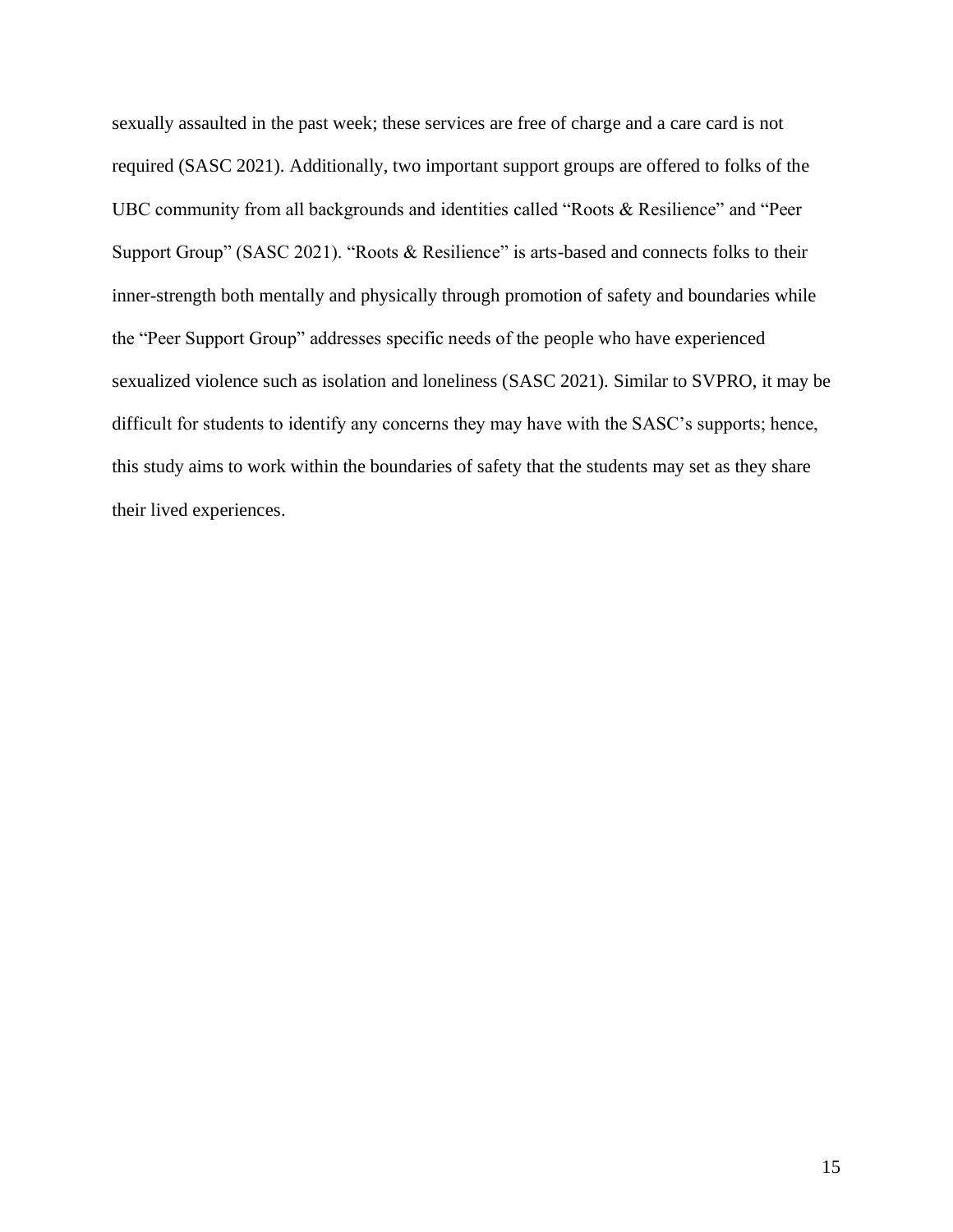sexually assaulted in the past week; these services are free of charge and a care card is not required (SASC 2021). Additionally, two important support groups are offered to folks of the UBC community from all backgrounds and identities called "Roots & Resilience" and "Peer Support Group" (SASC 2021). "Roots & Resilience" is arts-based and connects folks to their inner-strength both mentally and physically through promotion of safety and boundaries while the "Peer Support Group" addresses specific needs of the people who have experienced sexualized violence such as isolation and loneliness (SASC 2021). Similar to SVPRO, it may be difficult for students to identify any concerns they may have with the SASC's supports; hence, this study aims to work within the boundaries of safety that the students may set as they share their lived experiences.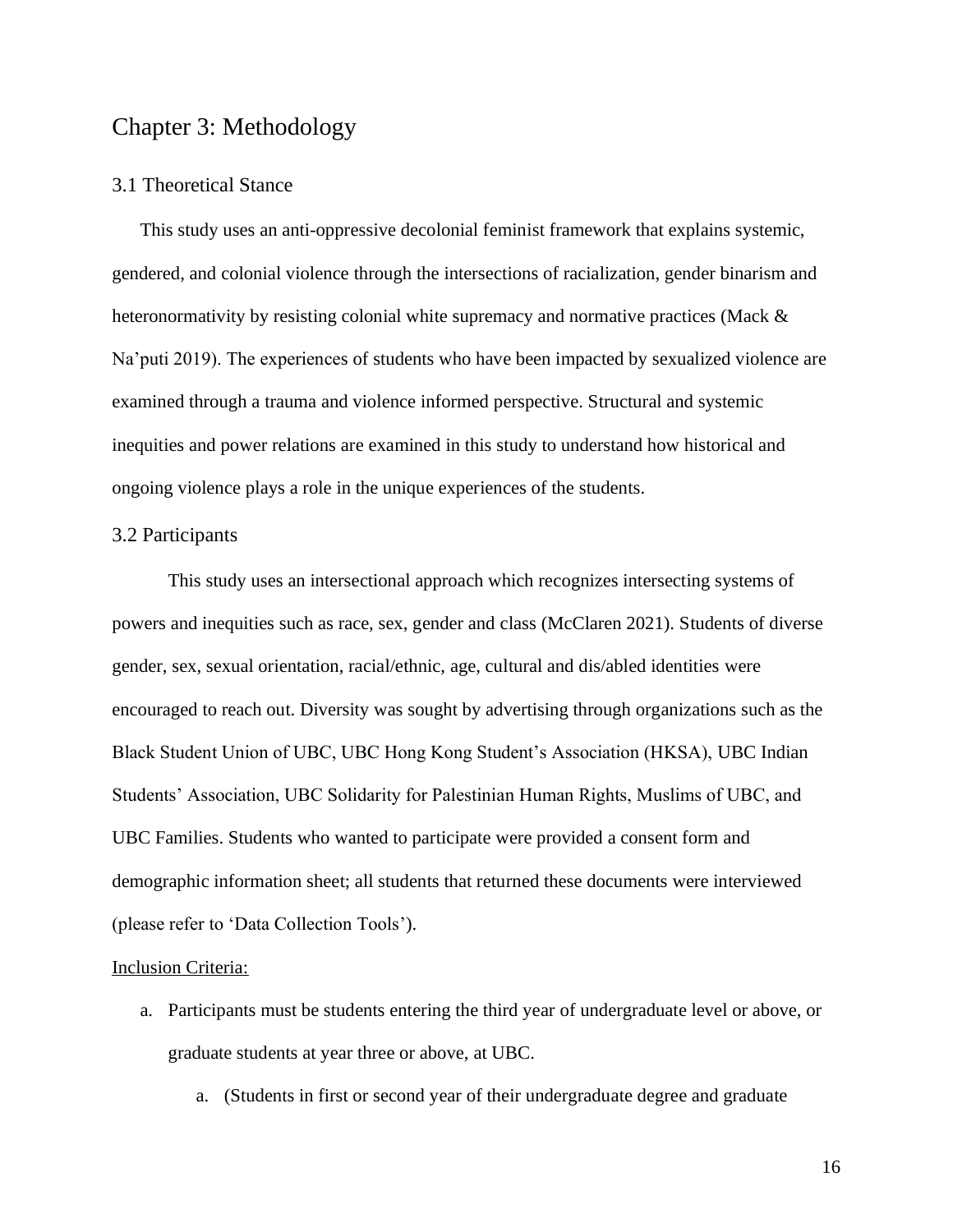# Chapter 3: Methodology

## 3.1 Theoretical Stance

This study uses an anti-oppressive decolonial feminist framework that explains systemic, gendered, and colonial violence through the intersections of racialization, gender binarism and heteronormativity by resisting colonial white supremacy and normative practices (Mack & Na'puti 2019). The experiences of students who have been impacted by sexualized violence are examined through a trauma and violence informed perspective. Structural and systemic inequities and power relations are examined in this study to understand how historical and ongoing violence plays a role in the unique experiences of the students.

## 3.2 Participants

This study uses an intersectional approach which recognizes intersecting systems of powers and inequities such as race, sex, gender and class (McClaren 2021). Students of diverse gender, sex, sexual orientation, racial/ethnic, age, cultural and dis/abled identities were encouraged to reach out. Diversity was sought by advertising through organizations such as the Black Student Union of UBC, UBC Hong Kong Student's Association (HKSA), UBC Indian Students' Association, UBC Solidarity for Palestinian Human Rights, Muslims of UBC, and UBC Families. Students who wanted to participate were provided a consent form and demographic information sheet; all students that returned these documents were interviewed (please refer to 'Data Collection Tools').

<u>Inclusion Criteria:</u>

a. Participants must be students entering the third year of undergraduate level or above, or graduate students at year three or above, at UBC.
    a. (Students in first or second year of their undergraduate degree and graduate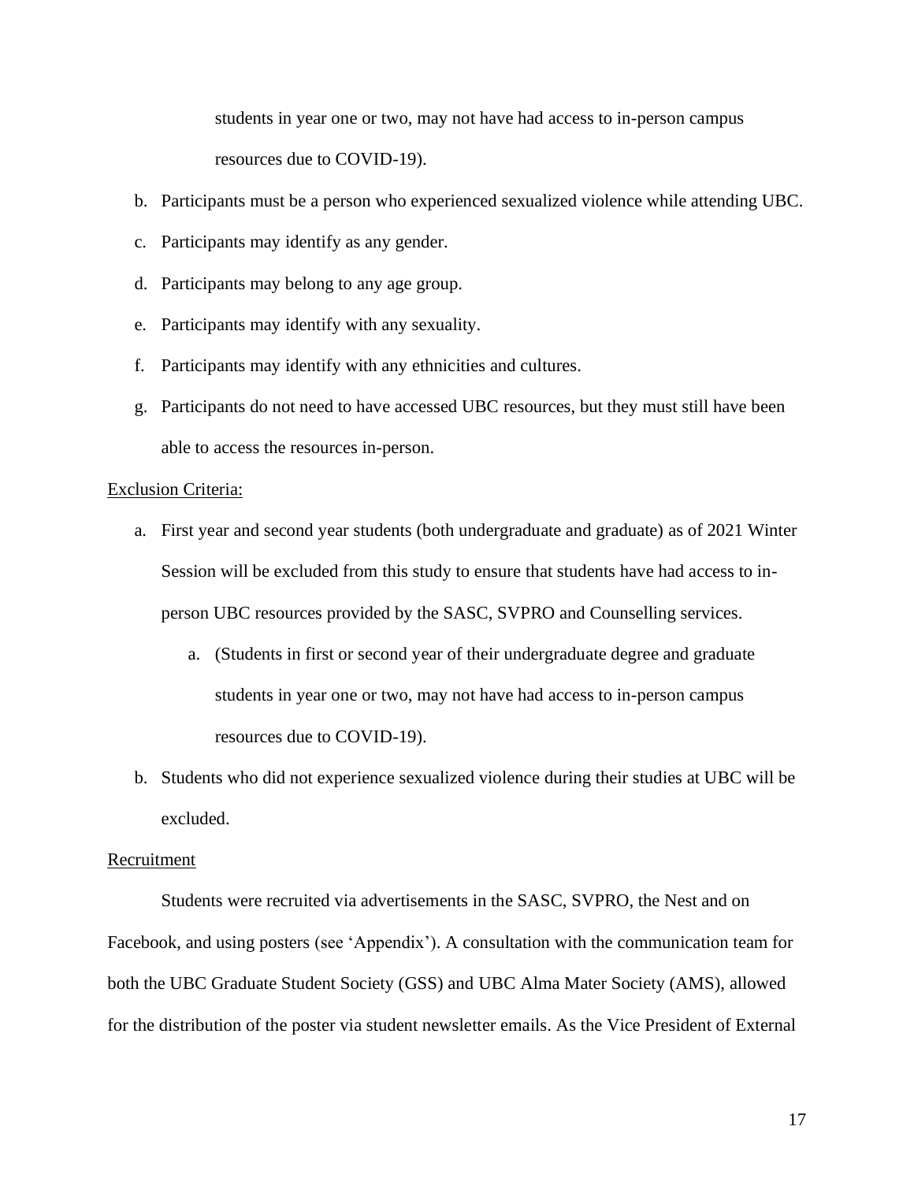students in year one or two, may not have had access to in-person campus resources due to COVID-19).

b. Participants must be a person who experienced sexualized violence while attending UBC.
c. Participants may identify as any gender.
d. Participants may belong to any age group.
e. Participants may identify with any sexuality.
f. Participants may identify with any ethnicities and cultures.
g. Participants do not need to have accessed UBC resources, but they must still have been able to access the resources in-person.

<u>Exclusion Criteria:</u>

a. First year and second year students (both undergraduate and graduate) as of 2021 Winter Session will be excluded from this study to ensure that students have had access to in-person UBC resources provided by the SASC, SVPRO and Counselling services.
    a. (Students in first or second year of their undergraduate degree and graduate students in year one or two, may not have had access to in-person campus resources due to COVID-19).
b. Students who did not experience sexualized violence during their studies at UBC will be excluded.

<u>Recruitment</u>

Students were recruited via advertisements in the SASC, SVPRO, the Nest and on Facebook, and using posters (see 'Appendix'). A consultation with the communication team for both the UBC Graduate Student Society (GSS) and UBC Alma Mater Society (AMS), allowed for the distribution of the poster via student newsletter emails. As the Vice President of External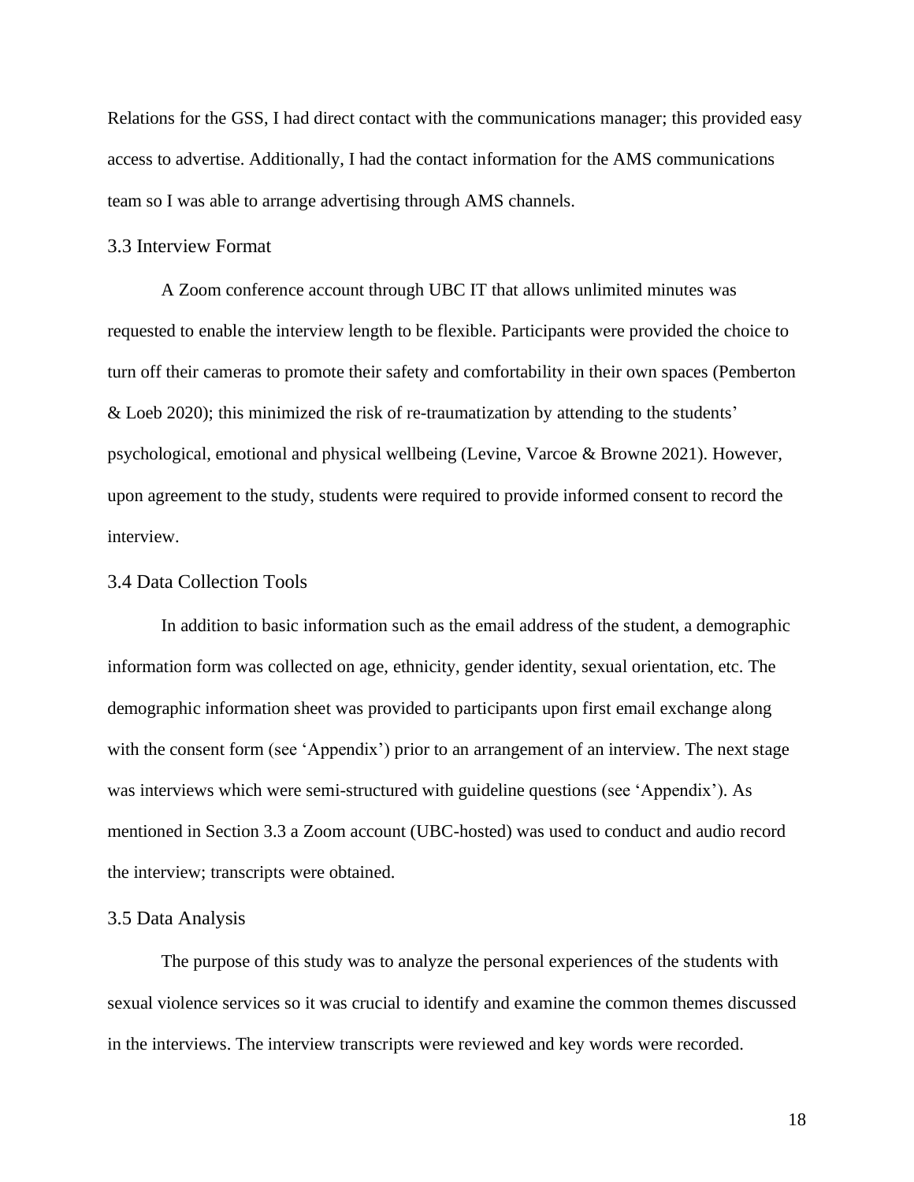Relations for the GSS, I had direct contact with the communications manager; this provided easy access to advertise. Additionally, I had the contact information for the AMS communications team so I was able to arrange advertising through AMS channels.

### 3.3 Interview Format

A Zoom conference account through UBC IT that allows unlimited minutes was requested to enable the interview length to be flexible. Participants were provided the choice to turn off their cameras to promote their safety and comfortability in their own spaces (Pemberton & Loeb 2020); this minimized the risk of re-traumatization by attending to the students' psychological, emotional and physical wellbeing (Levine, Varcoe & Browne 2021). However, upon agreement to the study, students were required to provide informed consent to record the interview.

### 3.4 Data Collection Tools

In addition to basic information such as the email address of the student, a demographic information form was collected on age, ethnicity, gender identity, sexual orientation, etc. The demographic information sheet was provided to participants upon first email exchange along with the consent form (see 'Appendix') prior to an arrangement of an interview. The next stage was interviews which were semi-structured with guideline questions (see 'Appendix'). As mentioned in Section 3.3 a Zoom account (UBC-hosted) was used to conduct and audio record the interview; transcripts were obtained.

### 3.5 Data Analysis

The purpose of this study was to analyze the personal experiences of the students with sexual violence services so it was crucial to identify and examine the common themes discussed in the interviews. The interview transcripts were reviewed and key words were recorded.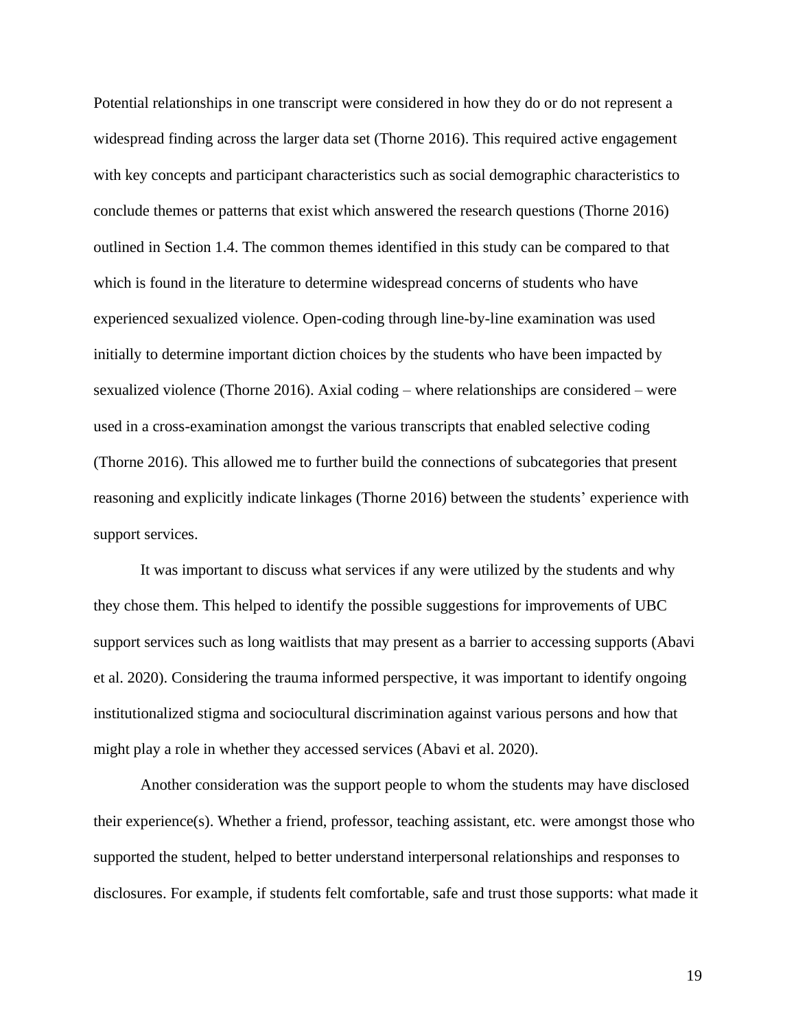Potential relationships in one transcript were considered in how they do or do not represent a widespread finding across the larger data set (Thorne 2016). This required active engagement with key concepts and participant characteristics such as social demographic characteristics to conclude themes or patterns that exist which answered the research questions (Thorne 2016) outlined in Section 1.4. The common themes identified in this study can be compared to that which is found in the literature to determine widespread concerns of students who have experienced sexualized violence. Open-coding through line-by-line examination was used initially to determine important diction choices by the students who have been impacted by sexualized violence (Thorne 2016). Axial coding – where relationships are considered – were used in a cross-examination amongst the various transcripts that enabled selective coding (Thorne 2016). This allowed me to further build the connections of subcategories that present reasoning and explicitly indicate linkages (Thorne 2016) between the students' experience with support services.

It was important to discuss what services if any were utilized by the students and why they chose them. This helped to identify the possible suggestions for improvements of UBC support services such as long waitlists that may present as a barrier to accessing supports (Abavi et al. 2020). Considering the trauma informed perspective, it was important to identify ongoing institutionalized stigma and sociocultural discrimination against various persons and how that might play a role in whether they accessed services (Abavi et al. 2020).

Another consideration was the support people to whom the students may have disclosed their experience(s). Whether a friend, professor, teaching assistant, etc. were amongst those who supported the student, helped to better understand interpersonal relationships and responses to disclosures. For example, if students felt comfortable, safe and trust those supports: what made it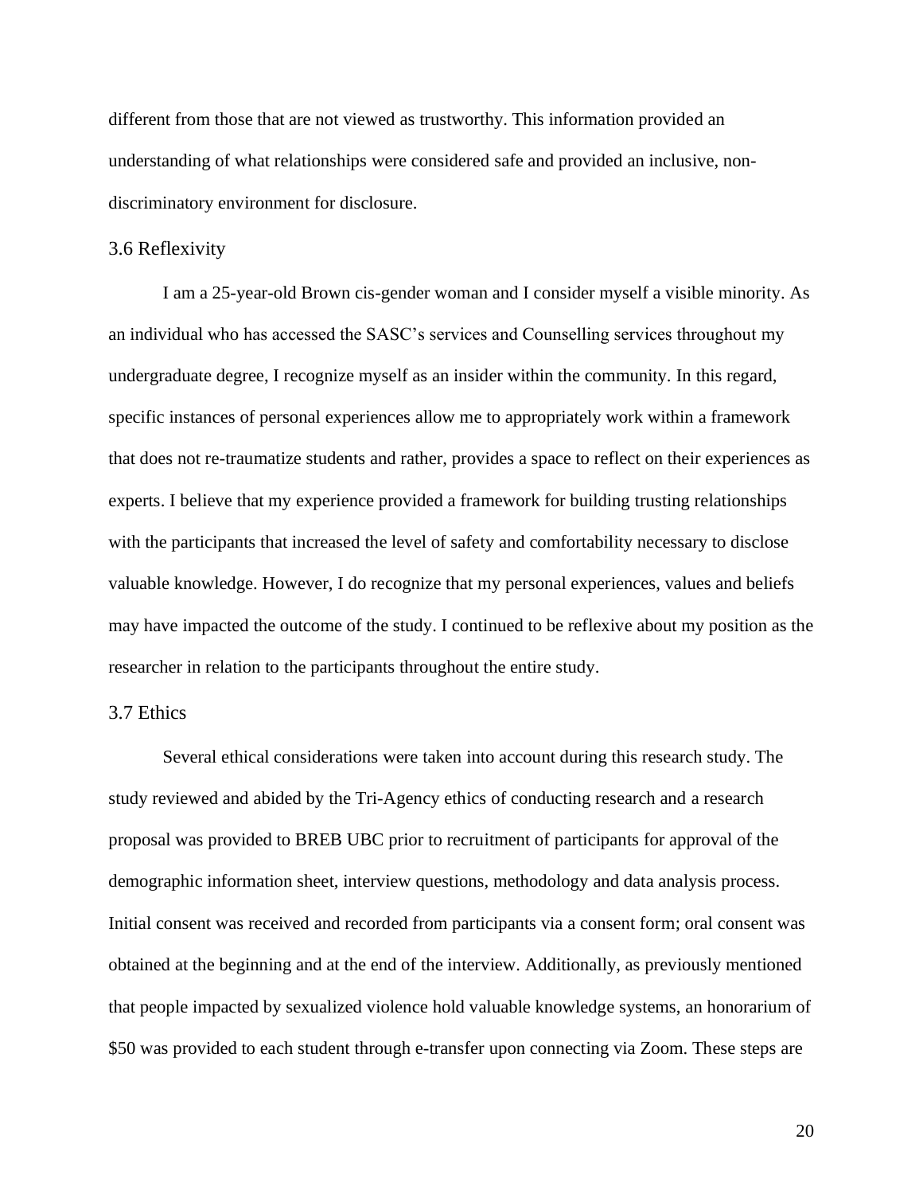different from those that are not viewed as trustworthy. This information provided an understanding of what relationships were considered safe and provided an inclusive, non-discriminatory environment for disclosure.

## 3.6 Reflexivity

I am a 25-year-old Brown cis-gender woman and I consider myself a visible minority. As an individual who has accessed the SASC's services and Counselling services throughout my undergraduate degree, I recognize myself as an insider within the community. In this regard, specific instances of personal experiences allow me to appropriately work within a framework that does not re-traumatize students and rather, provides a space to reflect on their experiences as experts. I believe that my experience provided a framework for building trusting relationships with the participants that increased the level of safety and comfortability necessary to disclose valuable knowledge. However, I do recognize that my personal experiences, values and beliefs may have impacted the outcome of the study. I continued to be reflexive about my position as the researcher in relation to the participants throughout the entire study.

## 3.7 Ethics

Several ethical considerations were taken into account during this research study. The study reviewed and abided by the Tri-Agency ethics of conducting research and a research proposal was provided to BREB UBC prior to recruitment of participants for approval of the demographic information sheet, interview questions, methodology and data analysis process. Initial consent was received and recorded from participants via a consent form; oral consent was obtained at the beginning and at the end of the interview. Additionally, as previously mentioned that people impacted by sexualized violence hold valuable knowledge systems, an honorarium of $50 was provided to each student through e-transfer upon connecting via Zoom. These steps are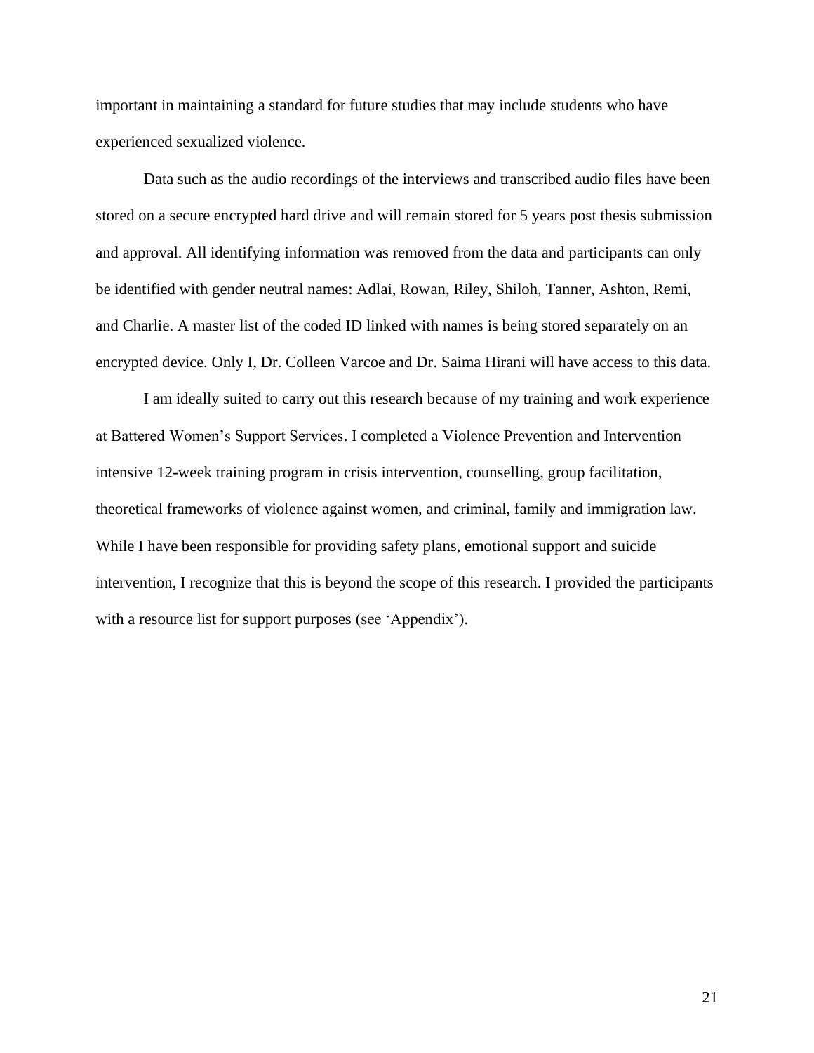important in maintaining a standard for future studies that may include students who have experienced sexualized violence.

Data such as the audio recordings of the interviews and transcribed audio files have been stored on a secure encrypted hard drive and will remain stored for 5 years post thesis submission and approval. All identifying information was removed from the data and participants can only be identified with gender neutral names: Adlai, Rowan, Riley, Shiloh, Tanner, Ashton, Remi, and Charlie. A master list of the coded ID linked with names is being stored separately on an encrypted device. Only I, Dr. Colleen Varcoe and Dr. Saima Hirani will have access to this data.

I am ideally suited to carry out this research because of my training and work experience at Battered Women's Support Services. I completed a Violence Prevention and Intervention intensive 12-week training program in crisis intervention, counselling, group facilitation, theoretical frameworks of violence against women, and criminal, family and immigration law. While I have been responsible for providing safety plans, emotional support and suicide intervention, I recognize that this is beyond the scope of this research. I provided the participants with a resource list for support purposes (see 'Appendix').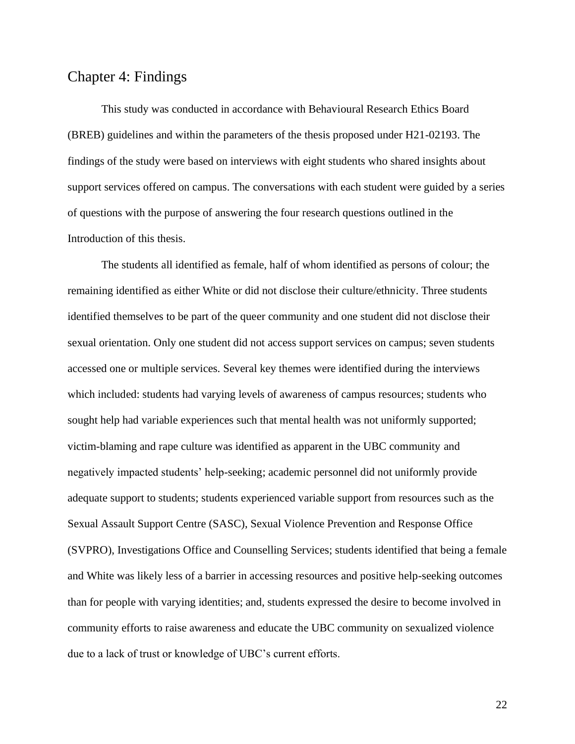# Chapter 4: Findings

This study was conducted in accordance with Behavioural Research Ethics Board (BREB) guidelines and within the parameters of the thesis proposed under H21-02193. The findings of the study were based on interviews with eight students who shared insights about support services offered on campus. The conversations with each student were guided by a series of questions with the purpose of answering the four research questions outlined in the Introduction of this thesis.

The students all identified as female, half of whom identified as persons of colour; the remaining identified as either White or did not disclose their culture/ethnicity. Three students identified themselves to be part of the queer community and one student did not disclose their sexual orientation. Only one student did not access support services on campus; seven students accessed one or multiple services. Several key themes were identified during the interviews which included: students had varying levels of awareness of campus resources; students who sought help had variable experiences such that mental health was not uniformly supported; victim-blaming and rape culture was identified as apparent in the UBC community and negatively impacted students' help-seeking; academic personnel did not uniformly provide adequate support to students; students experienced variable support from resources such as the Sexual Assault Support Centre (SASC), Sexual Violence Prevention and Response Office (SVPRO), Investigations Office and Counselling Services; students identified that being a female and White was likely less of a barrier in accessing resources and positive help-seeking outcomes than for people with varying identities; and, students expressed the desire to become involved in community efforts to raise awareness and educate the UBC community on sexualized violence due to a lack of trust or knowledge of UBC's current efforts.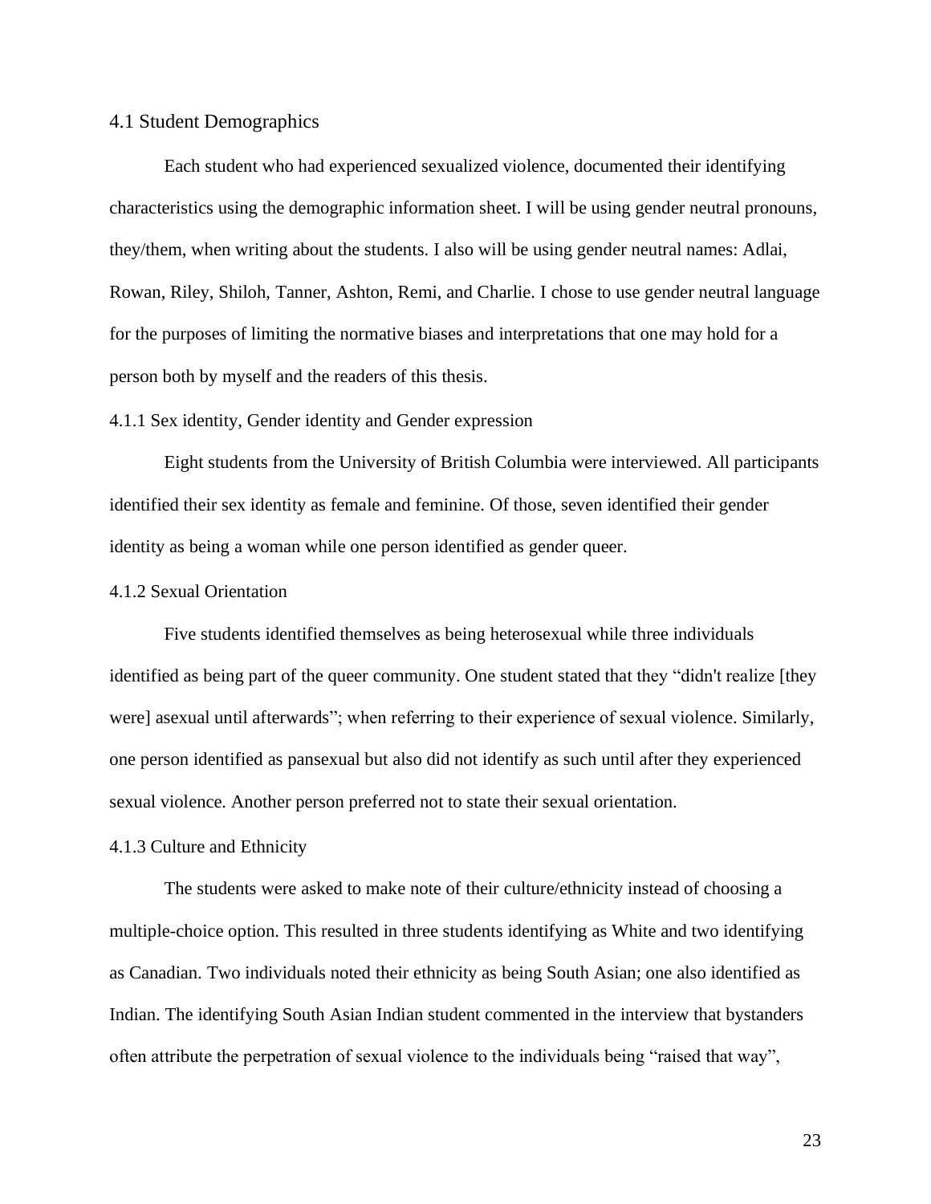## 4.1 Student Demographics

Each student who had experienced sexualized violence, documented their identifying characteristics using the demographic information sheet. I will be using gender neutral pronouns, they/them, when writing about the students. I also will be using gender neutral names: Adlai, Rowan, Riley, Shiloh, Tanner, Ashton, Remi, and Charlie. I chose to use gender neutral language for the purposes of limiting the normative biases and interpretations that one may hold for a person both by myself and the readers of this thesis.

### 4.1.1 Sex identity, Gender identity and Gender expression

Eight students from the University of British Columbia were interviewed. All participants identified their sex identity as female and feminine. Of those, seven identified their gender identity as being a woman while one person identified as gender queer.

### 4.1.2 Sexual Orientation

Five students identified themselves as being heterosexual while three individuals identified as being part of the queer community. One student stated that they "didn't realize [they were] asexual until afterwards"; when referring to their experience of sexual violence. Similarly, one person identified as pansexual but also did not identify as such until after they experienced sexual violence. Another person preferred not to state their sexual orientation.

### 4.1.3 Culture and Ethnicity

The students were asked to make note of their culture/ethnicity instead of choosing a multiple-choice option. This resulted in three students identifying as White and two identifying as Canadian. Two individuals noted their ethnicity as being South Asian; one also identified as Indian. The identifying South Asian Indian student commented in the interview that bystanders often attribute the perpetration of sexual violence to the individuals being "raised that way",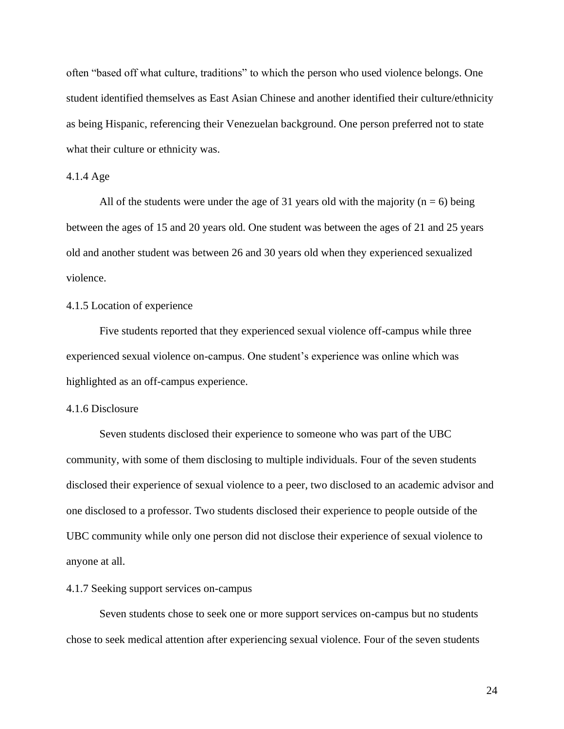often “based off what culture, traditions” to which the person who used violence belongs. One student identified themselves as East Asian Chinese and another identified their culture/ethnicity as being Hispanic, referencing their Venezuelan background. One person preferred not to state what their culture or ethnicity was.

#### 4.1.4 Age

All of the students were under the age of 31 years old with the majority ($n = 6$) being between the ages of 15 and 20 years old. One student was between the ages of 21 and 25 years old and another student was between 26 and 30 years old when they experienced sexualized violence.

#### 4.1.5 Location of experience

Five students reported that they experienced sexual violence off-campus while three experienced sexual violence on-campus. One student’s experience was online which was highlighted as an off-campus experience.

#### 4.1.6 Disclosure

Seven students disclosed their experience to someone who was part of the UBC community, with some of them disclosing to multiple individuals. Four of the seven students disclosed their experience of sexual violence to a peer, two disclosed to an academic advisor and one disclosed to a professor. Two students disclosed their experience to people outside of the UBC community while only one person did not disclose their experience of sexual violence to anyone at all.

#### 4.1.7 Seeking support services on-campus

Seven students chose to seek one or more support services on-campus but no students chose to seek medical attention after experiencing sexual violence. Four of the seven students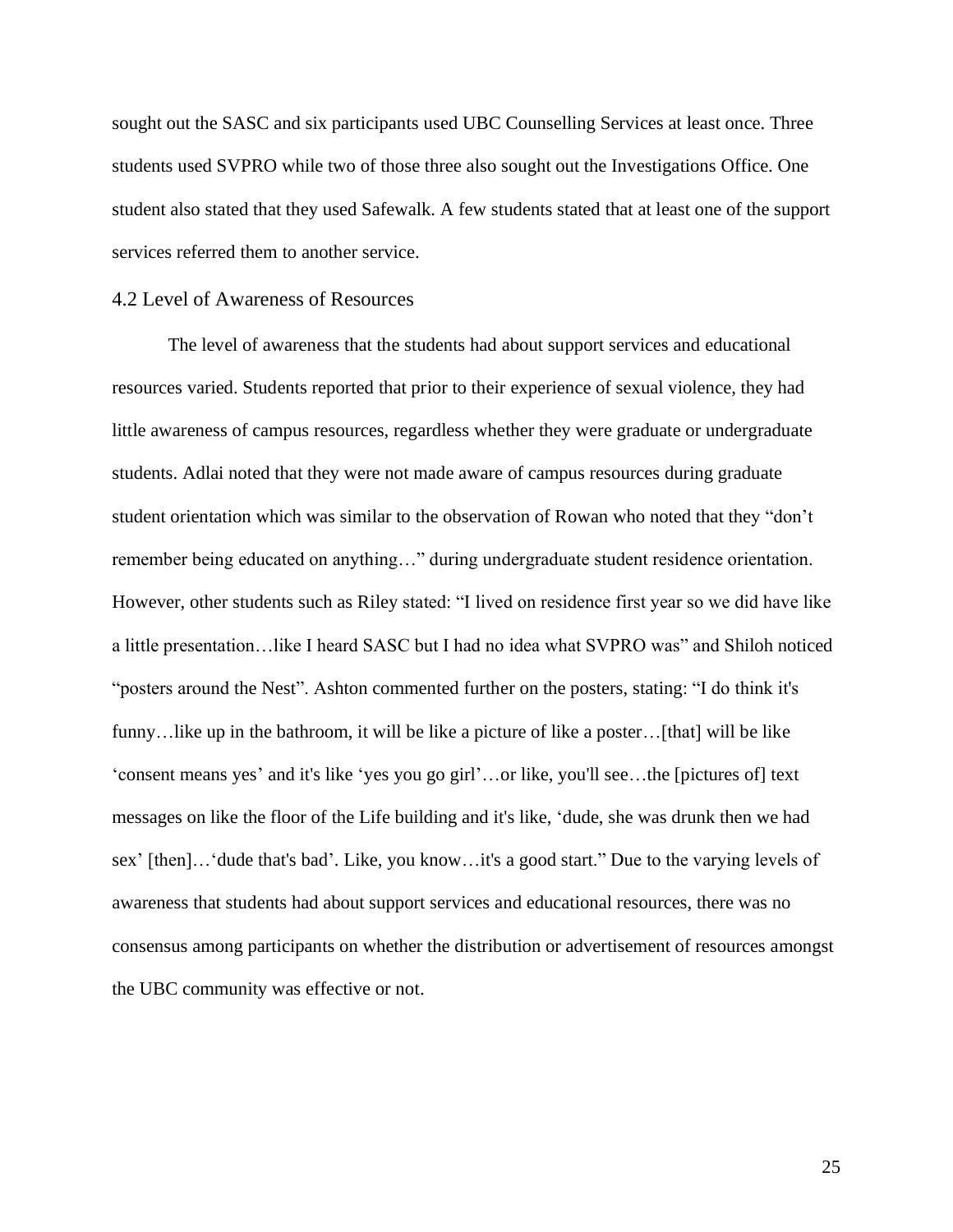sought out the SASC and six participants used UBC Counselling Services at least once. Three students used SVPRO while two of those three also sought out the Investigations Office. One student also stated that they used Safewalk. A few students stated that at least one of the support services referred them to another service.

## 4.2 Level of Awareness of Resources

The level of awareness that the students had about support services and educational resources varied. Students reported that prior to their experience of sexual violence, they had little awareness of campus resources, regardless whether they were graduate or undergraduate students. Adlai noted that they were not made aware of campus resources during graduate student orientation which was similar to the observation of Rowan who noted that they "don't remember being educated on anything…" during undergraduate student residence orientation. However, other students such as Riley stated: "I lived on residence first year so we did have like a little presentation…like I heard SASC but I had no idea what SVPRO was" and Shiloh noticed "posters around the Nest". Ashton commented further on the posters, stating: "I do think it's funny…like up in the bathroom, it will be like a picture of like a poster…[that] will be like 'consent means yes' and it's like 'yes you go girl'…or like, you'll see…the [pictures of] text messages on like the floor of the Life building and it's like, 'dude, she was drunk then we had sex' [then]…'dude that's bad'. Like, you know…it's a good start." Due to the varying levels of awareness that students had about support services and educational resources, there was no consensus among participants on whether the distribution or advertisement of resources amongst the UBC community was effective or not.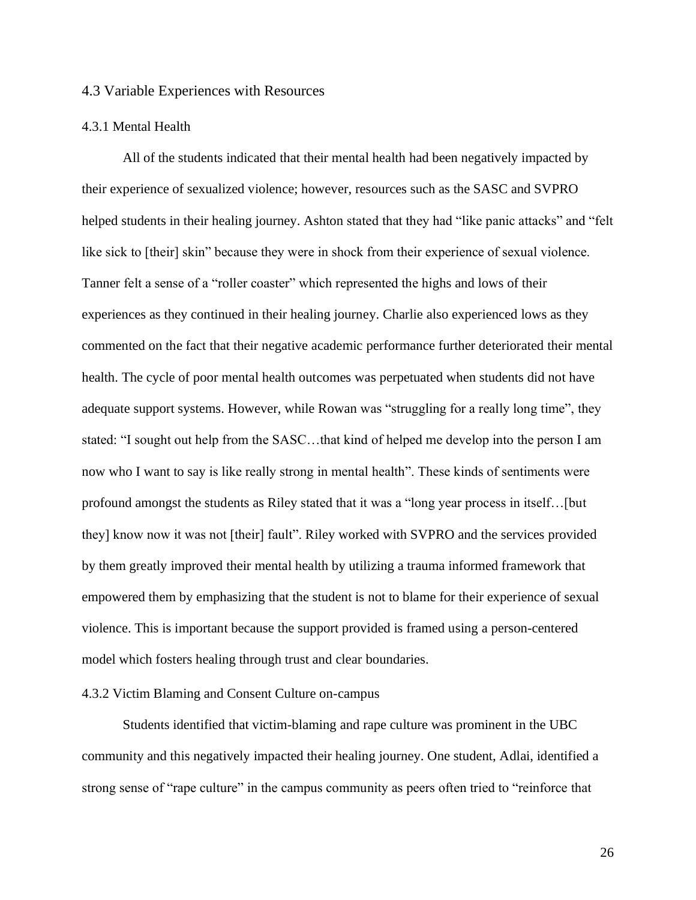## 4.3 Variable Experiences with Resources

### 4.3.1 Mental Health

All of the students indicated that their mental health had been negatively impacted by their experience of sexualized violence; however, resources such as the SASC and SVPRO helped students in their healing journey. Ashton stated that they had "like panic attacks" and "felt like sick to [their] skin" because they were in shock from their experience of sexual violence. Tanner felt a sense of a "roller coaster" which represented the highs and lows of their experiences as they continued in their healing journey. Charlie also experienced lows as they commented on the fact that their negative academic performance further deteriorated their mental health. The cycle of poor mental health outcomes was perpetuated when students did not have adequate support systems. However, while Rowan was "struggling for a really long time", they stated: "I sought out help from the SASC…that kind of helped me develop into the person I am now who I want to say is like really strong in mental health". These kinds of sentiments were profound amongst the students as Riley stated that it was a "long year process in itself…[but they] know now it was not [their] fault". Riley worked with SVPRO and the services provided by them greatly improved their mental health by utilizing a trauma informed framework that empowered them by emphasizing that the student is not to blame for their experience of sexual violence. This is important because the support provided is framed using a person-centered model which fosters healing through trust and clear boundaries.

### 4.3.2 Victim Blaming and Consent Culture on-campus

Students identified that victim-blaming and rape culture was prominent in the UBC community and this negatively impacted their healing journey. One student, Adlai, identified a strong sense of "rape culture" in the campus community as peers often tried to "reinforce that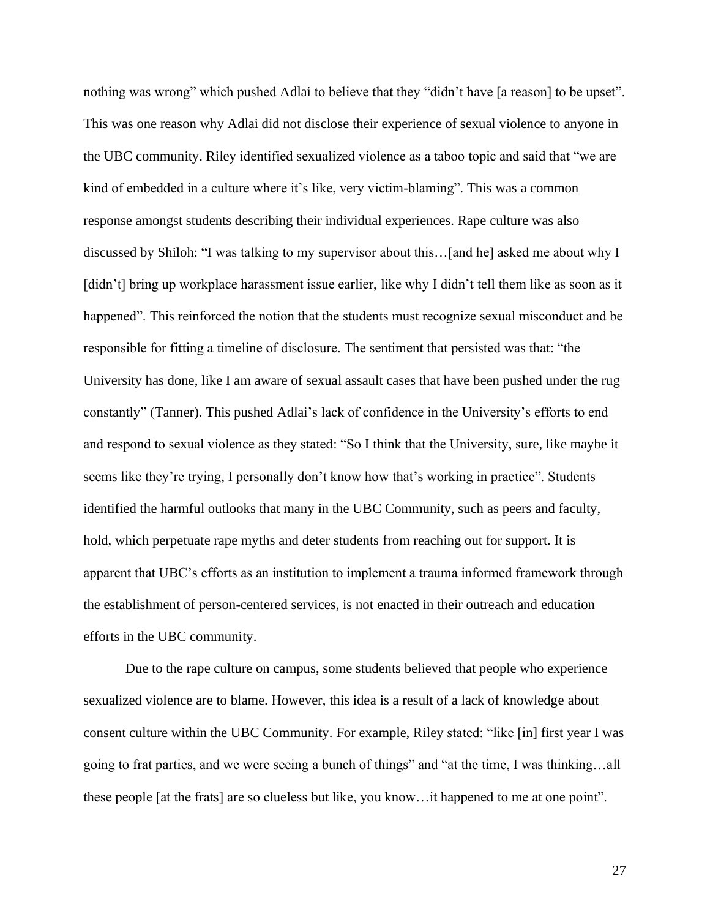nothing was wrong" which pushed Adlai to believe that they "didn't have [a reason] to be upset". This was one reason why Adlai did not disclose their experience of sexual violence to anyone in the UBC community. Riley identified sexualized violence as a taboo topic and said that "we are kind of embedded in a culture where it's like, very victim-blaming". This was a common response amongst students describing their individual experiences. Rape culture was also discussed by Shiloh: "I was talking to my supervisor about this…[and he] asked me about why I [didn't] bring up workplace harassment issue earlier, like why I didn't tell them like as soon as it happened". This reinforced the notion that the students must recognize sexual misconduct and be responsible for fitting a timeline of disclosure. The sentiment that persisted was that: "the University has done, like I am aware of sexual assault cases that have been pushed under the rug constantly" (Tanner). This pushed Adlai's lack of confidence in the University's efforts to end and respond to sexual violence as they stated: "So I think that the University, sure, like maybe it seems like they're trying, I personally don't know how that's working in practice". Students identified the harmful outlooks that many in the UBC Community, such as peers and faculty, hold, which perpetuate rape myths and deter students from reaching out for support. It is apparent that UBC's efforts as an institution to implement a trauma informed framework through the establishment of person-centered services, is not enacted in their outreach and education efforts in the UBC community.

Due to the rape culture on campus, some students believed that people who experience sexualized violence are to blame. However, this idea is a result of a lack of knowledge about consent culture within the UBC Community. For example, Riley stated: "like [in] first year I was going to frat parties, and we were seeing a bunch of things" and "at the time, I was thinking…all these people [at the frats] are so clueless but like, you know…it happened to me at one point".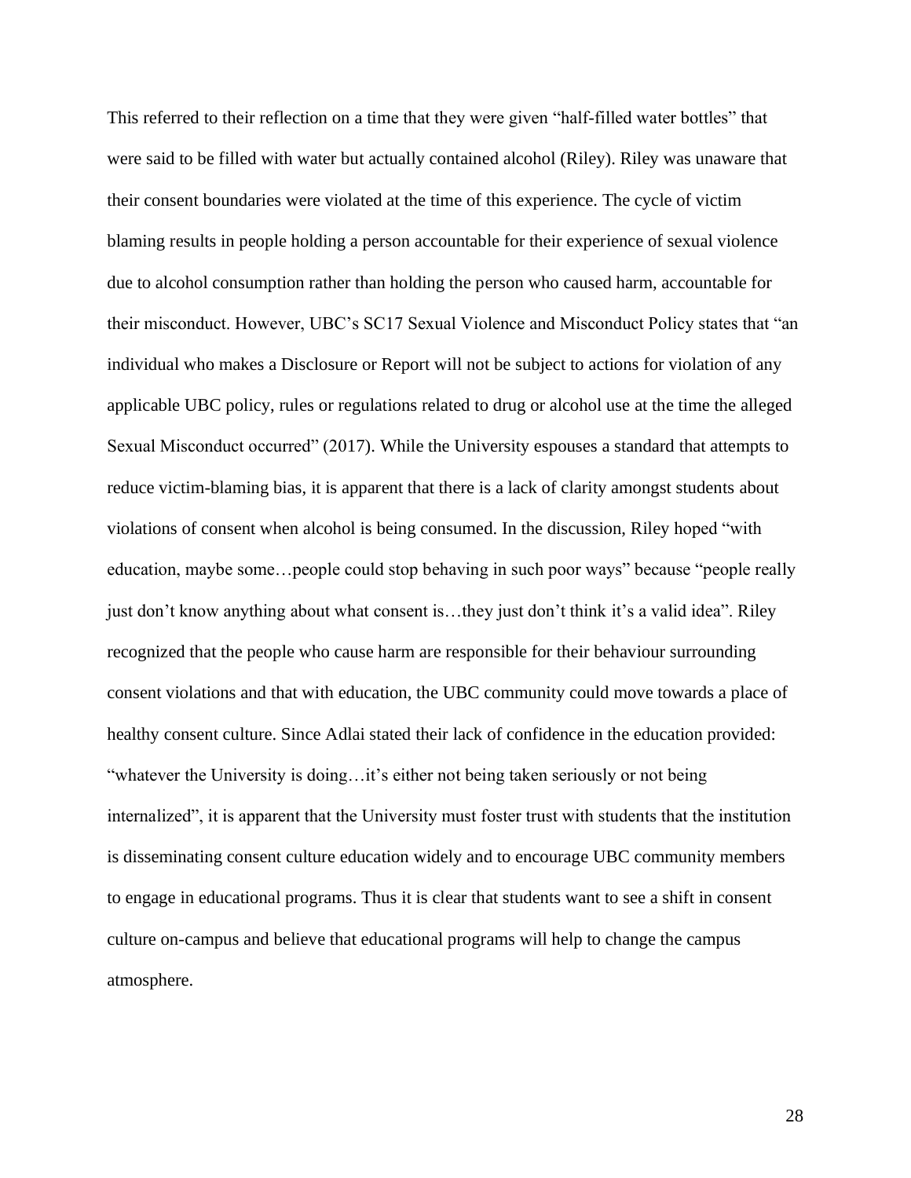This referred to their reflection on a time that they were given "half-filled water bottles" that were said to be filled with water but actually contained alcohol (Riley). Riley was unaware that their consent boundaries were violated at the time of this experience. The cycle of victim blaming results in people holding a person accountable for their experience of sexual violence due to alcohol consumption rather than holding the person who caused harm, accountable for their misconduct. However, UBC's SC17 Sexual Violence and Misconduct Policy states that "an individual who makes a Disclosure or Report will not be subject to actions for violation of any applicable UBC policy, rules or regulations related to drug or alcohol use at the time the alleged Sexual Misconduct occurred" (2017). While the University espouses a standard that attempts to reduce victim-blaming bias, it is apparent that there is a lack of clarity amongst students about violations of consent when alcohol is being consumed. In the discussion, Riley hoped "with education, maybe some…people could stop behaving in such poor ways" because "people really just don't know anything about what consent is…they just don't think it's a valid idea". Riley recognized that the people who cause harm are responsible for their behaviour surrounding consent violations and that with education, the UBC community could move towards a place of healthy consent culture. Since Adlai stated their lack of confidence in the education provided: "whatever the University is doing…it's either not being taken seriously or not being internalized", it is apparent that the University must foster trust with students that the institution is disseminating consent culture education widely and to encourage UBC community members to engage in educational programs. Thus it is clear that students want to see a shift in consent culture on-campus and believe that educational programs will help to change the campus atmosphere.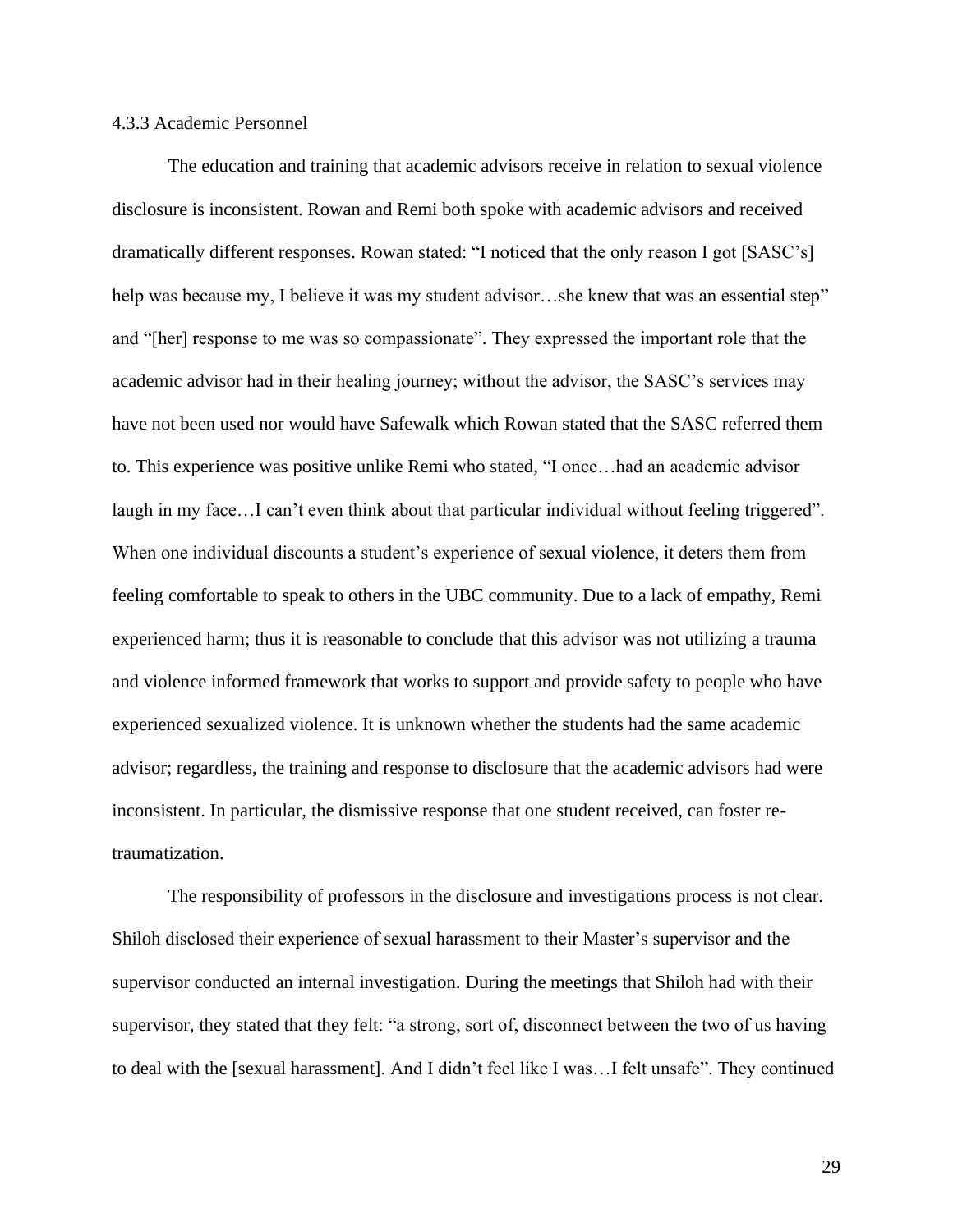### 4.3.3 Academic Personnel

The education and training that academic advisors receive in relation to sexual violence disclosure is inconsistent. Rowan and Remi both spoke with academic advisors and received dramatically different responses. Rowan stated: "I noticed that the only reason I got [SASC's] help was because my, I believe it was my student advisor…she knew that was an essential step" and "[her] response to me was so compassionate". They expressed the important role that the academic advisor had in their healing journey; without the advisor, the SASC's services may have not been used nor would have Safewalk which Rowan stated that the SASC referred them to. This experience was positive unlike Remi who stated, "I once…had an academic advisor laugh in my face…I can't even think about that particular individual without feeling triggered". When one individual discounts a student's experience of sexual violence, it deters them from feeling comfortable to speak to others in the UBC community. Due to a lack of empathy, Remi experienced harm; thus it is reasonable to conclude that this advisor was not utilizing a trauma and violence informed framework that works to support and provide safety to people who have experienced sexualized violence. It is unknown whether the students had the same academic advisor; regardless, the training and response to disclosure that the academic advisors had were inconsistent. In particular, the dismissive response that one student received, can foster re-traumatization.

The responsibility of professors in the disclosure and investigations process is not clear. Shiloh disclosed their experience of sexual harassment to their Master's supervisor and the supervisor conducted an internal investigation. During the meetings that Shiloh had with their supervisor, they stated that they felt: "a strong, sort of, disconnect between the two of us having to deal with the [sexual harassment]. And I didn't feel like I was…I felt unsafe". They continued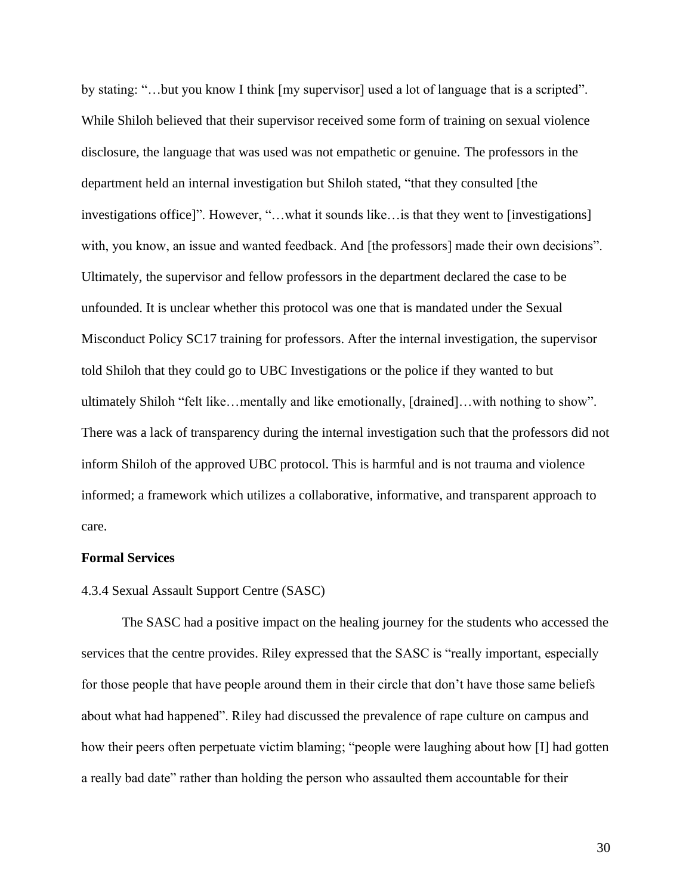by stating: "…but you know I think [my supervisor] used a lot of language that is a scripted". While Shiloh believed that their supervisor received some form of training on sexual violence disclosure, the language that was used was not empathetic or genuine. The professors in the department held an internal investigation but Shiloh stated, "that they consulted [the investigations office]". However, "…what it sounds like…is that they went to [investigations] with, you know, an issue and wanted feedback. And [the professors] made their own decisions". Ultimately, the supervisor and fellow professors in the department declared the case to be unfounded. It is unclear whether this protocol was one that is mandated under the Sexual Misconduct Policy SC17 training for professors. After the internal investigation, the supervisor told Shiloh that they could go to UBC Investigations or the police if they wanted to but ultimately Shiloh "felt like…mentally and like emotionally, [drained]…with nothing to show". There was a lack of transparency during the internal investigation such that the professors did not inform Shiloh of the approved UBC protocol. This is harmful and is not trauma and violence informed; a framework which utilizes a collaborative, informative, and transparent approach to care.

**Formal Services**

#### 4.3.4 Sexual Assault Support Centre (SASC)

The SASC had a positive impact on the healing journey for the students who accessed the services that the centre provides. Riley expressed that the SASC is "really important, especially for those people that have people around them in their circle that don't have those same beliefs about what had happened". Riley had discussed the prevalence of rape culture on campus and how their peers often perpetuate victim blaming; "people were laughing about how [I] had gotten a really bad date" rather than holding the person who assaulted them accountable for their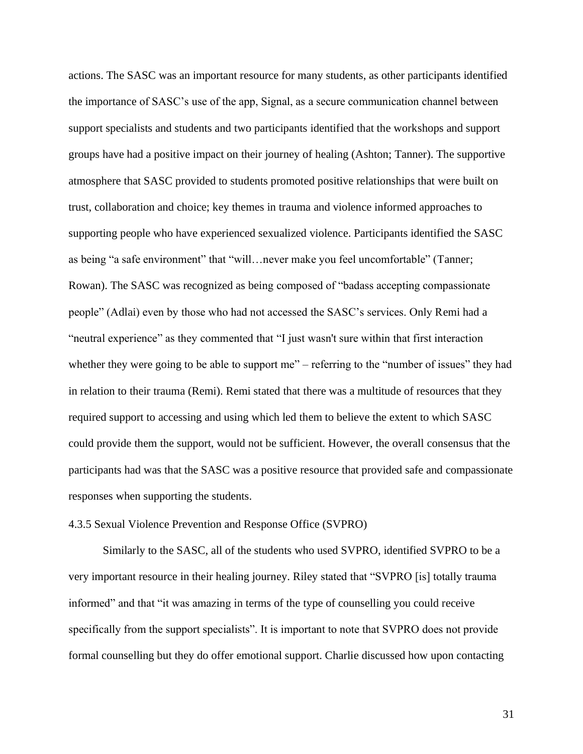actions. The SASC was an important resource for many students, as other participants identified the importance of SASC's use of the app, Signal, as a secure communication channel between support specialists and students and two participants identified that the workshops and support groups have had a positive impact on their journey of healing (Ashton; Tanner). The supportive atmosphere that SASC provided to students promoted positive relationships that were built on trust, collaboration and choice; key themes in trauma and violence informed approaches to supporting people who have experienced sexualized violence. Participants identified the SASC as being "a safe environment" that "will…never make you feel uncomfortable" (Tanner; Rowan). The SASC was recognized as being composed of "badass accepting compassionate people" (Adlai) even by those who had not accessed the SASC's services. Only Remi had a "neutral experience" as they commented that "I just wasn't sure within that first interaction whether they were going to be able to support me" – referring to the "number of issues" they had in relation to their trauma (Remi). Remi stated that there was a multitude of resources that they required support to accessing and using which led them to believe the extent to which SASC could provide them the support, would not be sufficient. However, the overall consensus that the participants had was that the SASC was a positive resource that provided safe and compassionate responses when supporting the students.

#### 4.3.5 Sexual Violence Prevention and Response Office (SVPRO)

Similarly to the SASC, all of the students who used SVPRO, identified SVPRO to be a very important resource in their healing journey. Riley stated that "SVPRO [is] totally trauma informed" and that "it was amazing in terms of the type of counselling you could receive specifically from the support specialists". It is important to note that SVPRO does not provide formal counselling but they do offer emotional support. Charlie discussed how upon contacting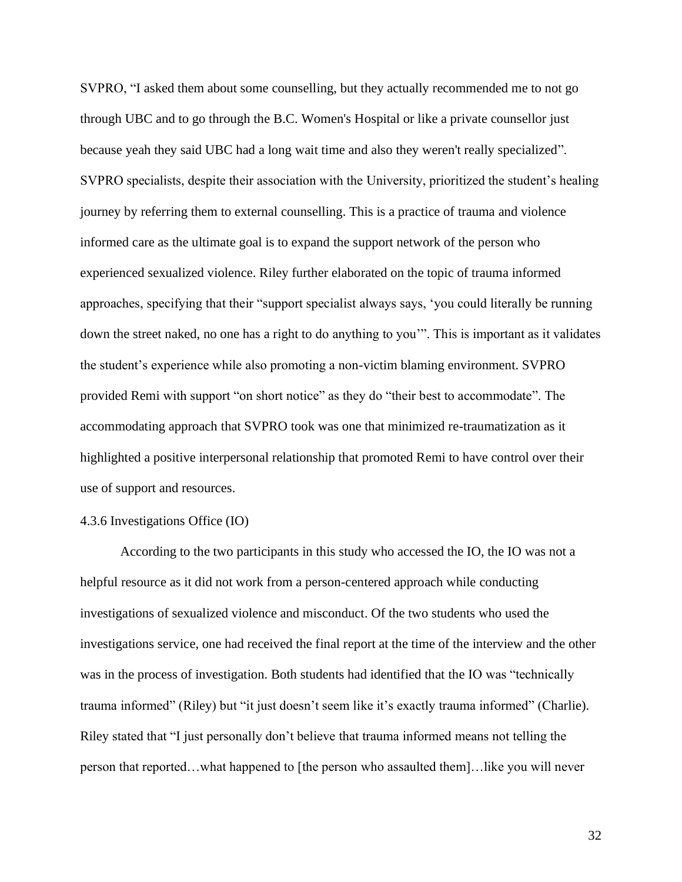SVPRO, “I asked them about some counselling, but they actually recommended me to not go through UBC and to go through the B.C. Women's Hospital or like a private counsellor just because yeah they said UBC had a long wait time and also they weren't really specialized”. SVPRO specialists, despite their association with the University, prioritized the student’s healing journey by referring them to external counselling. This is a practice of trauma and violence informed care as the ultimate goal is to expand the support network of the person who experienced sexualized violence. Riley further elaborated on the topic of trauma informed approaches, specifying that their “support specialist always says, ‘you could literally be running down the street naked, no one has a right to do anything to you’”. This is important as it validates the student’s experience while also promoting a non-victim blaming environment. SVPRO provided Remi with support “on short notice” as they do “their best to accommodate”. The accommodating approach that SVPRO took was one that minimized re-traumatization as it highlighted a positive interpersonal relationship that promoted Remi to have control over their use of support and resources.

#### 4.3.6 Investigations Office (IO)

According to the two participants in this study who accessed the IO, the IO was not a helpful resource as it did not work from a person-centered approach while conducting investigations of sexualized violence and misconduct. Of the two students who used the investigations service, one had received the final report at the time of the interview and the other was in the process of investigation. Both students had identified that the IO was “technically trauma informed” (Riley) but “it just doesn’t seem like it’s exactly trauma informed” (Charlie). Riley stated that “I just personally don’t believe that trauma informed means not telling the person that reported…what happened to [the person who assaulted them]…like you will never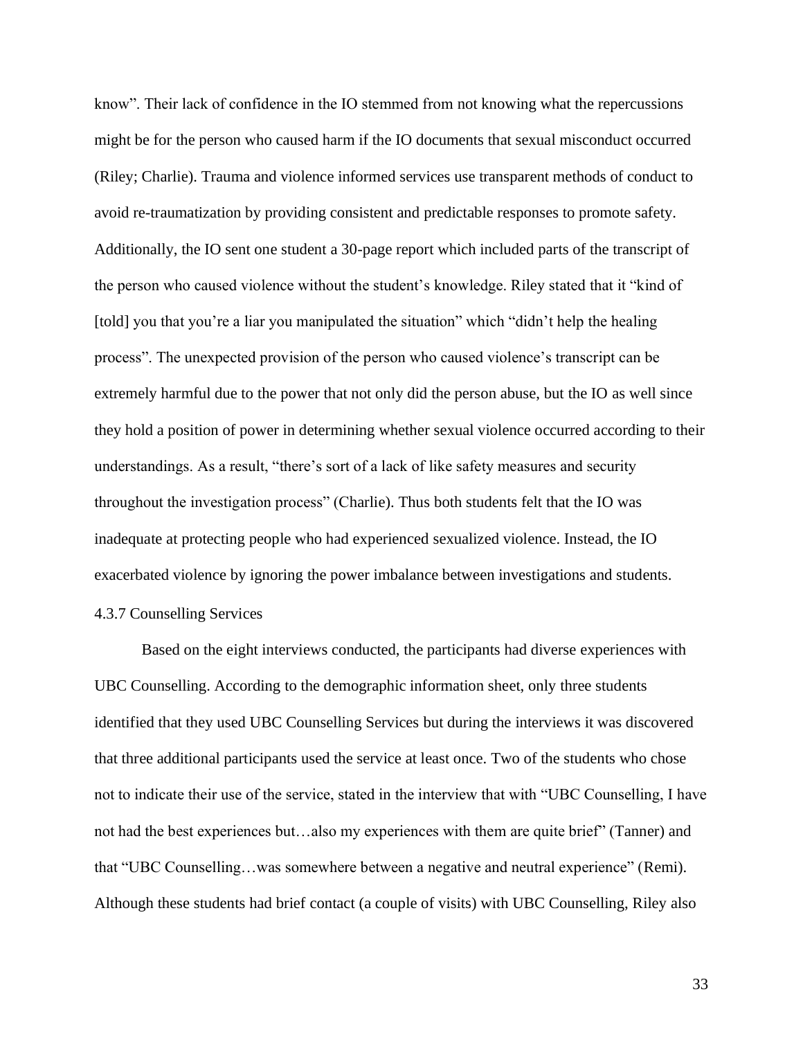know". Their lack of confidence in the IO stemmed from not knowing what the repercussions might be for the person who caused harm if the IO documents that sexual misconduct occurred (Riley; Charlie). Trauma and violence informed services use transparent methods of conduct to avoid re-traumatization by providing consistent and predictable responses to promote safety. Additionally, the IO sent one student a 30-page report which included parts of the transcript of the person who caused violence without the student's knowledge. Riley stated that it "kind of [told] you that you're a liar you manipulated the situation" which "didn't help the healing process". The unexpected provision of the person who caused violence's transcript can be extremely harmful due to the power that not only did the person abuse, but the IO as well since they hold a position of power in determining whether sexual violence occurred according to their understandings. As a result, "there's sort of a lack of like safety measures and security throughout the investigation process" (Charlie). Thus both students felt that the IO was inadequate at protecting people who had experienced sexualized violence. Instead, the IO exacerbated violence by ignoring the power imbalance between investigations and students.

#### 4.3.7 Counselling Services

Based on the eight interviews conducted, the participants had diverse experiences with UBC Counselling. According to the demographic information sheet, only three students identified that they used UBC Counselling Services but during the interviews it was discovered that three additional participants used the service at least once. Two of the students who chose not to indicate their use of the service, stated in the interview that with "UBC Counselling, I have not had the best experiences but…also my experiences with them are quite brief" (Tanner) and that "UBC Counselling…was somewhere between a negative and neutral experience" (Remi). Although these students had brief contact (a couple of visits) with UBC Counselling, Riley also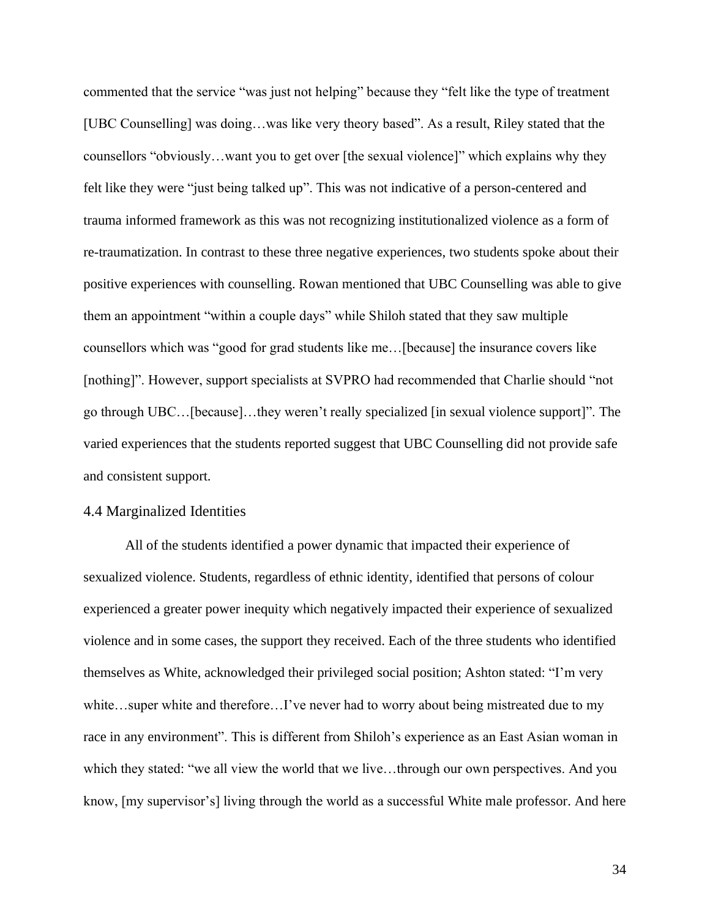commented that the service "was just not helping" because they "felt like the type of treatment [UBC Counselling] was doing…was like very theory based". As a result, Riley stated that the counsellors "obviously…want you to get over [the sexual violence]" which explains why they felt like they were "just being talked up". This was not indicative of a person-centered and trauma informed framework as this was not recognizing institutionalized violence as a form of re-traumatization. In contrast to these three negative experiences, two students spoke about their positive experiences with counselling. Rowan mentioned that UBC Counselling was able to give them an appointment "within a couple days" while Shiloh stated that they saw multiple counsellors which was "good for grad students like me…[because] the insurance covers like [nothing]". However, support specialists at SVPRO had recommended that Charlie should "not go through UBC…[because]…they weren't really specialized [in sexual violence support]". The varied experiences that the students reported suggest that UBC Counselling did not provide safe and consistent support.

## 4.4 Marginalized Identities

All of the students identified a power dynamic that impacted their experience of sexualized violence. Students, regardless of ethnic identity, identified that persons of colour experienced a greater power inequity which negatively impacted their experience of sexualized violence and in some cases, the support they received. Each of the three students who identified themselves as White, acknowledged their privileged social position; Ashton stated: "I'm very white…super white and therefore…I've never had to worry about being mistreated due to my race in any environment". This is different from Shiloh's experience as an East Asian woman in which they stated: "we all view the world that we live…through our own perspectives. And you know, [my supervisor's] living through the world as a successful White male professor. And here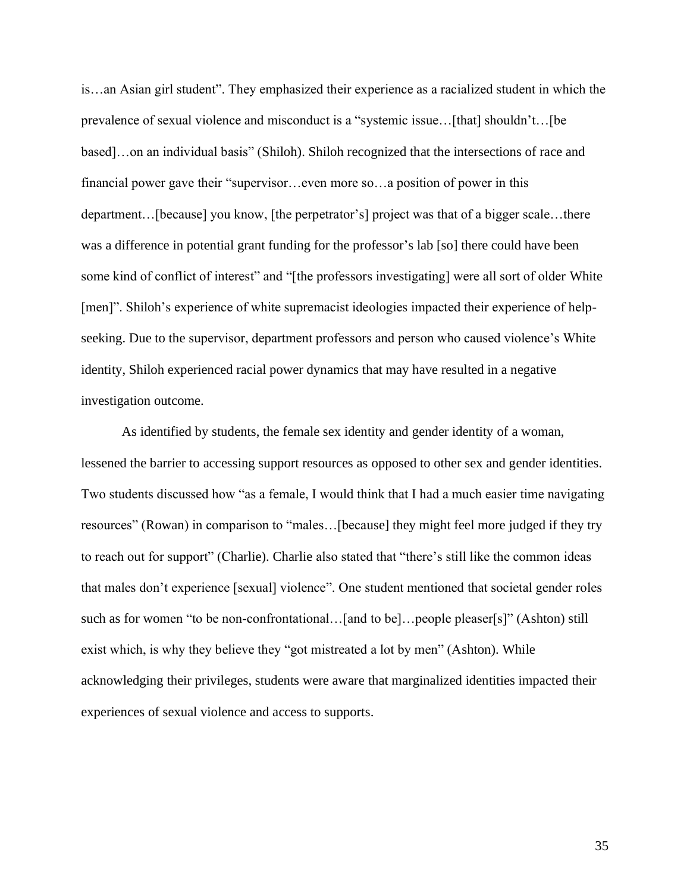is…an Asian girl student". They emphasized their experience as a racialized student in which the prevalence of sexual violence and misconduct is a "systemic issue…[that] shouldn't…[be based]…on an individual basis" (Shiloh). Shiloh recognized that the intersections of race and financial power gave their "supervisor…even more so…a position of power in this department…[because] you know, [the perpetrator's] project was that of a bigger scale…there was a difference in potential grant funding for the professor's lab [so] there could have been some kind of conflict of interest" and "[the professors investigating] were all sort of older White [men]". Shiloh's experience of white supremacist ideologies impacted their experience of help-seeking. Due to the supervisor, department professors and person who caused violence's White identity, Shiloh experienced racial power dynamics that may have resulted in a negative investigation outcome.

As identified by students, the female sex identity and gender identity of a woman, lessened the barrier to accessing support resources as opposed to other sex and gender identities. Two students discussed how "as a female, I would think that I had a much easier time navigating resources" (Rowan) in comparison to "males…[because] they might feel more judged if they try to reach out for support" (Charlie). Charlie also stated that "there's still like the common ideas that males don't experience [sexual] violence". One student mentioned that societal gender roles such as for women "to be non-confrontational…[and to be]…people pleaser[s]" (Ashton) still exist which, is why they believe they "got mistreated a lot by men" (Ashton). While acknowledging their privileges, students were aware that marginalized identities impacted their experiences of sexual violence and access to supports.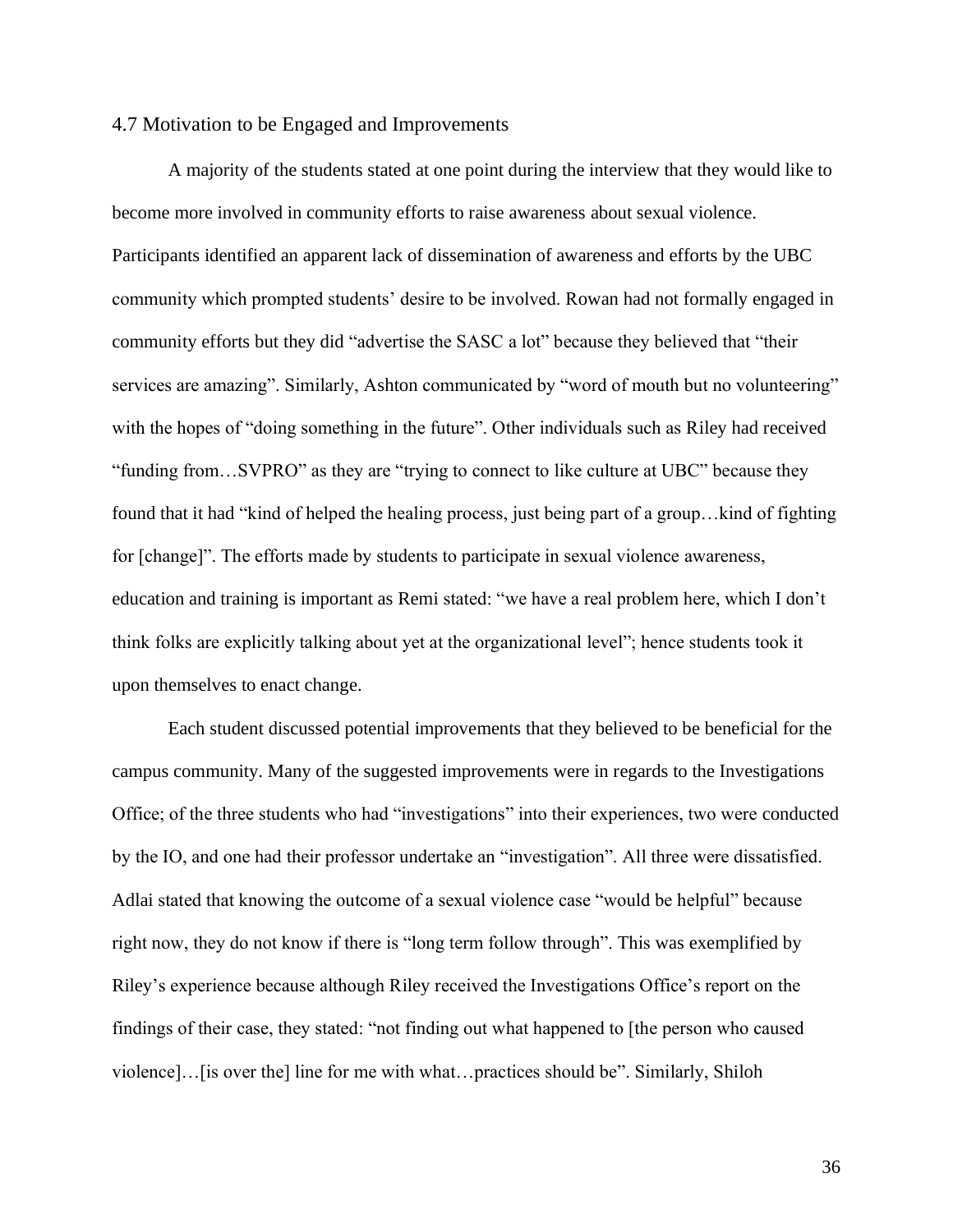## 4.7 Motivation to be Engaged and Improvements

A majority of the students stated at one point during the interview that they would like to become more involved in community efforts to raise awareness about sexual violence. Participants identified an apparent lack of dissemination of awareness and efforts by the UBC community which prompted students' desire to be involved. Rowan had not formally engaged in community efforts but they did "advertise the SASC a lot" because they believed that "their services are amazing". Similarly, Ashton communicated by "word of mouth but no volunteering" with the hopes of "doing something in the future". Other individuals such as Riley had received "funding from…SVPRO" as they are "trying to connect to like culture at UBC" because they found that it had "kind of helped the healing process, just being part of a group…kind of fighting for [change]". The efforts made by students to participate in sexual violence awareness, education and training is important as Remi stated: "we have a real problem here, which I don't think folks are explicitly talking about yet at the organizational level"; hence students took it upon themselves to enact change.

Each student discussed potential improvements that they believed to be beneficial for the campus community. Many of the suggested improvements were in regards to the Investigations Office; of the three students who had "investigations" into their experiences, two were conducted by the IO, and one had their professor undertake an "investigation". All three were dissatisfied. Adlai stated that knowing the outcome of a sexual violence case "would be helpful" because right now, they do not know if there is "long term follow through". This was exemplified by Riley's experience because although Riley received the Investigations Office's report on the findings of their case, they stated: "not finding out what happened to [the person who caused violence]…[is over the] line for me with what…practices should be". Similarly, Shiloh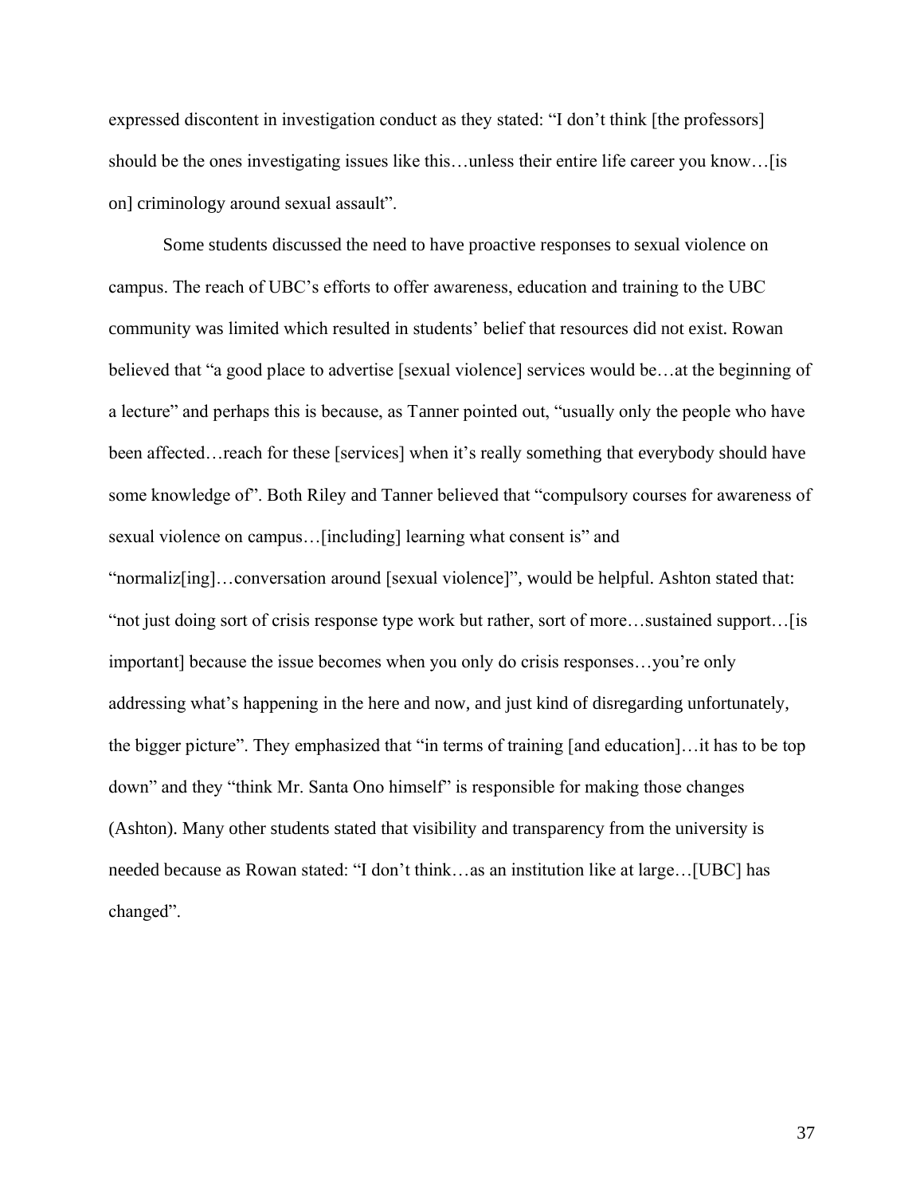expressed discontent in investigation conduct as they stated: "I don't think [the professors] should be the ones investigating issues like this…unless their entire life career you know…[is on] criminology around sexual assault".

Some students discussed the need to have proactive responses to sexual violence on campus. The reach of UBC's efforts to offer awareness, education and training to the UBC community was limited which resulted in students' belief that resources did not exist. Rowan believed that "a good place to advertise [sexual violence] services would be…at the beginning of a lecture" and perhaps this is because, as Tanner pointed out, "usually only the people who have been affected…reach for these [services] when it's really something that everybody should have some knowledge of". Both Riley and Tanner believed that "compulsory courses for awareness of sexual violence on campus…[including] learning what consent is" and "normaliz[ing]…conversation around [sexual violence]", would be helpful. Ashton stated that: "not just doing sort of crisis response type work but rather, sort of more…sustained support…[is important] because the issue becomes when you only do crisis responses…you're only addressing what's happening in the here and now, and just kind of disregarding unfortunately, the bigger picture". They emphasized that "in terms of training [and education]…it has to be top down" and they "think Mr. Santa Ono himself" is responsible for making those changes (Ashton). Many other students stated that visibility and transparency from the university is needed because as Rowan stated: "I don't think…as an institution like at large…[UBC] has changed".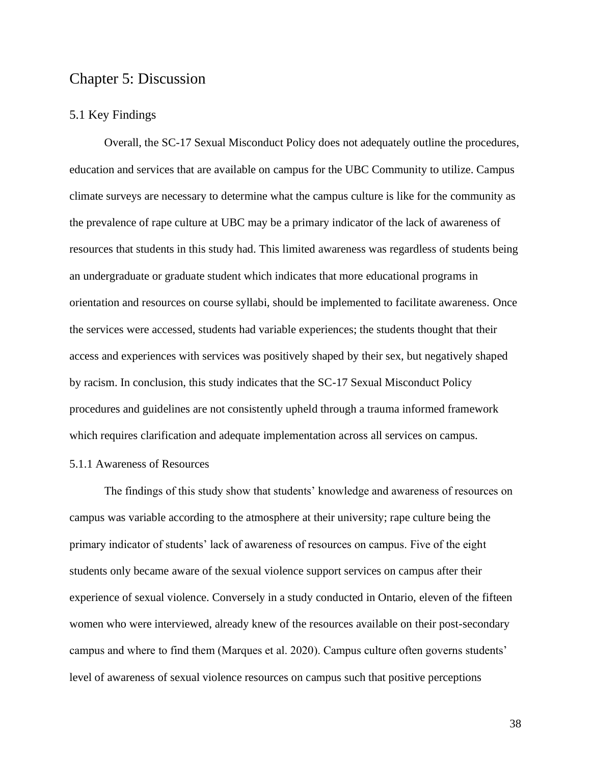# Chapter 5: Discussion

## 5.1 Key Findings

Overall, the SC-17 Sexual Misconduct Policy does not adequately outline the procedures, education and services that are available on campus for the UBC Community to utilize. Campus climate surveys are necessary to determine what the campus culture is like for the community as the prevalence of rape culture at UBC may be a primary indicator of the lack of awareness of resources that students in this study had. This limited awareness was regardless of students being an undergraduate or graduate student which indicates that more educational programs in orientation and resources on course syllabi, should be implemented to facilitate awareness. Once the services were accessed, students had variable experiences; the students thought that their access and experiences with services was positively shaped by their sex, but negatively shaped by racism. In conclusion, this study indicates that the SC-17 Sexual Misconduct Policy procedures and guidelines are not consistently upheld through a trauma informed framework which requires clarification and adequate implementation across all services on campus.

### 5.1.1 Awareness of Resources

The findings of this study show that students' knowledge and awareness of resources on campus was variable according to the atmosphere at their university; rape culture being the primary indicator of students' lack of awareness of resources on campus. Five of the eight students only became aware of the sexual violence support services on campus after their experience of sexual violence. Conversely in a study conducted in Ontario, eleven of the fifteen women who were interviewed, already knew of the resources available on their post-secondary campus and where to find them (Marques et al. 2020). Campus culture often governs students' level of awareness of sexual violence resources on campus such that positive perceptions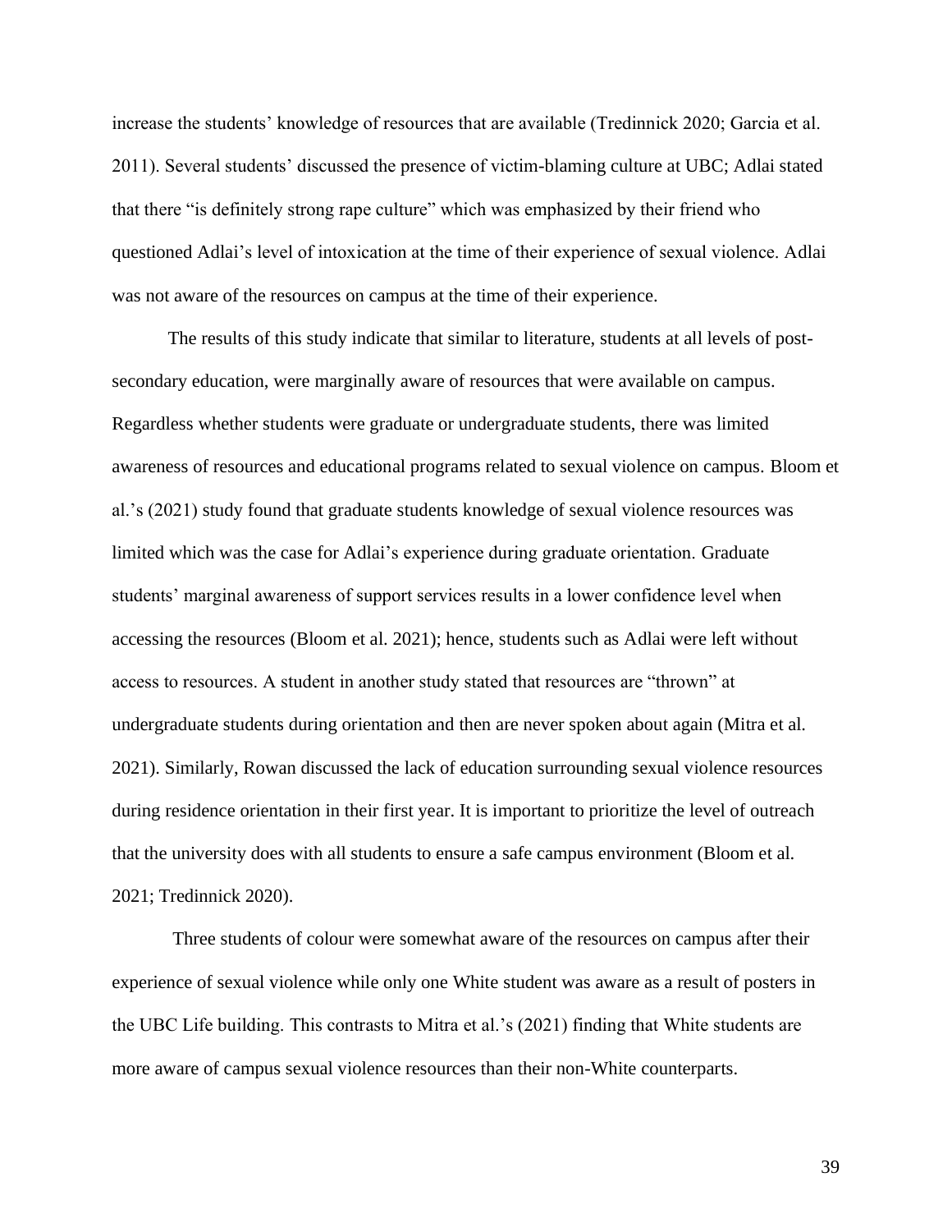increase the students' knowledge of resources that are available (Tredinnick 2020; Garcia et al. 2011). Several students' discussed the presence of victim-blaming culture at UBC; Adlai stated that there "is definitely strong rape culture" which was emphasized by their friend who questioned Adlai's level of intoxication at the time of their experience of sexual violence. Adlai was not aware of the resources on campus at the time of their experience.

The results of this study indicate that similar to literature, students at all levels of post-secondary education, were marginally aware of resources that were available on campus. Regardless whether students were graduate or undergraduate students, there was limited awareness of resources and educational programs related to sexual violence on campus. Bloom et al.'s (2021) study found that graduate students knowledge of sexual violence resources was limited which was the case for Adlai's experience during graduate orientation. Graduate students' marginal awareness of support services results in a lower confidence level when accessing the resources (Bloom et al. 2021); hence, students such as Adlai were left without access to resources. A student in another study stated that resources are "thrown" at undergraduate students during orientation and then are never spoken about again (Mitra et al. 2021). Similarly, Rowan discussed the lack of education surrounding sexual violence resources during residence orientation in their first year. It is important to prioritize the level of outreach that the university does with all students to ensure a safe campus environment (Bloom et al. 2021; Tredinnick 2020).

Three students of colour were somewhat aware of the resources on campus after their experience of sexual violence while only one White student was aware as a result of posters in the UBC Life building. This contrasts to Mitra et al.'s (2021) finding that White students are more aware of campus sexual violence resources than their non-White counterparts.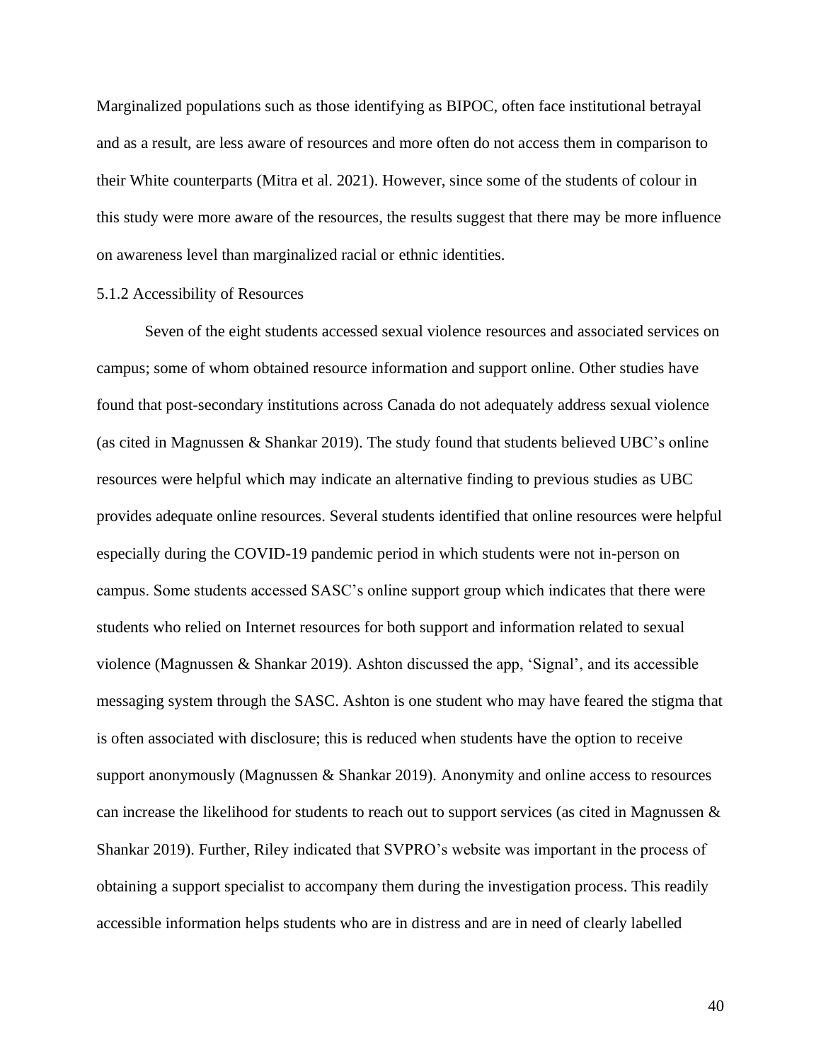Marginalized populations such as those identifying as BIPOC, often face institutional betrayal and as a result, are less aware of resources and more often do not access them in comparison to their White counterparts (Mitra et al. 2021). However, since some of the students of colour in this study were more aware of the resources, the results suggest that there may be more influence on awareness level than marginalized racial or ethnic identities.

#### 5.1.2 Accessibility of Resources

Seven of the eight students accessed sexual violence resources and associated services on campus; some of whom obtained resource information and support online. Other studies have found that post-secondary institutions across Canada do not adequately address sexual violence (as cited in Magnussen & Shankar 2019). The study found that students believed UBC's online resources were helpful which may indicate an alternative finding to previous studies as UBC provides adequate online resources. Several students identified that online resources were helpful especially during the COVID-19 pandemic period in which students were not in-person on campus. Some students accessed SASC's online support group which indicates that there were students who relied on Internet resources for both support and information related to sexual violence (Magnussen & Shankar 2019). Ashton discussed the app, 'Signal', and its accessible messaging system through the SASC. Ashton is one student who may have feared the stigma that is often associated with disclosure; this is reduced when students have the option to receive support anonymously (Magnussen & Shankar 2019). Anonymity and online access to resources can increase the likelihood for students to reach out to support services (as cited in Magnussen & Shankar 2019). Further, Riley indicated that SVPRO's website was important in the process of obtaining a support specialist to accompany them during the investigation process. This readily accessible information helps students who are in distress and are in need of clearly labelled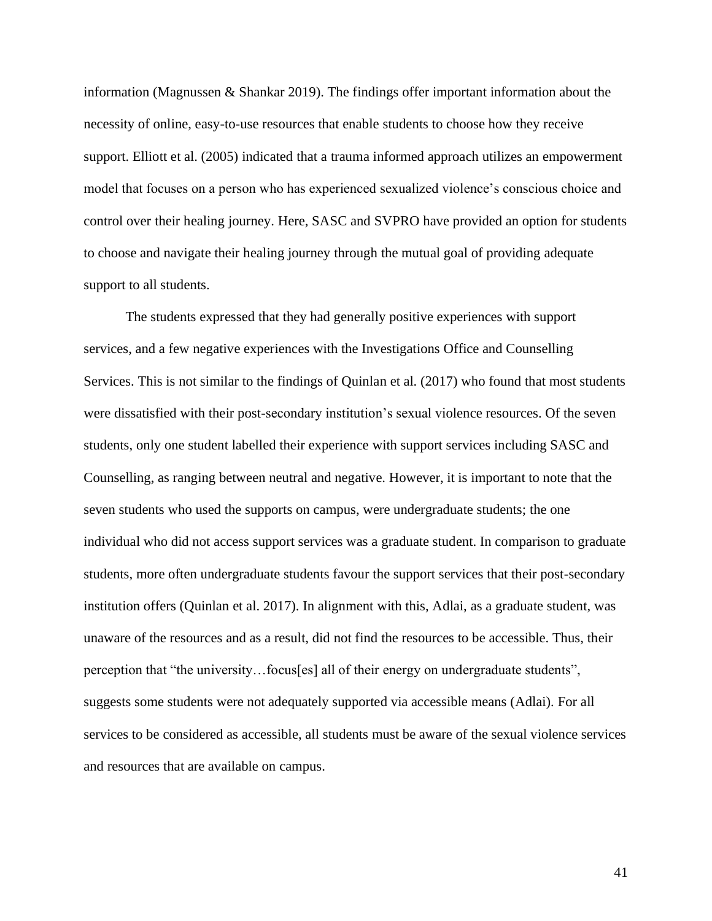information (Magnussen & Shankar 2019). The findings offer important information about the necessity of online, easy-to-use resources that enable students to choose how they receive support. Elliott et al. (2005) indicated that a trauma informed approach utilizes an empowerment model that focuses on a person who has experienced sexualized violence's conscious choice and control over their healing journey. Here, SASC and SVPRO have provided an option for students to choose and navigate their healing journey through the mutual goal of providing adequate support to all students.

The students expressed that they had generally positive experiences with support services, and a few negative experiences with the Investigations Office and Counselling Services. This is not similar to the findings of Quinlan et al. (2017) who found that most students were dissatisfied with their post-secondary institution's sexual violence resources. Of the seven students, only one student labelled their experience with support services including SASC and Counselling, as ranging between neutral and negative. However, it is important to note that the seven students who used the supports on campus, were undergraduate students; the one individual who did not access support services was a graduate student. In comparison to graduate students, more often undergraduate students favour the support services that their post-secondary institution offers (Quinlan et al. 2017). In alignment with this, Adlai, as a graduate student, was unaware of the resources and as a result, did not find the resources to be accessible. Thus, their perception that "the university…focus[es] all of their energy on undergraduate students", suggests some students were not adequately supported via accessible means (Adlai). For all services to be considered as accessible, all students must be aware of the sexual violence services and resources that are available on campus.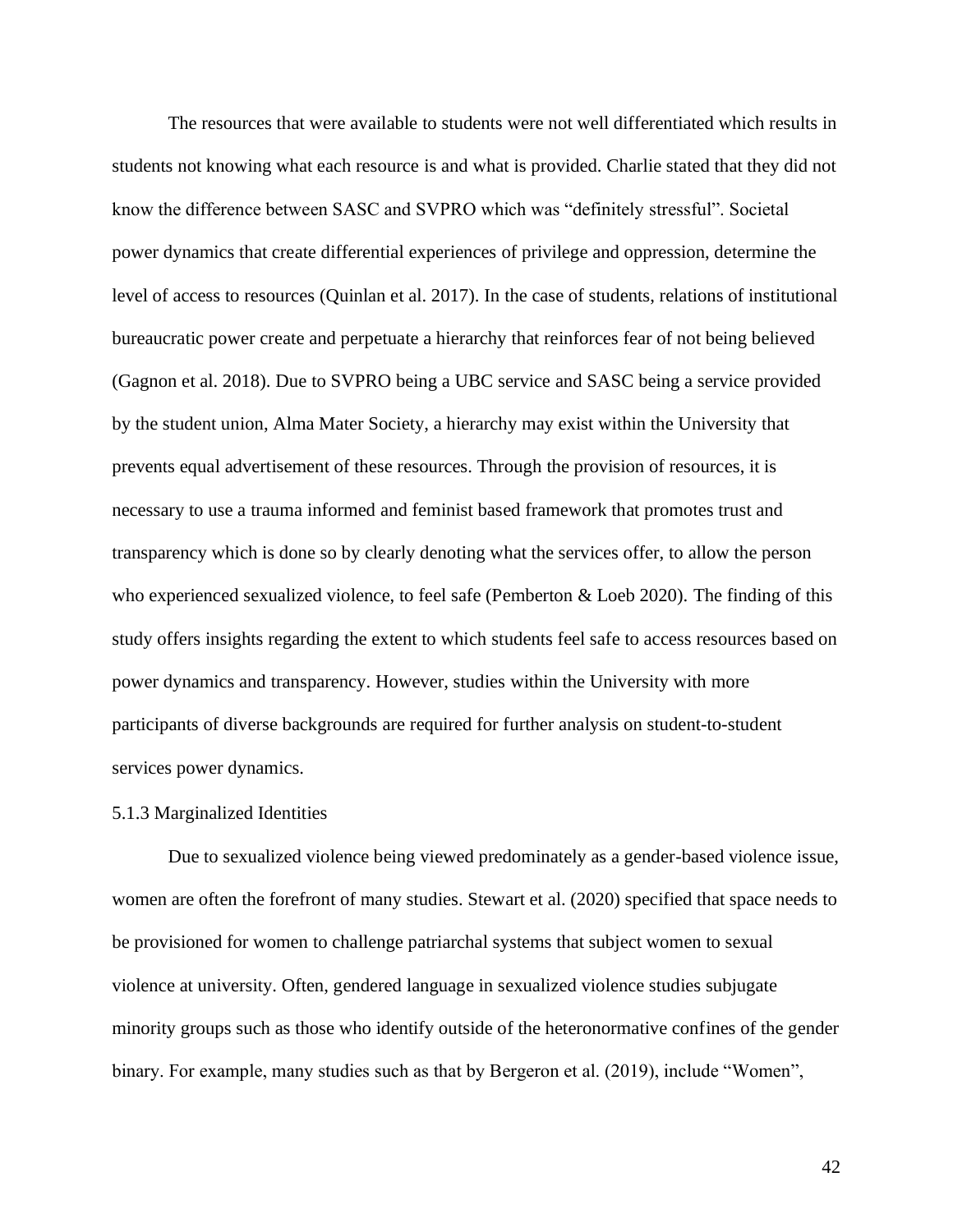The resources that were available to students were not well differentiated which results in students not knowing what each resource is and what is provided. Charlie stated that they did not know the difference between SASC and SVPRO which was "definitely stressful". Societal power dynamics that create differential experiences of privilege and oppression, determine the level of access to resources (Quinlan et al. 2017). In the case of students, relations of institutional bureaucratic power create and perpetuate a hierarchy that reinforces fear of not being believed (Gagnon et al. 2018). Due to SVPRO being a UBC service and SASC being a service provided by the student union, Alma Mater Society, a hierarchy may exist within the University that prevents equal advertisement of these resources. Through the provision of resources, it is necessary to use a trauma informed and feminist based framework that promotes trust and transparency which is done so by clearly denoting what the services offer, to allow the person who experienced sexualized violence, to feel safe (Pemberton & Loeb 2020). The finding of this study offers insights regarding the extent to which students feel safe to access resources based on power dynamics and transparency. However, studies within the University with more participants of diverse backgrounds are required for further analysis on student-to-student services power dynamics.

#### 5.1.3 Marginalized Identities

Due to sexualized violence being viewed predominately as a gender-based violence issue, women are often the forefront of many studies. Stewart et al. (2020) specified that space needs to be provisioned for women to challenge patriarchal systems that subject women to sexual violence at university. Often, gendered language in sexualized violence studies subjugate minority groups such as those who identify outside of the heteronormative confines of the gender binary. For example, many studies such as that by Bergeron et al. (2019), include "Women",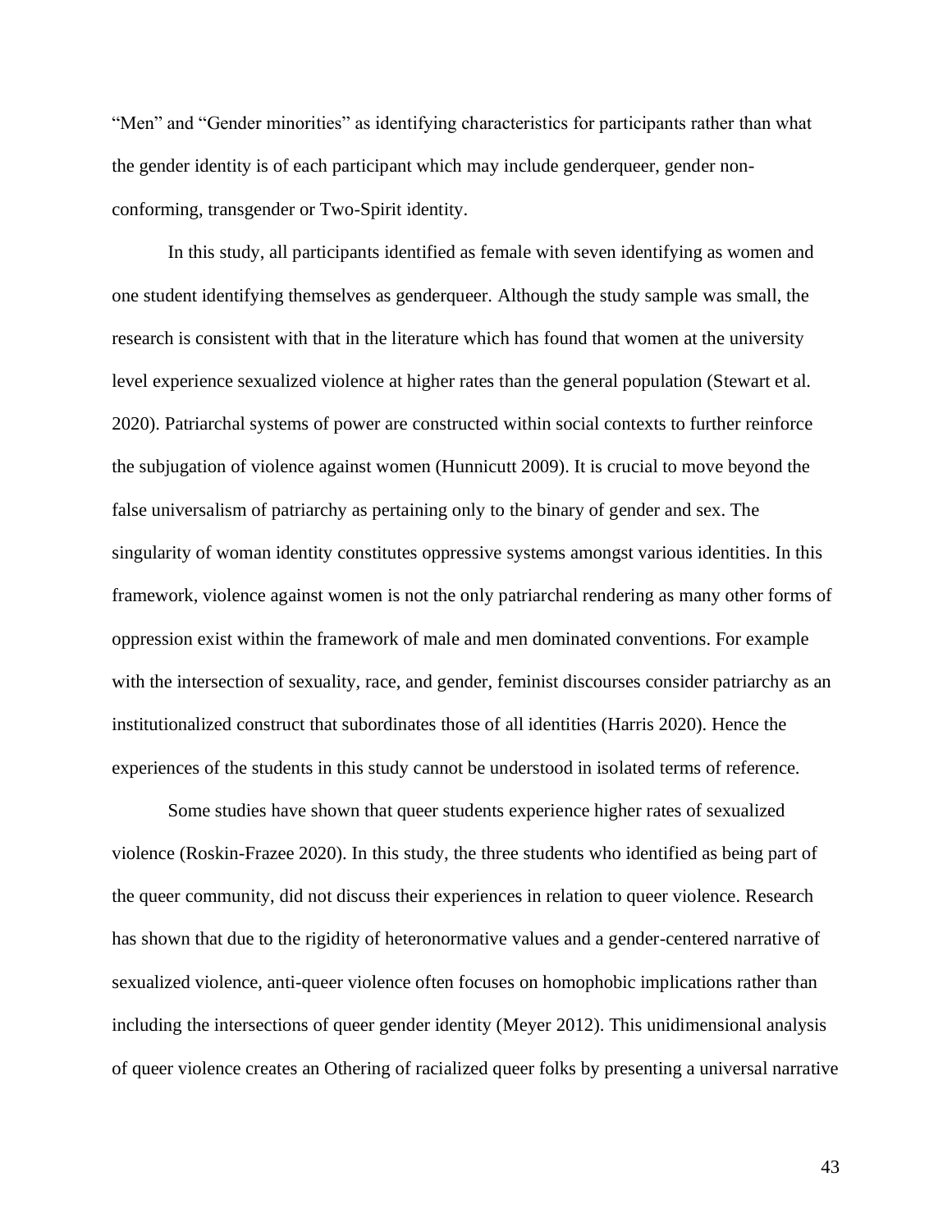"Men" and "Gender minorities" as identifying characteristics for participants rather than what the gender identity is of each participant which may include genderqueer, gender non-conforming, transgender or Two-Spirit identity.

In this study, all participants identified as female with seven identifying as women and one student identifying themselves as genderqueer. Although the study sample was small, the research is consistent with that in the literature which has found that women at the university level experience sexualized violence at higher rates than the general population (Stewart et al. 2020). Patriarchal systems of power are constructed within social contexts to further reinforce the subjugation of violence against women (Hunnicutt 2009). It is crucial to move beyond the false universalism of patriarchy as pertaining only to the binary of gender and sex. The singularity of woman identity constitutes oppressive systems amongst various identities. In this framework, violence against women is not the only patriarchal rendering as many other forms of oppression exist within the framework of male and men dominated conventions. For example with the intersection of sexuality, race, and gender, feminist discourses consider patriarchy as an institutionalized construct that subordinates those of all identities (Harris 2020). Hence the experiences of the students in this study cannot be understood in isolated terms of reference.

Some studies have shown that queer students experience higher rates of sexualized violence (Roskin-Frazee 2020). In this study, the three students who identified as being part of the queer community, did not discuss their experiences in relation to queer violence. Research has shown that due to the rigidity of heteronormative values and a gender-centered narrative of sexualized violence, anti-queer violence often focuses on homophobic implications rather than including the intersections of queer gender identity (Meyer 2012). This unidimensional analysis of queer violence creates an Othering of racialized queer folks by presenting a universal narrative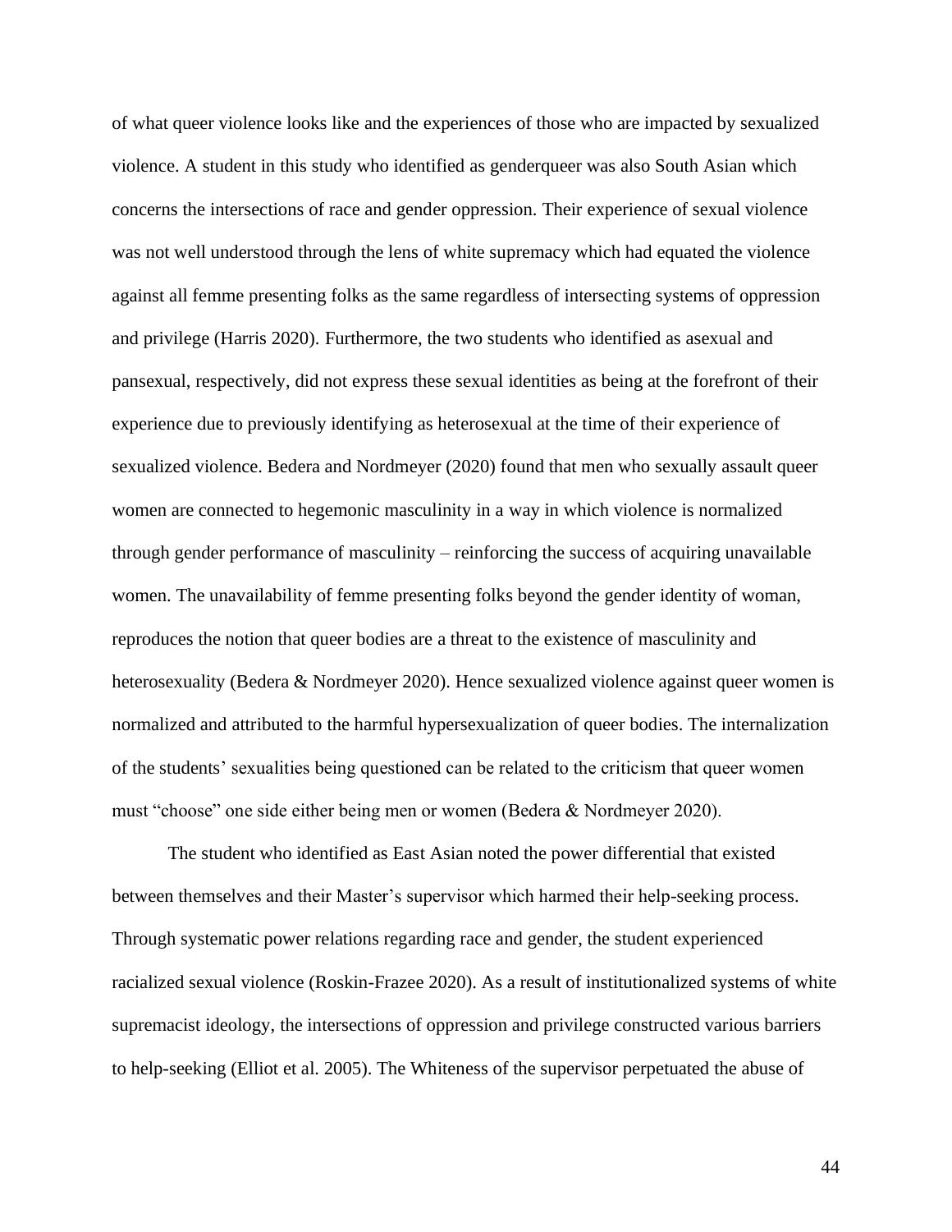of what queer violence looks like and the experiences of those who are impacted by sexualized violence. A student in this study who identified as genderqueer was also South Asian which concerns the intersections of race and gender oppression. Their experience of sexual violence was not well understood through the lens of white supremacy which had equated the violence against all femme presenting folks as the same regardless of intersecting systems of oppression and privilege (Harris 2020). Furthermore, the two students who identified as asexual and pansexual, respectively, did not express these sexual identities as being at the forefront of their experience due to previously identifying as heterosexual at the time of their experience of sexualized violence. Bedera and Nordmeyer (2020) found that men who sexually assault queer women are connected to hegemonic masculinity in a way in which violence is normalized through gender performance of masculinity – reinforcing the success of acquiring unavailable women. The unavailability of femme presenting folks beyond the gender identity of woman, reproduces the notion that queer bodies are a threat to the existence of masculinity and heterosexuality (Bedera & Nordmeyer 2020). Hence sexualized violence against queer women is normalized and attributed to the harmful hypersexualization of queer bodies. The internalization of the students' sexualities being questioned can be related to the criticism that queer women must "choose" one side either being men or women (Bedera & Nordmeyer 2020).

The student who identified as East Asian noted the power differential that existed between themselves and their Master's supervisor which harmed their help-seeking process. Through systematic power relations regarding race and gender, the student experienced racialized sexual violence (Roskin-Frazee 2020). As a result of institutionalized systems of white supremacist ideology, the intersections of oppression and privilege constructed various barriers to help-seeking (Elliot et al. 2005). The Whiteness of the supervisor perpetuated the abuse of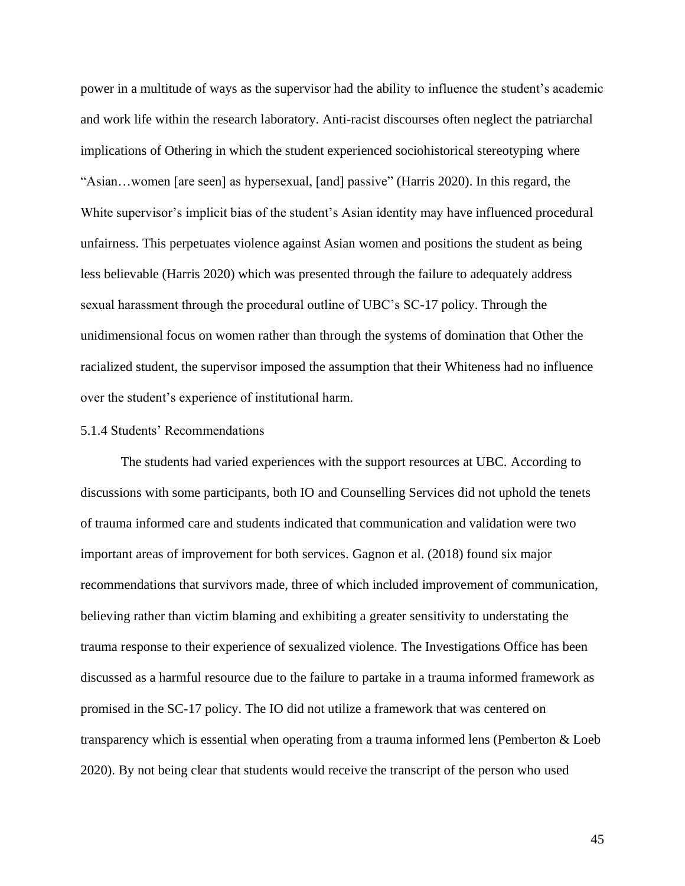power in a multitude of ways as the supervisor had the ability to influence the student's academic and work life within the research laboratory. Anti-racist discourses often neglect the patriarchal implications of Othering in which the student experienced sociohistorical stereotyping where "Asian…women [are seen] as hypersexual, [and] passive" (Harris 2020). In this regard, the White supervisor's implicit bias of the student's Asian identity may have influenced procedural unfairness. This perpetuates violence against Asian women and positions the student as being less believable (Harris 2020) which was presented through the failure to adequately address sexual harassment through the procedural outline of UBC's SC-17 policy. Through the unidimensional focus on women rather than through the systems of domination that Other the racialized student, the supervisor imposed the assumption that their Whiteness had no influence over the student's experience of institutional harm.

#### 5.1.4 Students' Recommendations

The students had varied experiences with the support resources at UBC. According to discussions with some participants, both IO and Counselling Services did not uphold the tenets of trauma informed care and students indicated that communication and validation were two important areas of improvement for both services. Gagnon et al. (2018) found six major recommendations that survivors made, three of which included improvement of communication, believing rather than victim blaming and exhibiting a greater sensitivity to understating the trauma response to their experience of sexualized violence. The Investigations Office has been discussed as a harmful resource due to the failure to partake in a trauma informed framework as promised in the SC-17 policy. The IO did not utilize a framework that was centered on transparency which is essential when operating from a trauma informed lens (Pemberton & Loeb 2020). By not being clear that students would receive the transcript of the person who used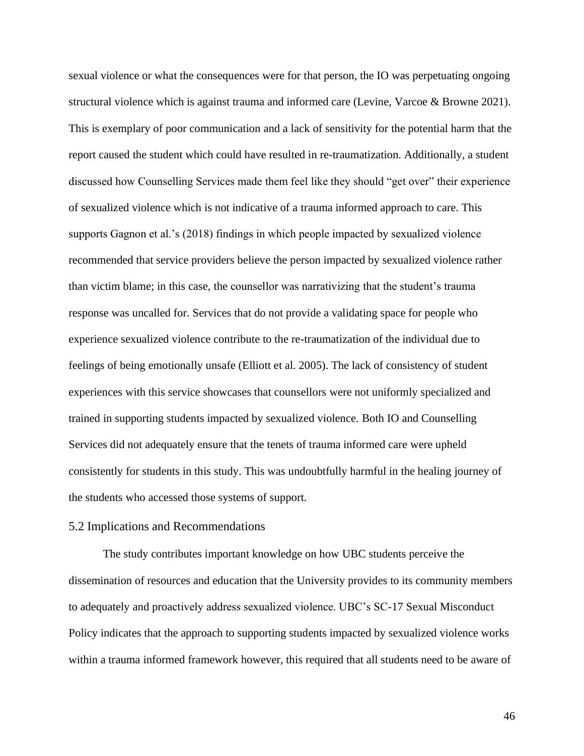sexual violence or what the consequences were for that person, the IO was perpetuating ongoing structural violence which is against trauma and informed care (Levine, Varcoe & Browne 2021). This is exemplary of poor communication and a lack of sensitivity for the potential harm that the report caused the student which could have resulted in re-traumatization. Additionally, a student discussed how Counselling Services made them feel like they should "get over" their experience of sexualized violence which is not indicative of a trauma informed approach to care. This supports Gagnon et al.'s (2018) findings in which people impacted by sexualized violence recommended that service providers believe the person impacted by sexualized violence rather than victim blame; in this case, the counsellor was narrativizing that the student's trauma response was uncalled for. Services that do not provide a validating space for people who experience sexualized violence contribute to the re-traumatization of the individual due to feelings of being emotionally unsafe (Elliott et al. 2005). The lack of consistency of student experiences with this service showcases that counsellors were not uniformly specialized and trained in supporting students impacted by sexualized violence. Both IO and Counselling Services did not adequately ensure that the tenets of trauma informed care were upheld consistently for students in this study. This was undoubtfully harmful in the healing journey of the students who accessed those systems of support.

## 5.2 Implications and Recommendations

The study contributes important knowledge on how UBC students perceive the dissemination of resources and education that the University provides to its community members to adequately and proactively address sexualized violence. UBC's SC-17 Sexual Misconduct Policy indicates that the approach to supporting students impacted by sexualized violence works within a trauma informed framework however, this required that all students need to be aware of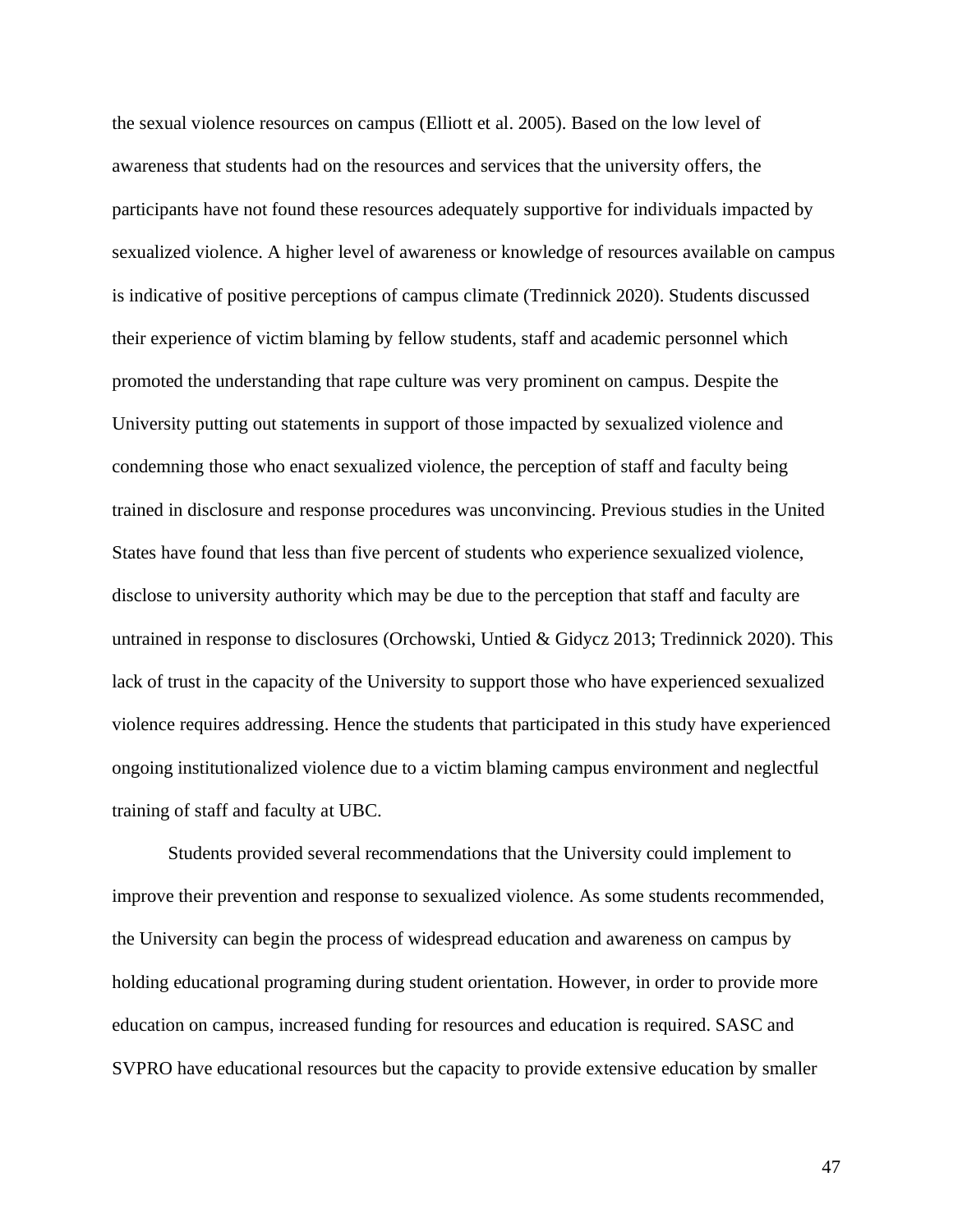the sexual violence resources on campus (Elliott et al. 2005). Based on the low level of awareness that students had on the resources and services that the university offers, the participants have not found these resources adequately supportive for individuals impacted by sexualized violence. A higher level of awareness or knowledge of resources available on campus is indicative of positive perceptions of campus climate (Tredinnick 2020). Students discussed their experience of victim blaming by fellow students, staff and academic personnel which promoted the understanding that rape culture was very prominent on campus. Despite the University putting out statements in support of those impacted by sexualized violence and condemning those who enact sexualized violence, the perception of staff and faculty being trained in disclosure and response procedures was unconvincing. Previous studies in the United States have found that less than five percent of students who experience sexualized violence, disclose to university authority which may be due to the perception that staff and faculty are untrained in response to disclosures (Orchowski, Untied & Gidycz 2013; Tredinnick 2020). This lack of trust in the capacity of the University to support those who have experienced sexualized violence requires addressing. Hence the students that participated in this study have experienced ongoing institutionalized violence due to a victim blaming campus environment and neglectful training of staff and faculty at UBC.

Students provided several recommendations that the University could implement to improve their prevention and response to sexualized violence. As some students recommended, the University can begin the process of widespread education and awareness on campus by holding educational programing during student orientation. However, in order to provide more education on campus, increased funding for resources and education is required. SASC and SVPRO have educational resources but the capacity to provide extensive education by smaller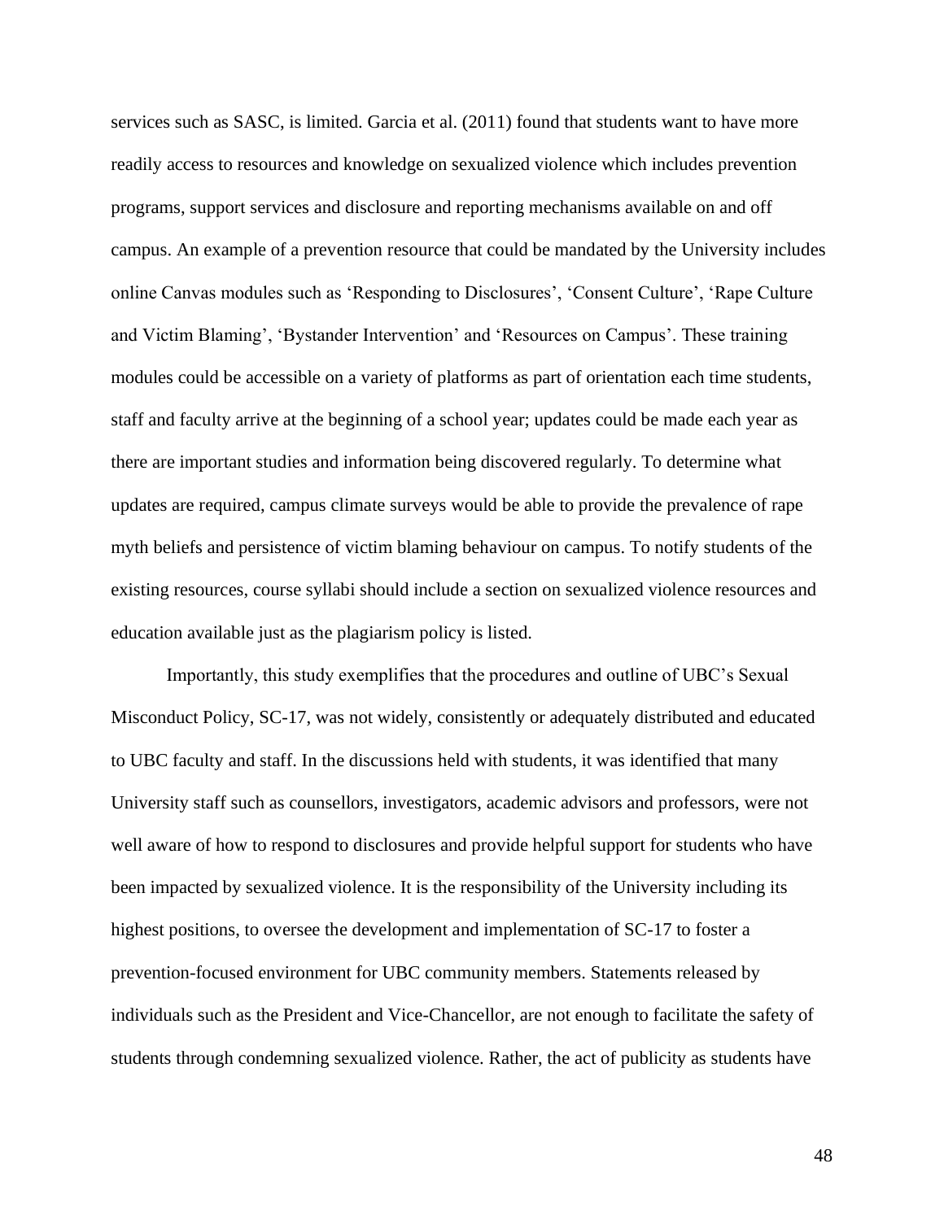services such as SASC, is limited. Garcia et al. (2011) found that students want to have more readily access to resources and knowledge on sexualized violence which includes prevention programs, support services and disclosure and reporting mechanisms available on and off campus. An example of a prevention resource that could be mandated by the University includes online Canvas modules such as 'Responding to Disclosures', 'Consent Culture', 'Rape Culture and Victim Blaming', 'Bystander Intervention' and 'Resources on Campus'. These training modules could be accessible on a variety of platforms as part of orientation each time students, staff and faculty arrive at the beginning of a school year; updates could be made each year as there are important studies and information being discovered regularly. To determine what updates are required, campus climate surveys would be able to provide the prevalence of rape myth beliefs and persistence of victim blaming behaviour on campus. To notify students of the existing resources, course syllabi should include a section on sexualized violence resources and education available just as the plagiarism policy is listed.

Importantly, this study exemplifies that the procedures and outline of UBC's Sexual Misconduct Policy, SC-17, was not widely, consistently or adequately distributed and educated to UBC faculty and staff. In the discussions held with students, it was identified that many University staff such as counsellors, investigators, academic advisors and professors, were not well aware of how to respond to disclosures and provide helpful support for students who have been impacted by sexualized violence. It is the responsibility of the University including its highest positions, to oversee the development and implementation of SC-17 to foster a prevention-focused environment for UBC community members. Statements released by individuals such as the President and Vice-Chancellor, are not enough to facilitate the safety of students through condemning sexualized violence. Rather, the act of publicity as students have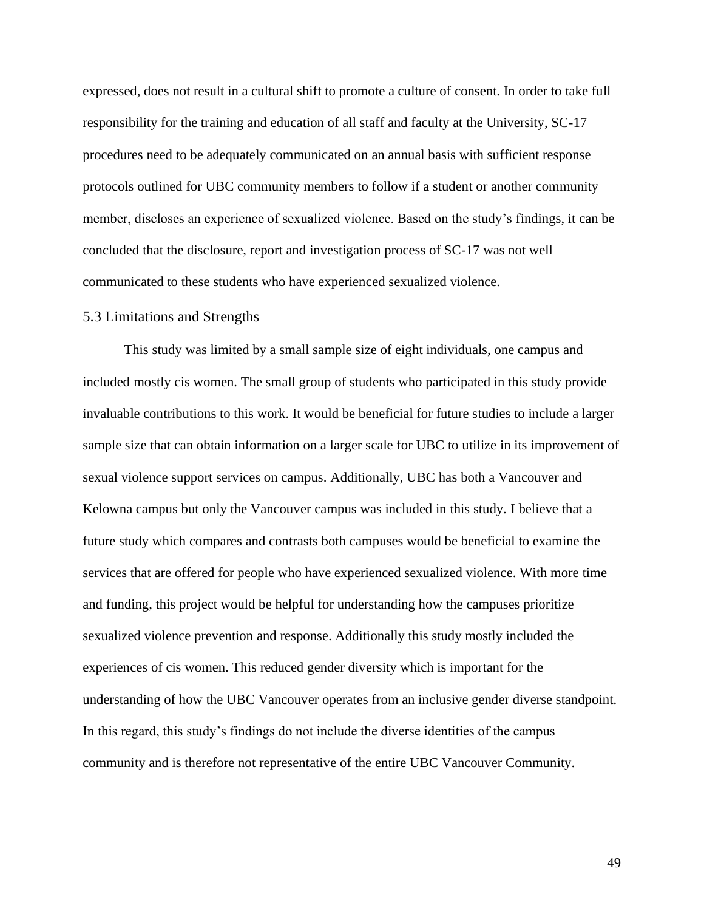expressed, does not result in a cultural shift to promote a culture of consent. In order to take full responsibility for the training and education of all staff and faculty at the University, SC-17 procedures need to be adequately communicated on an annual basis with sufficient response protocols outlined for UBC community members to follow if a student or another community member, discloses an experience of sexualized violence. Based on the study's findings, it can be concluded that the disclosure, report and investigation process of SC-17 was not well communicated to these students who have experienced sexualized violence.

## 5.3 Limitations and Strengths

This study was limited by a small sample size of eight individuals, one campus and included mostly cis women. The small group of students who participated in this study provide invaluable contributions to this work. It would be beneficial for future studies to include a larger sample size that can obtain information on a larger scale for UBC to utilize in its improvement of sexual violence support services on campus. Additionally, UBC has both a Vancouver and Kelowna campus but only the Vancouver campus was included in this study. I believe that a future study which compares and contrasts both campuses would be beneficial to examine the services that are offered for people who have experienced sexualized violence. With more time and funding, this project would be helpful for understanding how the campuses prioritize sexualized violence prevention and response. Additionally this study mostly included the experiences of cis women. This reduced gender diversity which is important for the understanding of how the UBC Vancouver operates from an inclusive gender diverse standpoint. In this regard, this study's findings do not include the diverse identities of the campus community and is therefore not representative of the entire UBC Vancouver Community.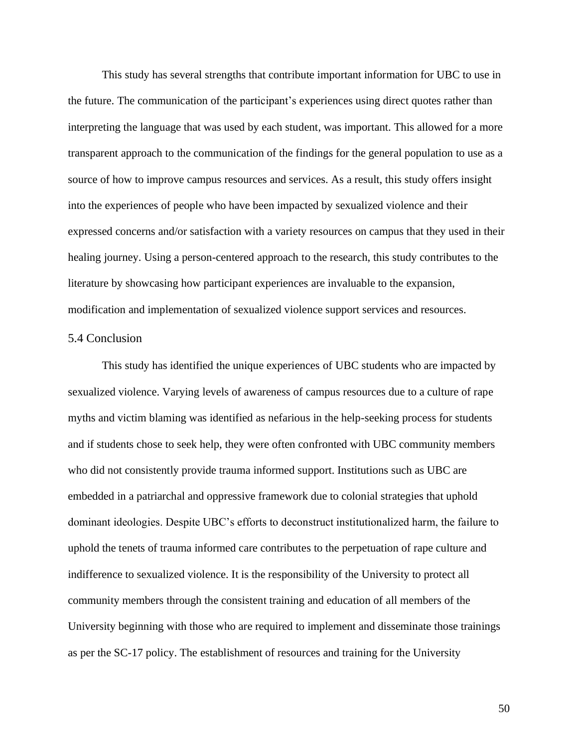This study has several strengths that contribute important information for UBC to use in the future. The communication of the participant's experiences using direct quotes rather than interpreting the language that was used by each student, was important. This allowed for a more transparent approach to the communication of the findings for the general population to use as a source of how to improve campus resources and services. As a result, this study offers insight into the experiences of people who have been impacted by sexualized violence and their expressed concerns and/or satisfaction with a variety resources on campus that they used in their healing journey. Using a person-centered approach to the research, this study contributes to the literature by showcasing how participant experiences are invaluable to the expansion, modification and implementation of sexualized violence support services and resources.

## 5.4 Conclusion

This study has identified the unique experiences of UBC students who are impacted by sexualized violence. Varying levels of awareness of campus resources due to a culture of rape myths and victim blaming was identified as nefarious in the help-seeking process for students and if students chose to seek help, they were often confronted with UBC community members who did not consistently provide trauma informed support. Institutions such as UBC are embedded in a patriarchal and oppressive framework due to colonial strategies that uphold dominant ideologies. Despite UBC's efforts to deconstruct institutionalized harm, the failure to uphold the tenets of trauma informed care contributes to the perpetuation of rape culture and indifference to sexualized violence. It is the responsibility of the University to protect all community members through the consistent training and education of all members of the University beginning with those who are required to implement and disseminate those trainings as per the SC-17 policy. The establishment of resources and training for the University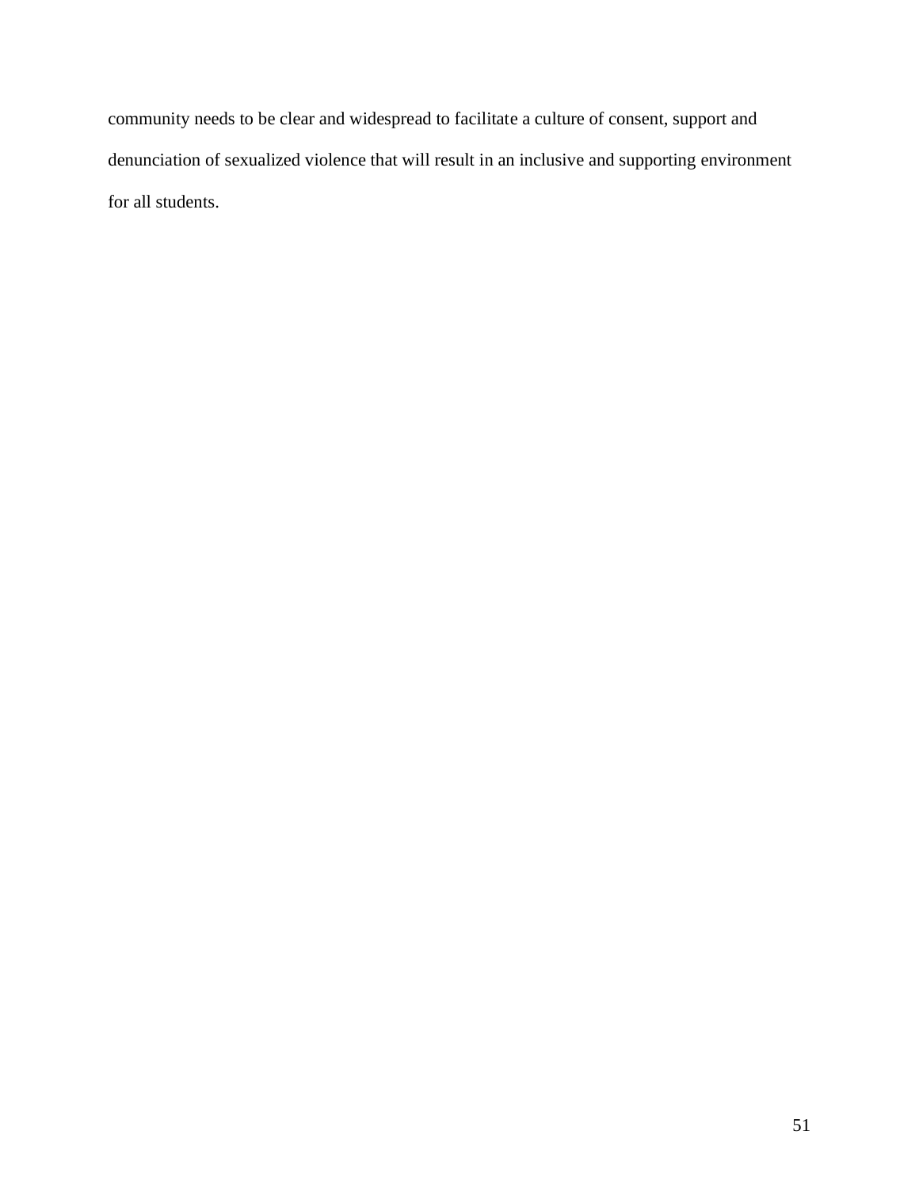community needs to be clear and widespread to facilitate a culture of consent, support and denunciation of sexualized violence that will result in an inclusive and supporting environment for all students.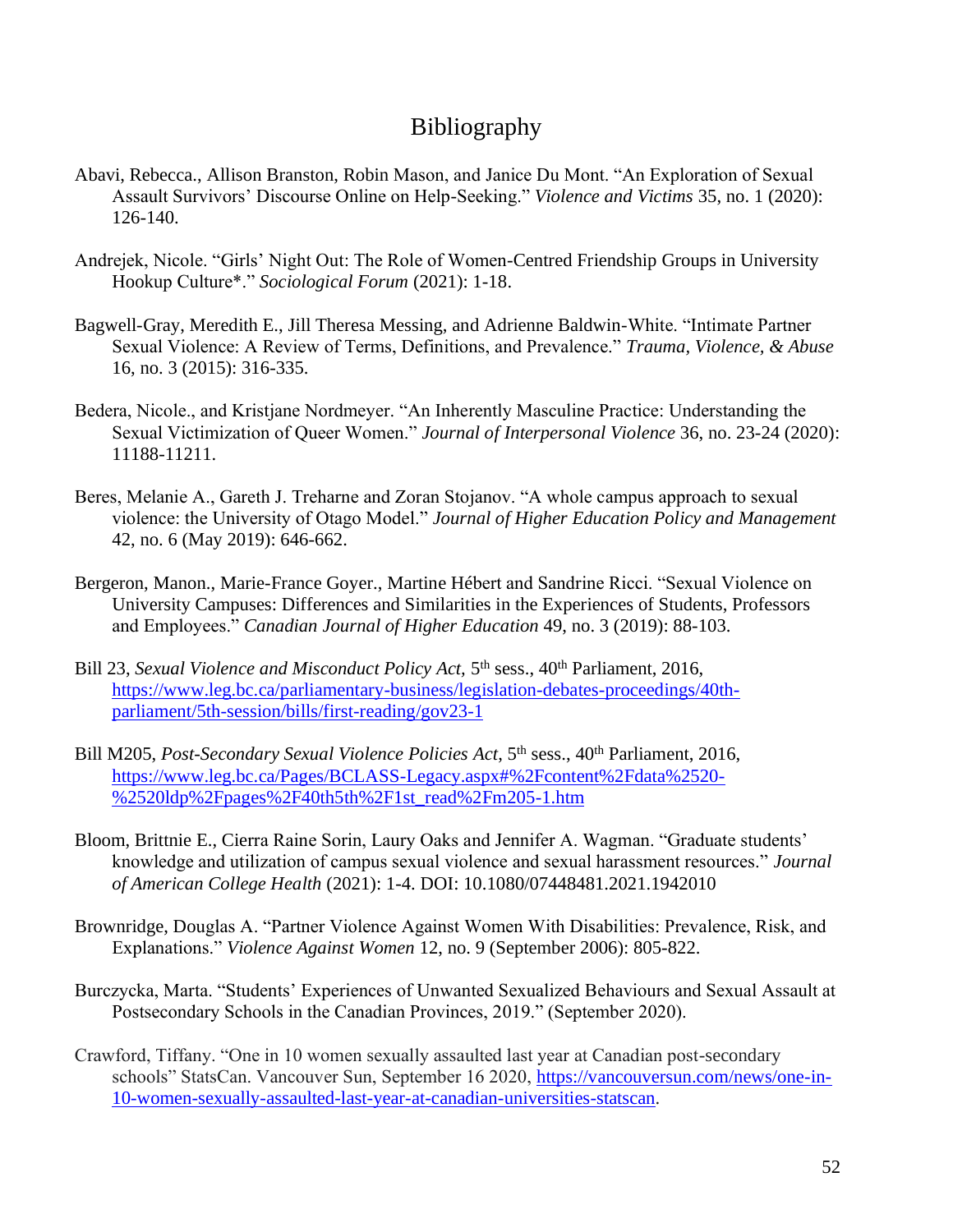# Bibliography

Abavi, Rebecca., Allison Branston, Robin Mason, and Janice Du Mont. "An Exploration of Sexual Assault Survivors' Discourse Online on Help-Seeking." *Violence and Victims* 35, no. 1 (2020): 126-140.

Andrejek, Nicole. "Girls' Night Out: The Role of Women-Centred Friendship Groups in University Hookup Culture*." *Sociological Forum* (2021): 1-18.

Bagwell-Gray, Meredith E., Jill Theresa Messing, and Adrienne Baldwin-White. "Intimate Partner Sexual Violence: A Review of Terms, Definitions, and Prevalence." *Trauma, Violence, & Abuse* 16, no. 3 (2015): 316-335.

Bedera, Nicole., and Kristjane Nordmeyer. "An Inherently Masculine Practice: Understanding the Sexual Victimization of Queer Women." *Journal of Interpersonal Violence* 36, no. 23-24 (2020): 11188-11211.

Beres, Melanie A., Gareth J. Treharne and Zoran Stojanov. "A whole campus approach to sexual violence: the University of Otago Model." *Journal of Higher Education Policy and Management* 42, no. 6 (May 2019): 646-662.

Bergeron, Manon., Marie-France Goyer., Martine Hébert and Sandrine Ricci. "Sexual Violence on University Campuses: Differences and Similarities in the Experiences of Students, Professors and Employees." *Canadian Journal of Higher Education* 49, no. 3 (2019): 88-103.

Bill 23, *Sexual Violence and Misconduct Policy Act,* 5th sess., 40th Parliament, 2016, https://www.leg.bc.ca/parliamentary-business/legislation-debates-proceedings/40th-parliament/5th-session/bills/first-reading/gov23-1

Bill M205, *Post-Secondary Sexual Violence Policies Act*, 5th sess., 40th Parliament, 2016, https://www.leg.bc.ca/Pages/BCLASS-Legacy.aspx#%2Fcontent%2Fdata%2520-%2520ldp%2Fpages%2F40th5th%2F1st_read%2Fm205-1.htm

Bloom, Brittnie E., Cierra Raine Sorin, Laury Oaks and Jennifer A. Wagman. "Graduate students' knowledge and utilization of campus sexual violence and sexual harassment resources." *Journal of American College Health* (2021): 1-4. DOI: 10.1080/07448481.2021.1942010

Brownridge, Douglas A. "Partner Violence Against Women With Disabilities: Prevalence, Risk, and Explanations." *Violence Against Women* 12, no. 9 (September 2006): 805-822.

Burczycka, Marta. "Students' Experiences of Unwanted Sexualized Behaviours and Sexual Assault at Postsecondary Schools in the Canadian Provinces, 2019." (September 2020).

Crawford, Tiffany. "One in 10 women sexually assaulted last year at Canadian post-secondary schools" StatsCan. Vancouver Sun, September 16 2020, https://vancouversun.com/news/one-in-10-women-sexually-assaulted-last-year-at-canadian-universities-statscan.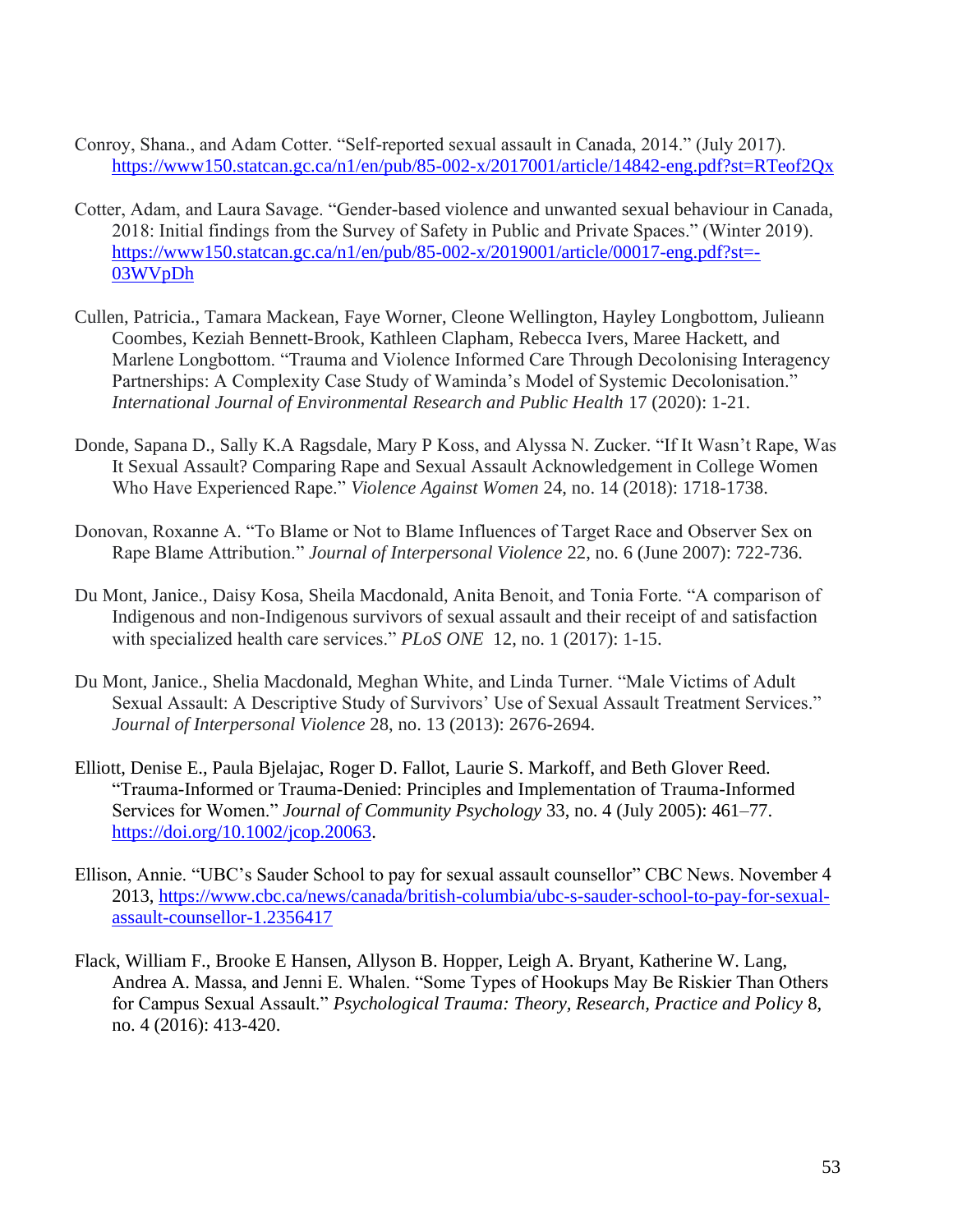Conroy, Shana., and Adam Cotter. "Self-reported sexual assault in Canada, 2014." (July 2017). https://www150.statcan.gc.ca/n1/en/pub/85-002-x/2017001/article/14842-eng.pdf?st=RTeof2Qx

Cotter, Adam, and Laura Savage. "Gender-based violence and unwanted sexual behaviour in Canada, 2018: Initial findings from the Survey of Safety in Public and Private Spaces." (Winter 2019). https://www150.statcan.gc.ca/n1/en/pub/85-002-x/2019001/article/00017-eng.pdf?st=-03WVpDh

Cullen, Patricia., Tamara Mackean, Faye Worner, Cleone Wellington, Hayley Longbottom, Julieann Coombes, Keziah Bennett-Brook, Kathleen Clapham, Rebecca Ivers, Maree Hackett, and Marlene Longbottom. "Trauma and Violence Informed Care Through Decolonising Interagency Partnerships: A Complexity Case Study of Waminda's Model of Systemic Decolonisation." *International Journal of Environmental Research and Public Health* 17 (2020): 1-21.

Donde, Sapana D., Sally K.A Ragsdale, Mary P Koss, and Alyssa N. Zucker. "If It Wasn't Rape, Was It Sexual Assault? Comparing Rape and Sexual Assault Acknowledgement in College Women Who Have Experienced Rape." *Violence Against Women* 24, no. 14 (2018): 1718-1738.

Donovan, Roxanne A. "To Blame or Not to Blame Influences of Target Race and Observer Sex on Rape Blame Attribution." *Journal of Interpersonal Violence* 22, no. 6 (June 2007): 722-736.

Du Mont, Janice., Daisy Kosa, Sheila Macdonald, Anita Benoit, and Tonia Forte. "A comparison of Indigenous and non-Indigenous survivors of sexual assault and their receipt of and satisfaction with specialized health care services." *PLoS ONE* 12, no. 1 (2017): 1-15.

Du Mont, Janice., Shelia Macdonald, Meghan White, and Linda Turner. "Male Victims of Adult Sexual Assault: A Descriptive Study of Survivors' Use of Sexual Assault Treatment Services." *Journal of Interpersonal Violence* 28, no. 13 (2013): 2676-2694.

Elliott, Denise E., Paula Bjelajac, Roger D. Fallot, Laurie S. Markoff, and Beth Glover Reed. "Trauma-Informed or Trauma-Denied: Principles and Implementation of Trauma-Informed Services for Women." *Journal of Community Psychology* 33, no. 4 (July 2005): 461–77. https://doi.org/10.1002/jcop.20063.

Ellison, Annie. "UBC's Sauder School to pay for sexual assault counsellor" CBC News. November 4 2013, https://www.cbc.ca/news/canada/british-columbia/ubc-s-sauder-school-to-pay-for-sexual-assault-counsellor-1.2356417

Flack, William F., Brooke E Hansen, Allyson B. Hopper, Leigh A. Bryant, Katherine W. Lang, Andrea A. Massa, and Jenni E. Whalen. "Some Types of Hookups May Be Riskier Than Others for Campus Sexual Assault." *Psychological Trauma: Theory, Research, Practice and Policy* 8, no. 4 (2016): 413-420.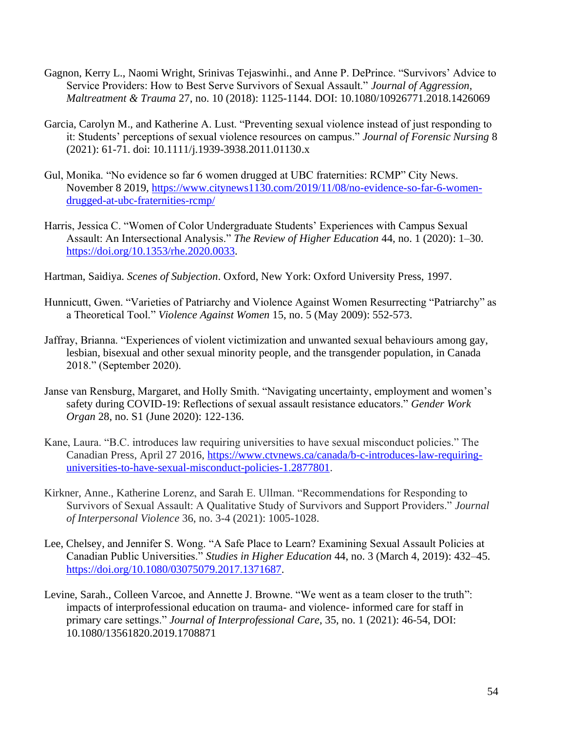Gagnon, Kerry L., Naomi Wright, Srinivas Tejaswinhi., and Anne P. DePrince. "Survivors' Advice to Service Providers: How to Best Serve Survivors of Sexual Assault." *Journal of Aggression, Maltreatment & Trauma* 27, no. 10 (2018): 1125-1144. DOI: 10.1080/10926771.2018.1426069

Garcia, Carolyn M., and Katherine A. Lust. "Preventing sexual violence instead of just responding to it: Students' perceptions of sexual violence resources on campus." *Journal of Forensic Nursing* 8 (2021): 61-71. doi: 10.1111/j.1939-3938.2011.01130.x

Gul, Monika. "No evidence so far 6 women drugged at UBC fraternities: RCMP" City News. November 8 2019, https://www.citynews1130.com/2019/11/08/no-evidence-so-far-6-women-drugged-at-ubc-fraternities-rcmp/

Harris, Jessica C. "Women of Color Undergraduate Students' Experiences with Campus Sexual Assault: An Intersectional Analysis." *The Review of Higher Education* 44, no. 1 (2020): 1–30. https://doi.org/10.1353/rhe.2020.0033.

Hartman, Saidiya. *Scenes of Subjection*. Oxford, New York: Oxford University Press, 1997.

Hunnicutt, Gwen. "Varieties of Patriarchy and Violence Against Women Resurrecting "Patriarchy" as a Theoretical Tool." *Violence Against Women* 15, no. 5 (May 2009): 552-573.

Jaffray, Brianna. "Experiences of violent victimization and unwanted sexual behaviours among gay, lesbian, bisexual and other sexual minority people, and the transgender population, in Canada 2018." (September 2020).

Janse van Rensburg, Margaret, and Holly Smith. "Navigating uncertainty, employment and women's safety during COVID-19: Reflections of sexual assault resistance educators." *Gender Work Organ* 28, no. S1 (June 2020): 122-136.

Kane, Laura. "B.C. introduces law requiring universities to have sexual misconduct policies." The Canadian Press, April 27 2016, https://www.ctvnews.ca/canada/b-c-introduces-law-requiring-universities-to-have-sexual-misconduct-policies-1.2877801.

Kirkner, Anne., Katherine Lorenz, and Sarah E. Ullman. "Recommendations for Responding to Survivors of Sexual Assault: A Qualitative Study of Survivors and Support Providers." *Journal of Interpersonal Violence* 36, no. 3-4 (2021): 1005-1028.

Lee, Chelsey, and Jennifer S. Wong. "A Safe Place to Learn? Examining Sexual Assault Policies at Canadian Public Universities." *Studies in Higher Education* 44, no. 3 (March 4, 2019): 432–45. https://doi.org/10.1080/03075079.2017.1371687.

Levine, Sarah., Colleen Varcoe, and Annette J. Browne. "We went as a team closer to the truth": impacts of interprofessional education on trauma- and violence- informed care for staff in primary care settings." *Journal of Interprofessional Care*, 35, no. 1 (2021): 46-54, DOI: 10.1080/13561820.2019.1708871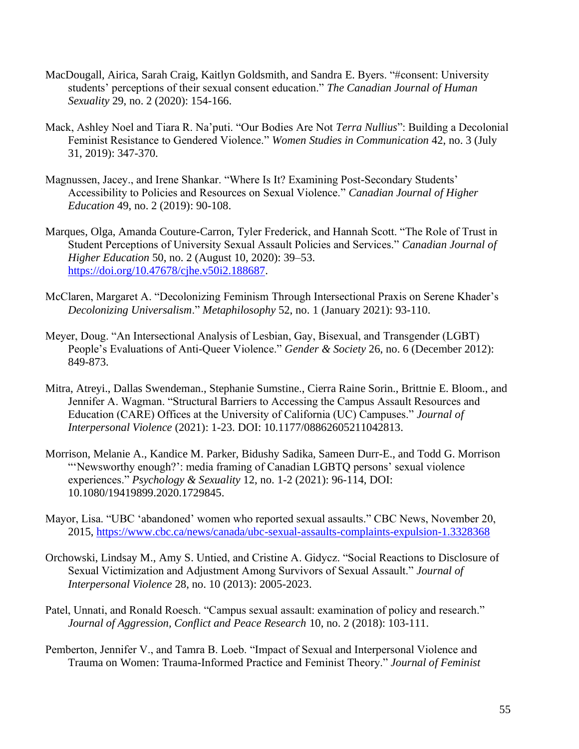MacDougall, Airica, Sarah Craig, Kaitlyn Goldsmith, and Sandra E. Byers. "#consent: University students' perceptions of their sexual consent education." *The Canadian Journal of Human Sexuality* 29, no. 2 (2020): 154-166.

Mack, Ashley Noel and Tiara R. Na'puti. "Our Bodies Are Not *Terra Nullius*": Building a Decolonial Feminist Resistance to Gendered Violence." *Women Studies in Communication* 42, no. 3 (July 31, 2019): 347-370.

Magnussen, Jacey., and Irene Shankar. "Where Is It? Examining Post-Secondary Students' Accessibility to Policies and Resources on Sexual Violence." *Canadian Journal of Higher Education* 49, no. 2 (2019): 90-108.

Marques, Olga, Amanda Couture-Carron, Tyler Frederick, and Hannah Scott. "The Role of Trust in Student Perceptions of University Sexual Assault Policies and Services." *Canadian Journal of Higher Education* 50, no. 2 (August 10, 2020): 39–53. https://doi.org/10.47678/cjhe.v50i2.188687.

McClaren, Margaret A. "Decolonizing Feminism Through Intersectional Praxis on Serene Khader's *Decolonizing Universalism*." *Metaphilosophy* 52, no. 1 (January 2021): 93-110.

Meyer, Doug. "An Intersectional Analysis of Lesbian, Gay, Bisexual, and Transgender (LGBT) People's Evaluations of Anti-Queer Violence." *Gender & Society* 26, no. 6 (December 2012): 849-873.

Mitra, Atreyi., Dallas Swendeman., Stephanie Sumstine., Cierra Raine Sorin., Brittnie E. Bloom., and Jennifer A. Wagman. "Structural Barriers to Accessing the Campus Assault Resources and Education (CARE) Offices at the University of California (UC) Campuses." *Journal of Interpersonal Violence* (2021): 1-23. DOI: 10.1177/08862605211042813.

Morrison, Melanie A., Kandice M. Parker, Bidushy Sadika, Sameen Durr-E., and Todd G. Morrison "'Newsworthy enough?': media framing of Canadian LGBTQ persons' sexual violence experiences." *Psychology & Sexuality* 12, no. 1-2 (2021): 96-114, DOI: 10.1080/19419899.2020.1729845.

Mayor, Lisa. "UBC 'abandoned' women who reported sexual assaults." CBC News, November 20, 2015, https://www.cbc.ca/news/canada/ubc-sexual-assaults-complaints-expulsion-1.3328368

Orchowski, Lindsay M., Amy S. Untied, and Cristine A. Gidycz. "Social Reactions to Disclosure of Sexual Victimization and Adjustment Among Survivors of Sexual Assault." *Journal of Interpersonal Violence* 28, no. 10 (2013): 2005-2023.

Patel, Unnati, and Ronald Roesch. "Campus sexual assault: examination of policy and research." *Journal of Aggression, Conflict and Peace Research* 10, no. 2 (2018): 103-111.

Pemberton, Jennifer V., and Tamra B. Loeb. "Impact of Sexual and Interpersonal Violence and Trauma on Women: Trauma-Informed Practice and Feminist Theory." *Journal of Feminist*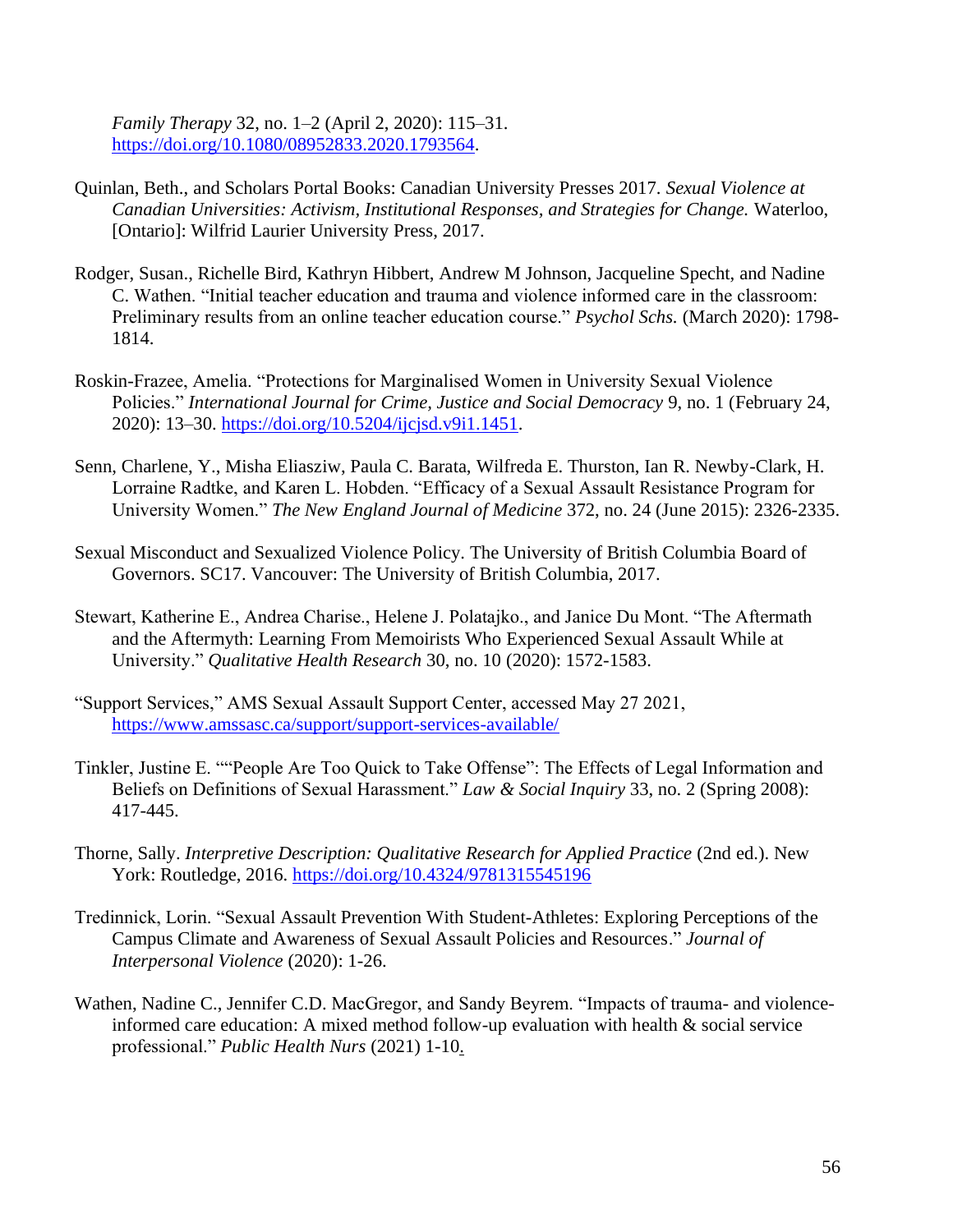*Family Therapy* 32, no. 1–2 (April 2, 2020): 115–31. https://doi.org/10.1080/08952833.2020.1793564.

Quinlan, Beth., and Scholars Portal Books: Canadian University Presses 2017. *Sexual Violence at Canadian Universities: Activism, Institutional Responses, and Strategies for Change.* Waterloo, [Ontario]: Wilfrid Laurier University Press, 2017.

Rodger, Susan., Richelle Bird, Kathryn Hibbert, Andrew M Johnson, Jacqueline Specht, and Nadine C. Wathen. "Initial teacher education and trauma and violence informed care in the classroom: Preliminary results from an online teacher education course." *Psychol Schs.* (March 2020): 1798-1814.

Roskin-Frazee, Amelia. "Protections for Marginalised Women in University Sexual Violence Policies." *International Journal for Crime, Justice and Social Democracy* 9, no. 1 (February 24, 2020): 13–30. https://doi.org/10.5204/ijcjsd.v9i1.1451.

Senn, Charlene, Y., Misha Eliasziw, Paula C. Barata, Wilfreda E. Thurston, Ian R. Newby-Clark, H. Lorraine Radtke, and Karen L. Hobden. "Efficacy of a Sexual Assault Resistance Program for University Women." *The New England Journal of Medicine* 372, no. 24 (June 2015): 2326-2335.

Sexual Misconduct and Sexualized Violence Policy. The University of British Columbia Board of Governors. SC17. Vancouver: The University of British Columbia, 2017.

Stewart, Katherine E., Andrea Charise., Helene J. Polatajko., and Janice Du Mont. "The Aftermath and the Aftermyth: Learning From Memoirists Who Experienced Sexual Assault While at University." *Qualitative Health Research* 30, no. 10 (2020): 1572-1583.

"Support Services," AMS Sexual Assault Support Center, accessed May 27 2021, https://www.amssasc.ca/support/support-services-available/

Tinkler, Justine E. ""People Are Too Quick to Take Offense": The Effects of Legal Information and Beliefs on Definitions of Sexual Harassment." *Law & Social Inquiry* 33, no. 2 (Spring 2008): 417-445.

Thorne, Sally. *Interpretive Description: Qualitative Research for Applied Practice* (2nd ed.). New York: Routledge, 2016. https://doi.org/10.4324/9781315545196

Tredinnick, Lorin. "Sexual Assault Prevention With Student-Athletes: Exploring Perceptions of the Campus Climate and Awareness of Sexual Assault Policies and Resources." *Journal of Interpersonal Violence* (2020): 1-26.

Wathen, Nadine C., Jennifer C.D. MacGregor, and Sandy Beyrem. "Impacts of trauma- and violence-informed care education: A mixed method follow-up evaluation with health & social service professional." *Public Health Nurs* (2021) 1-10.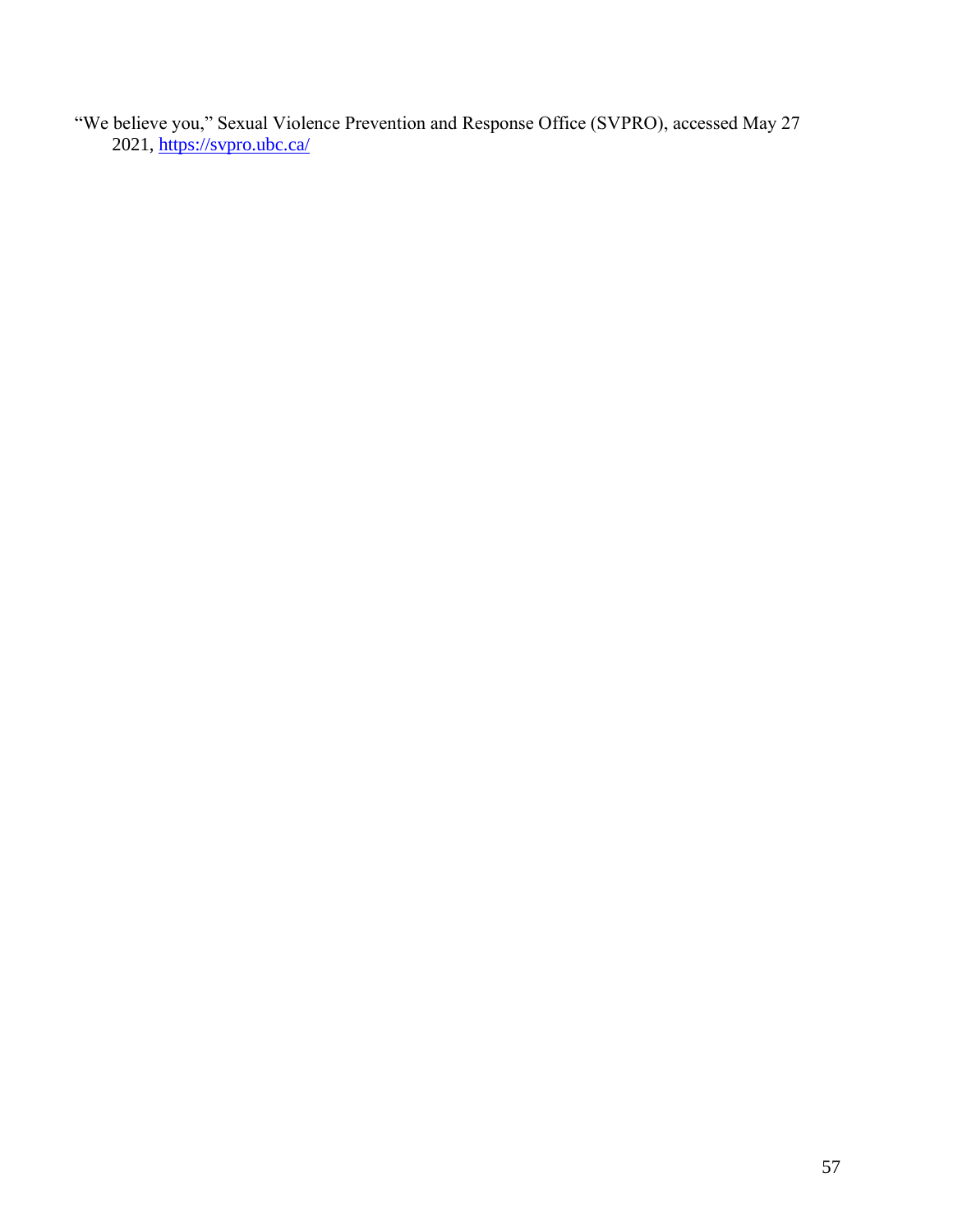"We believe you," Sexual Violence Prevention and Response Office (SVPRO), accessed May 27 2021, https://svpro.ubc.ca/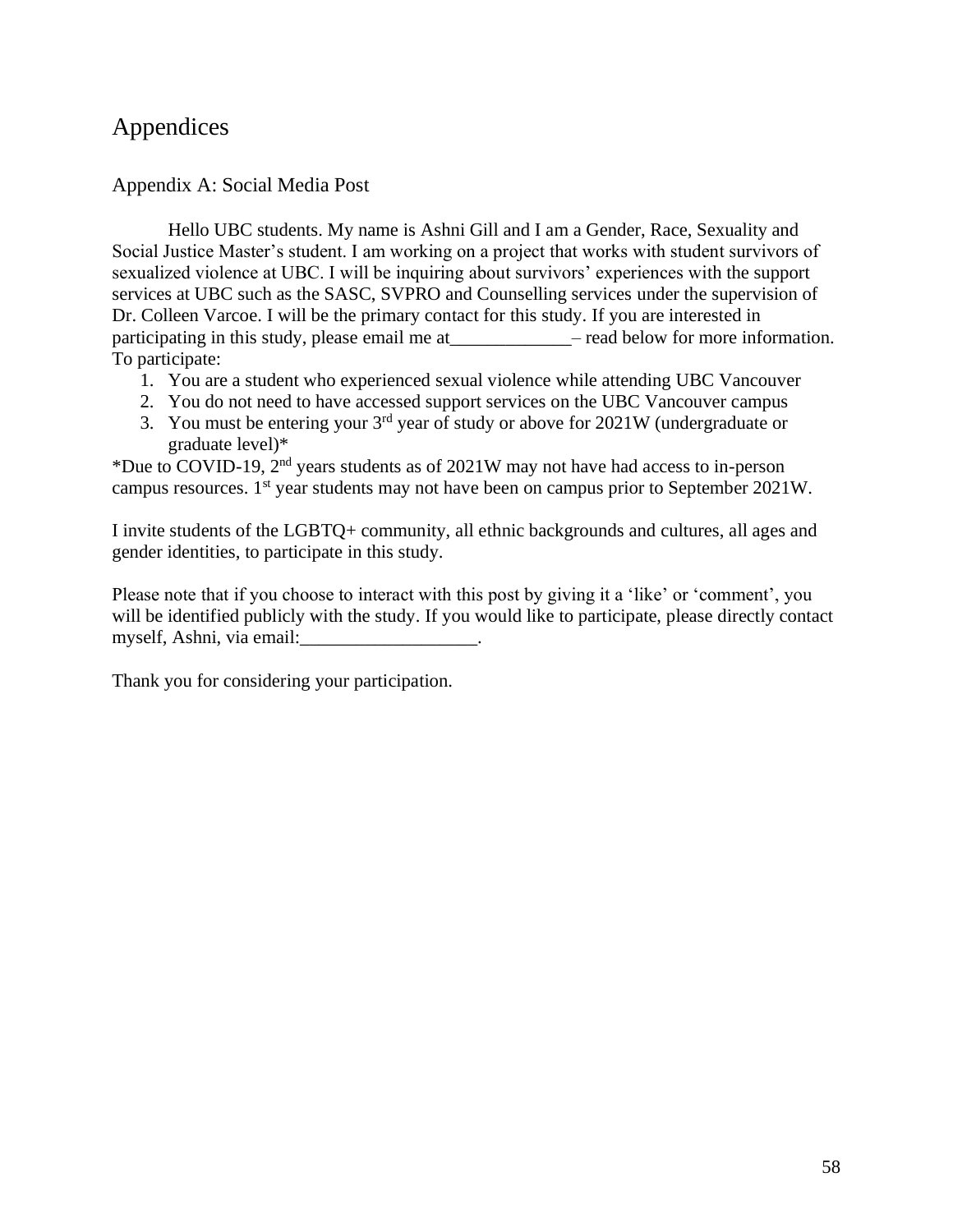# Appendices

## Appendix A: Social Media Post

Hello UBC students. My name is Ashni Gill and I am a Gender, Race, Sexuality and Social Justice Master's student. I am working on a project that works with student survivors of sexualized violence at UBC. I will be inquiring about survivors' experiences with the support services at UBC such as the SASC, SVPRO and Counselling services under the supervision of Dr. Colleen Varcoe. I will be the primary contact for this study. If you are interested in participating in this study, please email me at_____________– read below for more information. To participate:

1. You are a student who experienced sexual violence while attending UBC Vancouver
2. You do not need to have accessed support services on the UBC Vancouver campus
3. You must be entering your 3rd year of study or above for 2021W (undergraduate or graduate level)*

*Due to COVID-19, 2nd years students as of 2021W may not have had access to in-person campus resources. 1st year students may not have been on campus prior to September 2021W.

I invite students of the LGBTQ+ community, all ethnic backgrounds and cultures, all ages and gender identities, to participate in this study.

Please note that if you choose to interact with this post by giving it a 'like' or 'comment', you will be identified publicly with the study. If you would like to participate, please directly contact myself, Ashni, via email:___________________.

Thank you for considering your participation.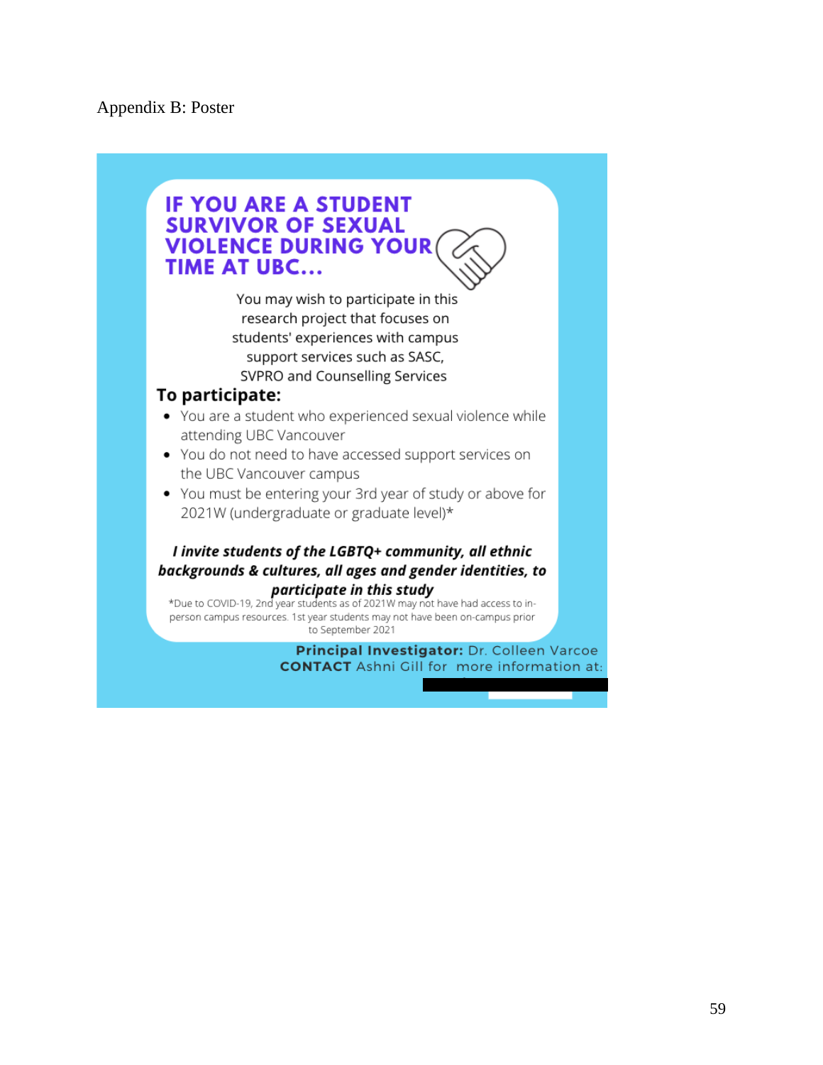Appendix B: Poster

## IF YOU ARE A STUDENT SURVIVOR OF SEXUAL VIOLENCE DURING YOUR TIME AT UBC...

You may wish to participate in this research project that focuses on students' experiences with campus support services such as SASC, SVPRO and Counselling Services

### To participate:

- You are a student who experienced sexual violence while attending UBC Vancouver
- You do not need to have accessed support services on the UBC Vancouver campus
- You must be entering your 3rd year of study or above for 2021W (undergraduate or graduate level)*

***I invite students of the LGBTQ+ community, all ethnic backgrounds & cultures, all ages and gender identities, to participate in this study***

*Due to COVID-19, 2nd year students as of 2021W may not have had access to in-person campus resources. 1st year students may not have been on-campus prior to September 2021

**Principal Investigator:** Dr. Colleen Varcoe
**CONTACT** Ashni Gill for more information at: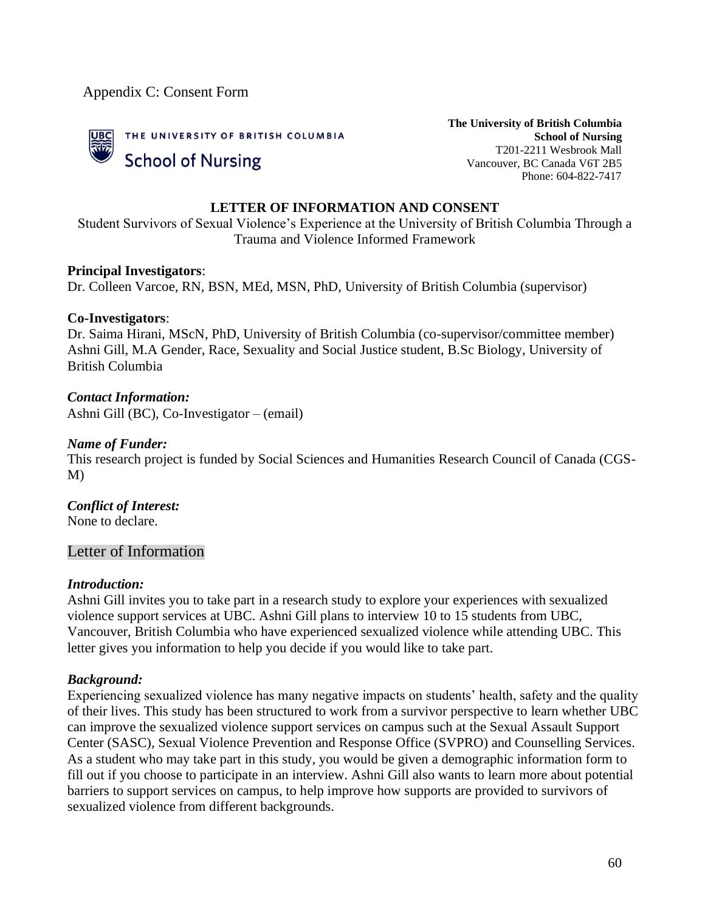Appendix C: Consent Form

THE UNIVERSITY OF BRITISH COLUMBIA
School of Nursing

**The University of British Columbia**
**School of Nursing**
T201-2211 Wesbrook Mall
Vancouver, BC Canada V6T 2B5
Phone: 604-822-7417

**LETTER OF INFORMATION AND CONSENT**

Student Survivors of Sexual Violence's Experience at the University of British Columbia Through a Trauma and Violence Informed Framework

**Principal Investigators**:
Dr. Colleen Varcoe, RN, BSN, MEd, MSN, PhD, University of British Columbia (supervisor)

**Co-Investigators**:
Dr. Saima Hirani, MScN, PhD, University of British Columbia (co-supervisor/committee member)
Ashni Gill, M.A Gender, Race, Sexuality and Social Justice student, B.Sc Biology, University of British Columbia

***Contact Information:***
Ashni Gill (BC), Co-Investigator – (email)

***Name of Funder:***
This research project is funded by Social Sciences and Humanities Research Council of Canada (CGS-M)

***Conflict of Interest:***
None to declare.

## Letter of Information

***Introduction:***
Ashni Gill invites you to take part in a research study to explore your experiences with sexualized violence support services at UBC. Ashni Gill plans to interview 10 to 15 students from UBC, Vancouver, British Columbia who have experienced sexualized violence while attending UBC. This letter gives you information to help you decide if you would like to take part.

***Background:***
Experiencing sexualized violence has many negative impacts on students' health, safety and the quality of their lives. This study has been structured to work from a survivor perspective to learn whether UBC can improve the sexualized violence support services on campus such at the Sexual Assault Support Center (SASC), Sexual Violence Prevention and Response Office (SVPRO) and Counselling Services. As a student who may take part in this study, you would be given a demographic information form to fill out if you choose to participate in an interview. Ashni Gill also wants to learn more about potential barriers to support services on campus, to help improve how supports are provided to survivors of sexualized violence from different backgrounds.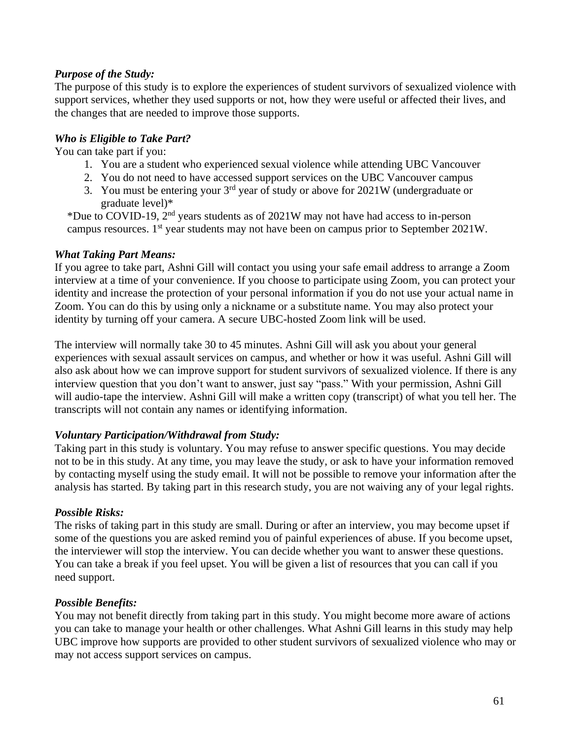***Purpose of the Study:***

The purpose of this study is to explore the experiences of student survivors of sexualized violence with support services, whether they used supports or not, how they were useful or affected their lives, and the changes that are needed to improve those supports.

***Who is Eligible to Take Part?***

You can take part if you:

1. You are a student who experienced sexual violence while attending UBC Vancouver
2. You do not need to have accessed support services on the UBC Vancouver campus
3. You must be entering your 3rd year of study or above for 2021W (undergraduate or graduate level)*

*Due to COVID-19, 2nd years students as of 2021W may not have had access to in-person campus resources. 1st year students may not have been on campus prior to September 2021W.

***What Taking Part Means:***

If you agree to take part, Ashni Gill will contact you using your safe email address to arrange a Zoom interview at a time of your convenience. If you choose to participate using Zoom, you can protect your identity and increase the protection of your personal information if you do not use your actual name in Zoom. You can do this by using only a nickname or a substitute name. You may also protect your identity by turning off your camera. A secure UBC-hosted Zoom link will be used.

The interview will normally take 30 to 45 minutes. Ashni Gill will ask you about your general experiences with sexual assault services on campus, and whether or how it was useful. Ashni Gill will also ask about how we can improve support for student survivors of sexualized violence. If there is any interview question that you don't want to answer, just say "pass." With your permission, Ashni Gill will audio-tape the interview. Ashni Gill will make a written copy (transcript) of what you tell her. The transcripts will not contain any names or identifying information.

***Voluntary Participation/Withdrawal from Study:***

Taking part in this study is voluntary. You may refuse to answer specific questions. You may decide not to be in this study. At any time, you may leave the study, or ask to have your information removed by contacting myself using the study email. It will not be possible to remove your information after the analysis has started. By taking part in this research study, you are not waiving any of your legal rights.

***Possible Risks:***

The risks of taking part in this study are small. During or after an interview, you may become upset if some of the questions you are asked remind you of painful experiences of abuse. If you become upset, the interviewer will stop the interview. You can decide whether you want to answer these questions. You can take a break if you feel upset. You will be given a list of resources that you can call if you need support.

***Possible Benefits:***

You may not benefit directly from taking part in this study. You might become more aware of actions you can take to manage your health or other challenges. What Ashni Gill learns in this study may help UBC improve how supports are provided to other student survivors of sexualized violence who may or may not access support services on campus.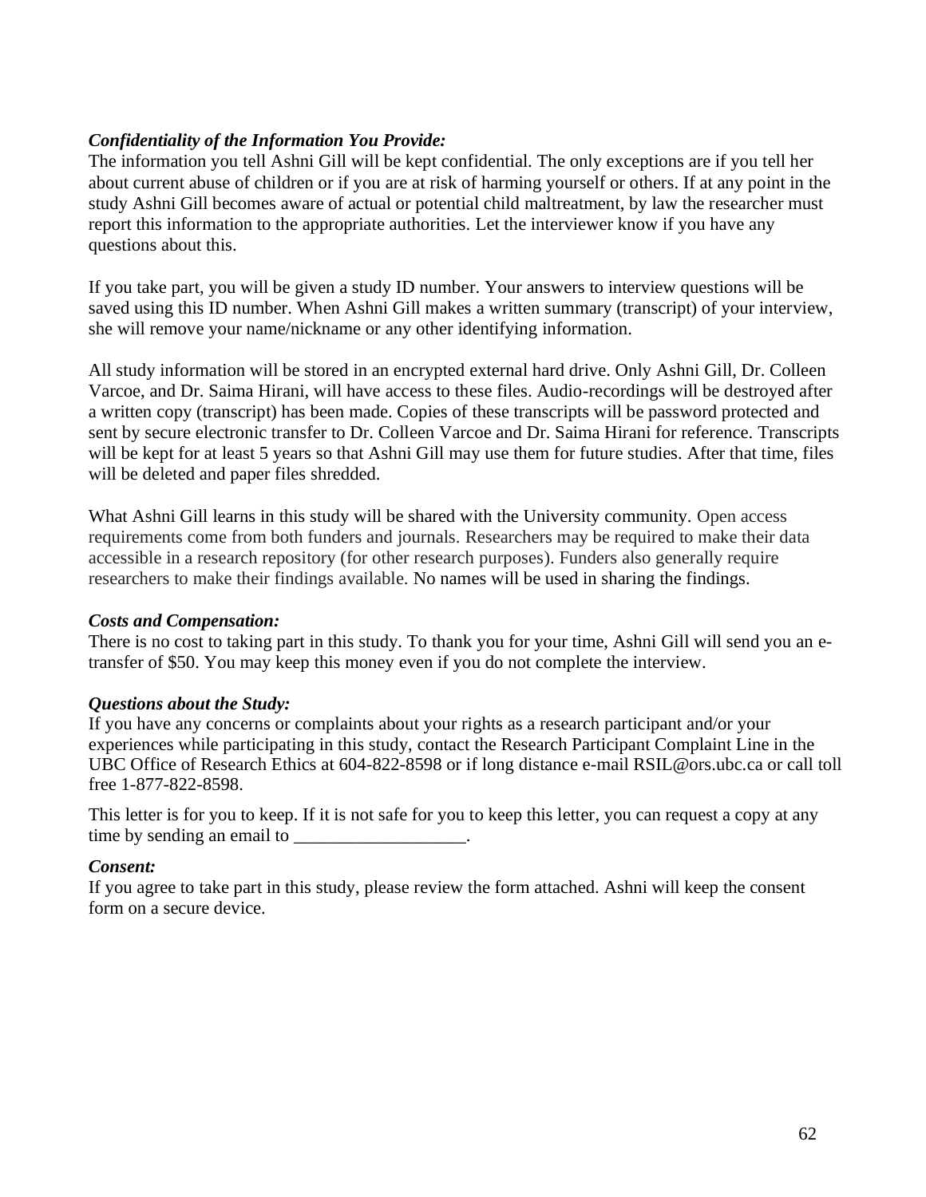***Confidentiality of the Information You Provide:***

The information you tell Ashni Gill will be kept confidential. The only exceptions are if you tell her about current abuse of children or if you are at risk of harming yourself or others. If at any point in the study Ashni Gill becomes aware of actual or potential child maltreatment, by law the researcher must report this information to the appropriate authorities. Let the interviewer know if you have any questions about this.

If you take part, you will be given a study ID number. Your answers to interview questions will be saved using this ID number. When Ashni Gill makes a written summary (transcript) of your interview, she will remove your name/nickname or any other identifying information.

All study information will be stored in an encrypted external hard drive. Only Ashni Gill, Dr. Colleen Varcoe, and Dr. Saima Hirani, will have access to these files. Audio-recordings will be destroyed after a written copy (transcript) has been made. Copies of these transcripts will be password protected and sent by secure electronic transfer to Dr. Colleen Varcoe and Dr. Saima Hirani for reference. Transcripts will be kept for at least 5 years so that Ashni Gill may use them for future studies. After that time, files will be deleted and paper files shredded.

What Ashni Gill learns in this study will be shared with the University community. Open access requirements come from both funders and journals. Researchers may be required to make their data accessible in a research repository (for other research purposes). Funders also generally require researchers to make their findings available. No names will be used in sharing the findings.

***Costs and Compensation:***

There is no cost to taking part in this study. To thank you for your time, Ashni Gill will send you an e-transfer of $50. You may keep this money even if you do not complete the interview.

***Questions about the Study:***

If you have any concerns or complaints about your rights as a research participant and/or your experiences while participating in this study, contact the Research Participant Complaint Line in the UBC Office of Research Ethics at 604-822-8598 or if long distance e-mail RSIL@ors.ubc.ca or call toll free 1-877-822-8598.

This letter is for you to keep. If it is not safe for you to keep this letter, you can request a copy at any time by sending an email to ___________________.

***Consent:***

If you agree to take part in this study, please review the form attached. Ashni will keep the consent form on a secure device.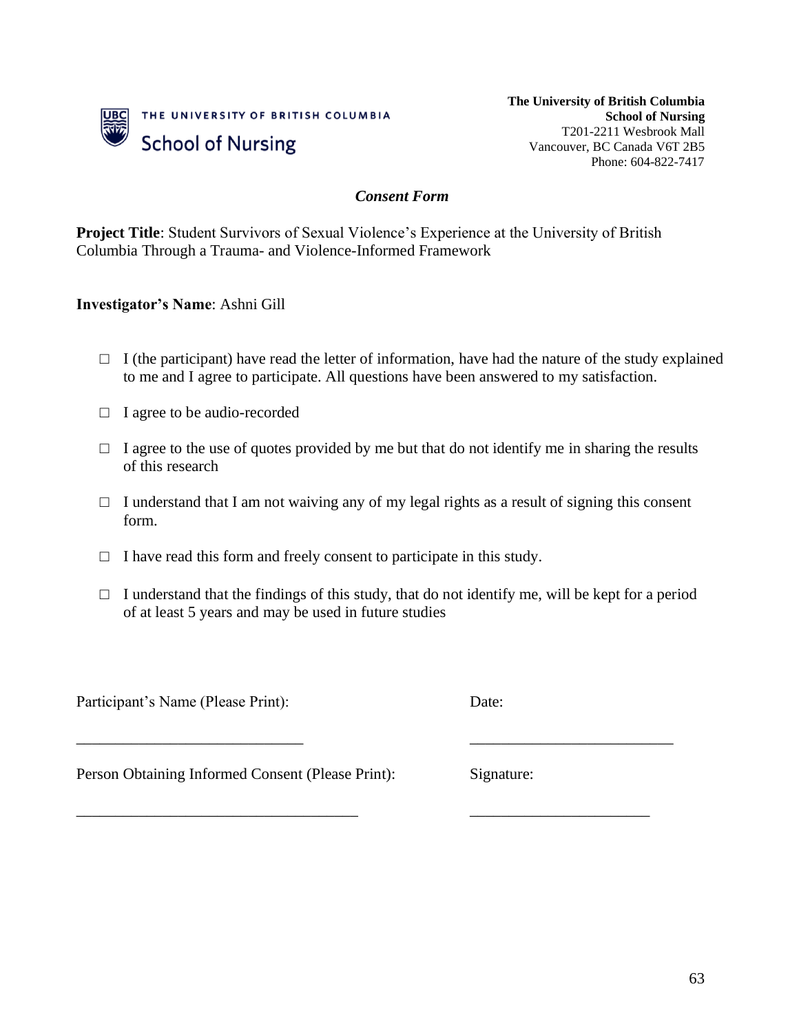THE UNIVERSITY OF BRITISH COLUMBIA
School of Nursing

**The University of British Columbia**
**School of Nursing**
T201-2211 Wesbrook Mall
Vancouver, BC Canada V6T 2B5
Phone: 604-822-7417

***Consent Form***

**Project Title**: Student Survivors of Sexual Violence's Experience at the University of British Columbia Through a Trauma- and Violence-Informed Framework

**Investigator's Name**: Ashni Gill

- ☐ I (the participant) have read the letter of information, have had the nature of the study explained to me and I agree to participate. All questions have been answered to my satisfaction.
- ☐ I agree to be audio-recorded
- ☐ I agree to the use of quotes provided by me but that do not identify me in sharing the results of this research
- ☐ I understand that I am not waiving any of my legal rights as a result of signing this consent form.
- ☐ I have read this form and freely consent to participate in this study.
- ☐ I understand that the findings of this study, that do not identify me, will be kept for a period of at least 5 years and may be used in future studies

Participant's Name (Please Print): ______________________________ Date: ___________________________

Person Obtaining Informed Consent (Please Print): _____________________________________ Signature: ________________________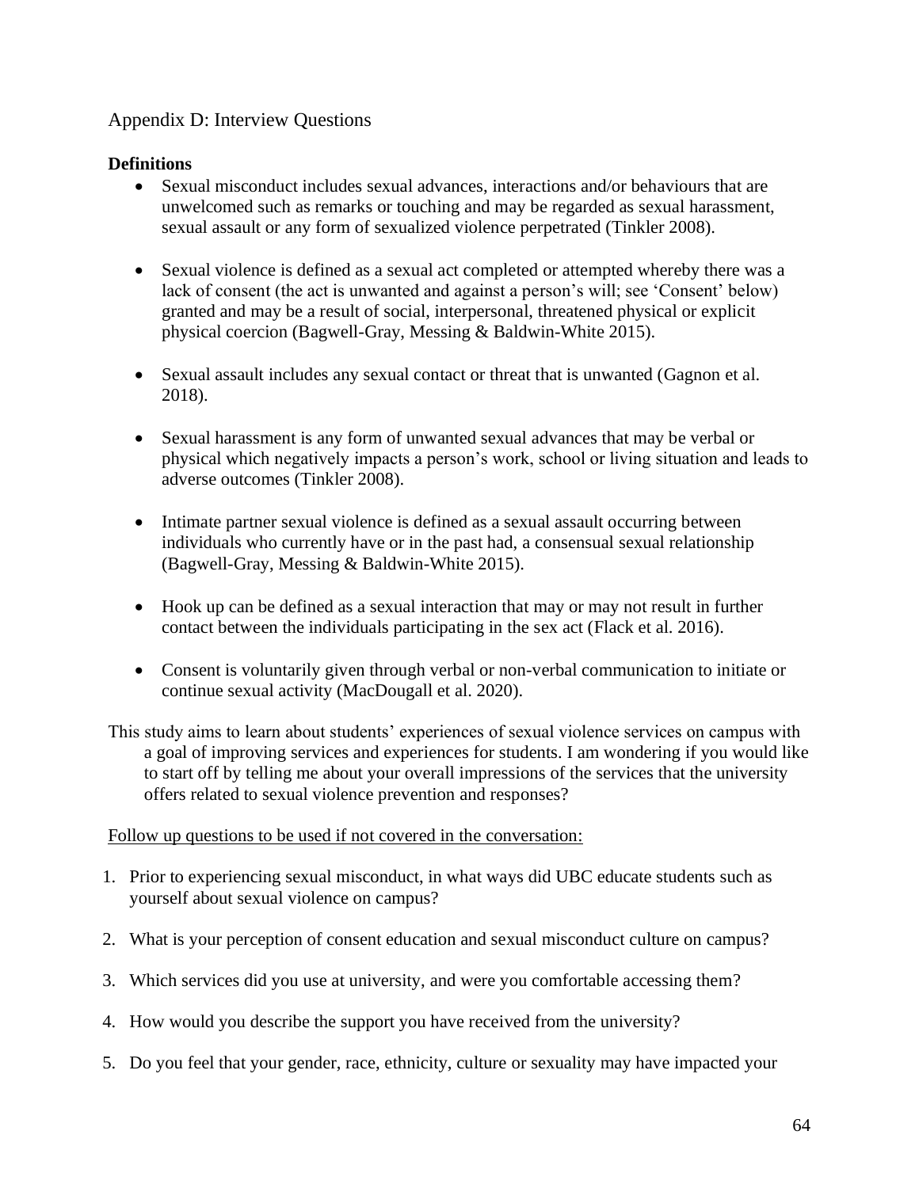## Appendix D: Interview Questions

**Definitions**

- Sexual misconduct includes sexual advances, interactions and/or behaviours that are unwelcomed such as remarks or touching and may be regarded as sexual harassment, sexual assault or any form of sexualized violence perpetrated (Tinkler 2008).
- Sexual violence is defined as a sexual act completed or attempted whereby there was a lack of consent (the act is unwanted and against a person's will; see 'Consent' below) granted and may be a result of social, interpersonal, threatened physical or explicit physical coercion (Bagwell-Gray, Messing & Baldwin-White 2015).
- Sexual assault includes any sexual contact or threat that is unwanted (Gagnon et al. 2018).
- Sexual harassment is any form of unwanted sexual advances that may be verbal or physical which negatively impacts a person's work, school or living situation and leads to adverse outcomes (Tinkler 2008).
- Intimate partner sexual violence is defined as a sexual assault occurring between individuals who currently have or in the past had, a consensual sexual relationship (Bagwell-Gray, Messing & Baldwin-White 2015).
- Hook up can be defined as a sexual interaction that may or may not result in further contact between the individuals participating in the sex act (Flack et al. 2016).
- Consent is voluntarily given through verbal or non-verbal communication to initiate or continue sexual activity (MacDougall et al. 2020).

This study aims to learn about students' experiences of sexual violence services on campus with a goal of improving services and experiences for students. I am wondering if you would like to start off by telling me about your overall impressions of the services that the university offers related to sexual violence prevention and responses?

Follow up questions to be used if not covered in the conversation:

1. Prior to experiencing sexual misconduct, in what ways did UBC educate students such as yourself about sexual violence on campus?
2. What is your perception of consent education and sexual misconduct culture on campus?
3. Which services did you use at university, and were you comfortable accessing them?
4. How would you describe the support you have received from the university?
5. Do you feel that your gender, race, ethnicity, culture or sexuality may have impacted your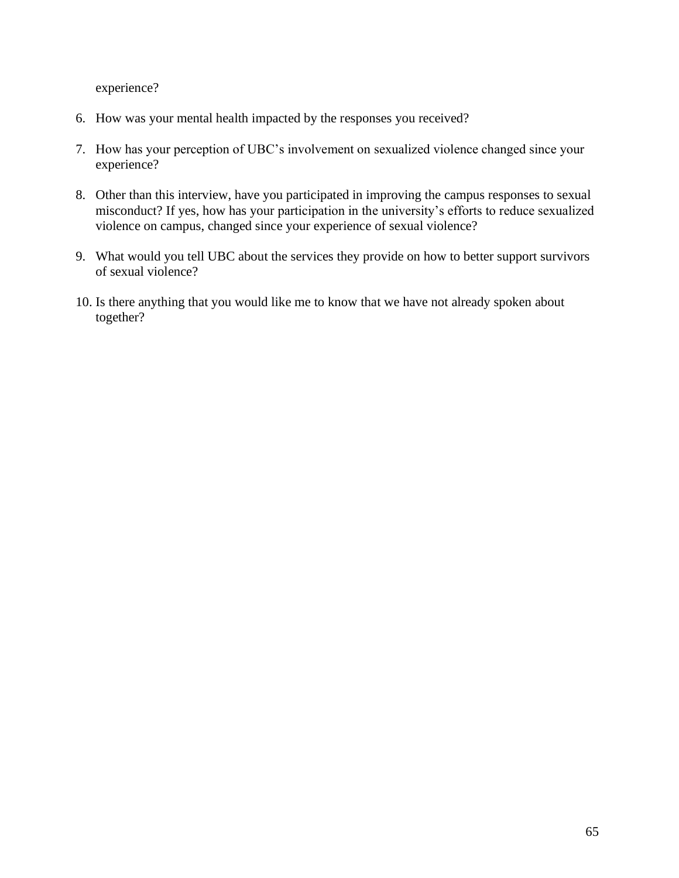experience?

6. How was your mental health impacted by the responses you received?

7. How has your perception of UBC's involvement on sexualized violence changed since your experience?

8. Other than this interview, have you participated in improving the campus responses to sexual misconduct? If yes, how has your participation in the university's efforts to reduce sexualized violence on campus, changed since your experience of sexual violence?

9. What would you tell UBC about the services they provide on how to better support survivors of sexual violence?

10. Is there anything that you would like me to know that we have not already spoken about together?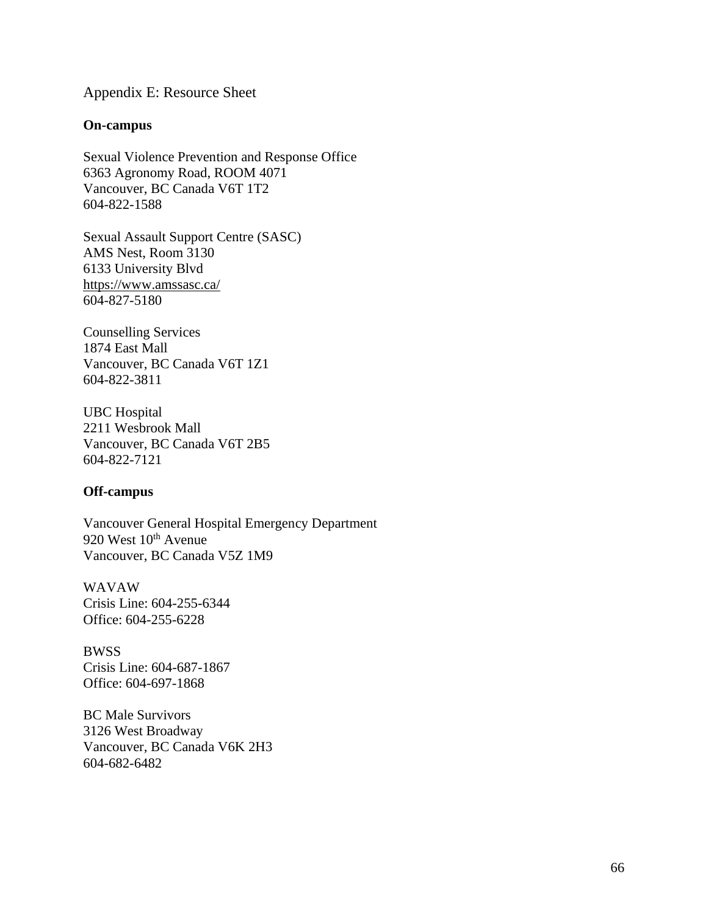# Appendix E: Resource Sheet

**On-campus**

Sexual Violence Prevention and Response Office
6363 Agronomy Road, ROOM 4071
Vancouver, BC Canada V6T 1T2
604-822-1588

Sexual Assault Support Centre (SASC)
AMS Nest, Room 3130
6133 University Blvd
https://www.amssasc.ca/
604-827-5180

Counselling Services
1874 East Mall
Vancouver, BC Canada V6T 1Z1
604-822-3811

UBC Hospital
2211 Wesbrook Mall
Vancouver, BC Canada V6T 2B5
604-822-7121

**Off-campus**

Vancouver General Hospital Emergency Department
920 West 10th Avenue
Vancouver, BC Canada V5Z 1M9

WAVAW
Crisis Line: 604-255-6344
Office: 604-255-6228

BWSS
Crisis Line: 604-687-1867
Office: 604-697-1868

BC Male Survivors
3126 West Broadway
Vancouver, BC Canada V6K 2H3
604-682-6482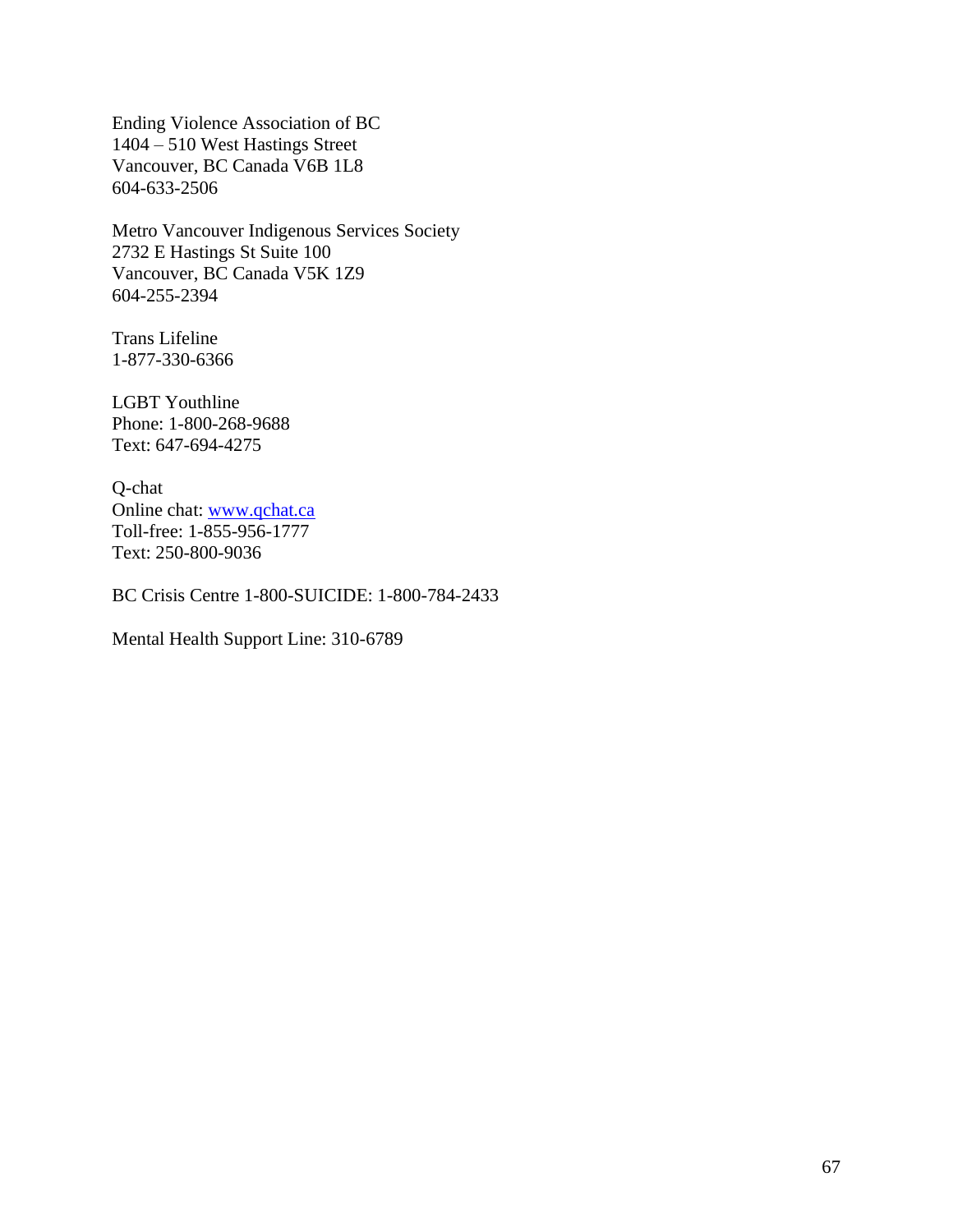Ending Violence Association of BC
1404 – 510 West Hastings Street
Vancouver, BC Canada V6B 1L8
604-633-2506

Metro Vancouver Indigenous Services Society
2732 E Hastings St Suite 100
Vancouver, BC Canada V5K 1Z9
604-255-2394

Trans Lifeline
1-877-330-6366

LGBT Youthline
Phone: 1-800-268-9688
Text: 647-694-4275

Q-chat
Online chat: [www.qchat.ca](http://www.qchat.ca)
Toll-free: 1-855-956-1777
Text: 250-800-9036

BC Crisis Centre 1-800-SUICIDE: 1-800-784-2433

Mental Health Support Line: 310-6789